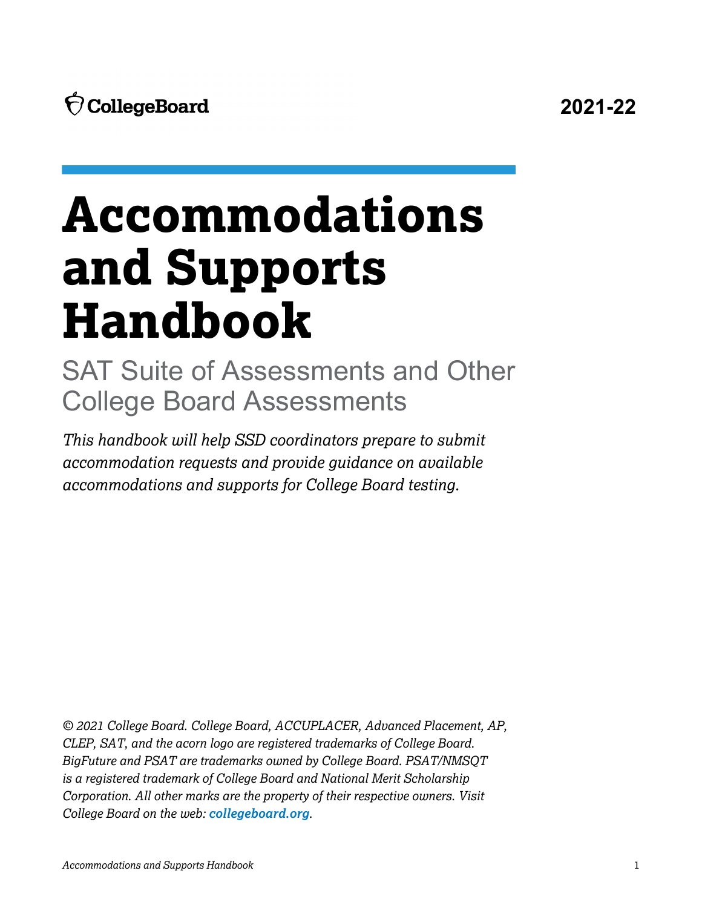CollegeBoard

2021-22

# Accommodations and Supports Handbook

## SAT Suite of Assessments and Other College Board Assessments

*This handbook will help SSD coordinators prepare to submit accommodation requests and provide guidance on available accommodations and supports for College Board testing.*

*© 2021 College Board. College Board, ACCUPLACER, Advanced Placement, AP, CLEP, SAT, and the acorn logo are registered trademarks of College Board. BigFuture and PSAT are trademarks owned by College Board. PSAT/NMSQT is a registered trademark of College Board and National Merit Scholarship Corporation. All other marks are the property of their respective owners. Visit College Board on the web:* ***collegeboard.org****.*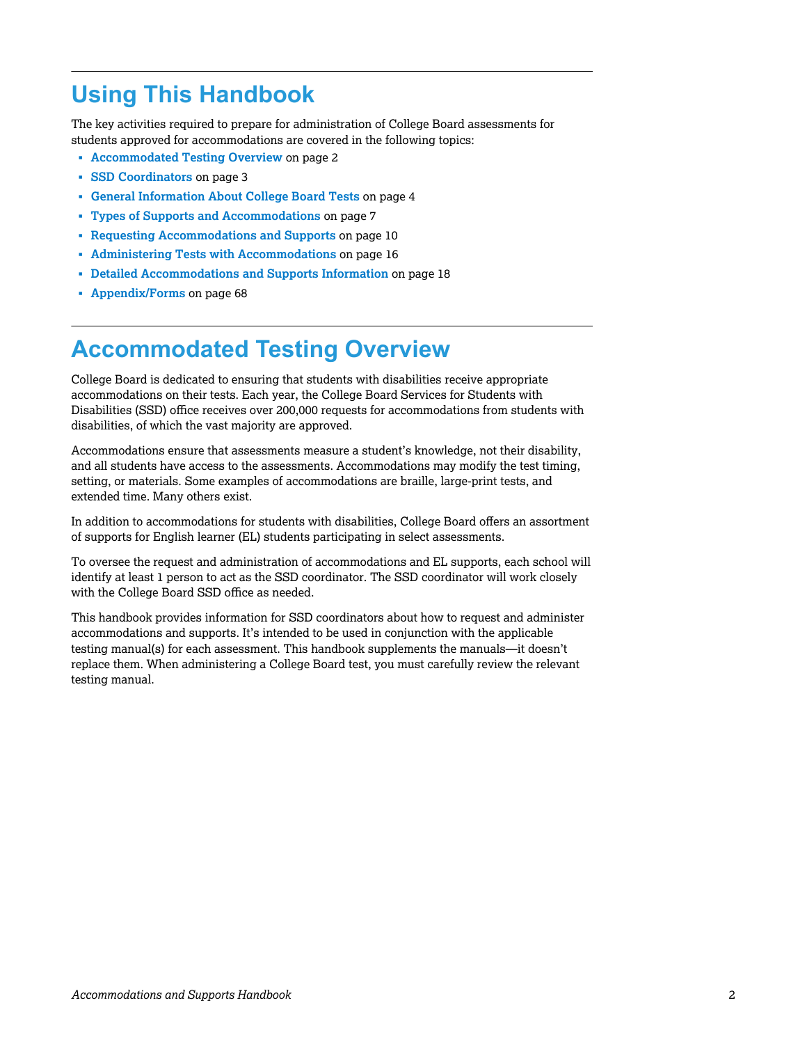# Using This Handbook

The key activities required to prepare for administration of College Board assessments for students approved for accommodations are covered in the following topics:

- **Accommodated Testing Overview** on page 2
- **SSD Coordinators** on page 3
- **General Information About College Board Tests** on page 4
- **Types of Supports and Accommodations** on page 7
- **Requesting Accommodations and Supports** on page 10
- **Administering Tests with Accommodations** on page 16
- **Detailed Accommodations and Supports Information** on page 18
- **Appendix/Forms** on page 68

# Accommodated Testing Overview

College Board is dedicated to ensuring that students with disabilities receive appropriate accommodations on their tests. Each year, the College Board Services for Students with Disabilities (SSD) office receives over 200,000 requests for accommodations from students with disabilities, of which the vast majority are approved.

Accommodations ensure that assessments measure a student's knowledge, not their disability, and all students have access to the assessments. Accommodations may modify the test timing, setting, or materials. Some examples of accommodations are braille, large-print tests, and extended time. Many others exist.

In addition to accommodations for students with disabilities, College Board offers an assortment of supports for English learner (EL) students participating in select assessments.

To oversee the request and administration of accommodations and EL supports, each school will identify at least 1 person to act as the SSD coordinator. The SSD coordinator will work closely with the College Board SSD office as needed.

This handbook provides information for SSD coordinators about how to request and administer accommodations and supports. It's intended to be used in conjunction with the applicable testing manual(s) for each assessment. This handbook supplements the manuals—it doesn't replace them. When administering a College Board test, you must carefully review the relevant testing manual.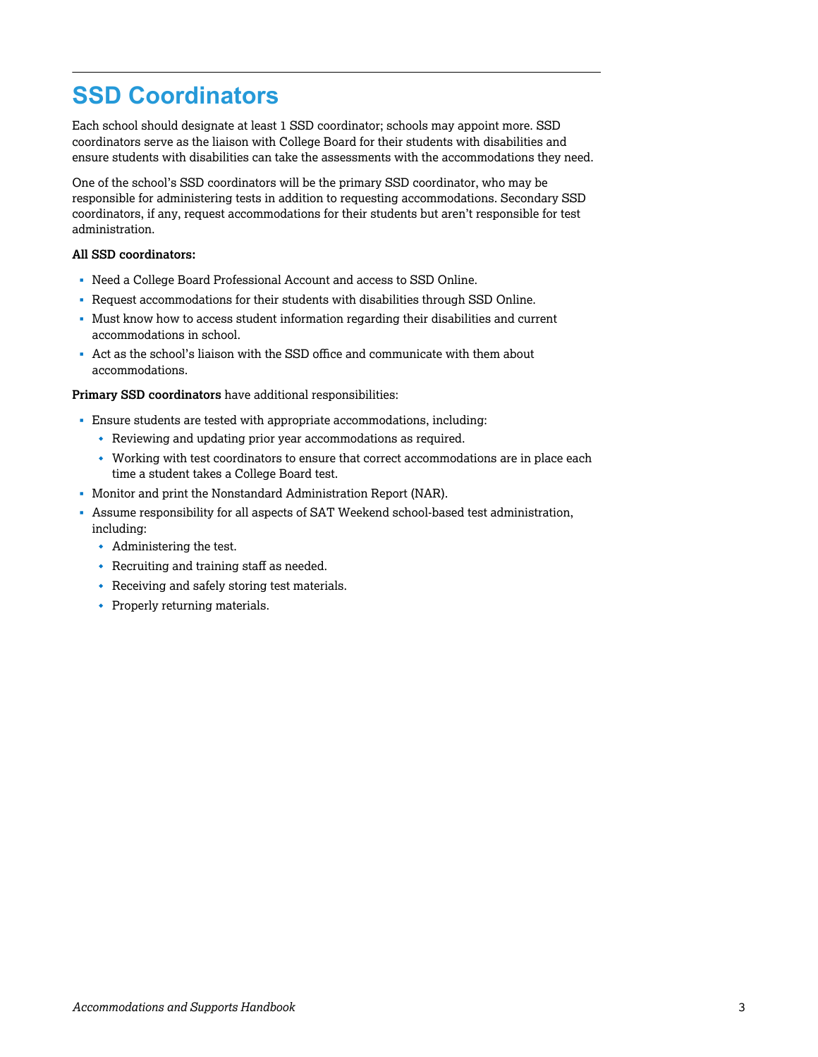# SSD Coordinators

Each school should designate at least 1 SSD coordinator; schools may appoint more. SSD coordinators serve as the liaison with College Board for their students with disabilities and ensure students with disabilities can take the assessments with the accommodations they need.

One of the school's SSD coordinators will be the primary SSD coordinator, who may be responsible for administering tests in addition to requesting accommodations. Secondary SSD coordinators, if any, request accommodations for their students but aren't responsible for test administration.

**All SSD coordinators:**

- Need a College Board Professional Account and access to SSD Online.
- Request accommodations for their students with disabilities through SSD Online.
- Must know how to access student information regarding their disabilities and current accommodations in school.
- Act as the school's liaison with the SSD office and communicate with them about accommodations.

**Primary SSD coordinators** have additional responsibilities:

- Ensure students are tested with appropriate accommodations, including:
  - Reviewing and updating prior year accommodations as required.
  - Working with test coordinators to ensure that correct accommodations are in place each time a student takes a College Board test.
- Monitor and print the Nonstandard Administration Report (NAR).
- Assume responsibility for all aspects of SAT Weekend school-based test administration, including:
  - Administering the test.
  - Recruiting and training staff as needed.
  - Receiving and safely storing test materials.
  - Properly returning materials.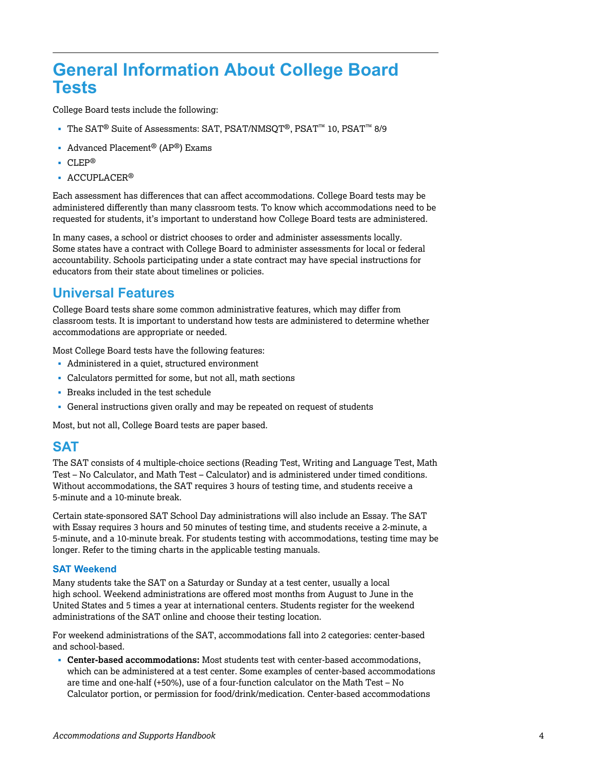# General Information About College Board Tests

College Board tests include the following:

- The SAT® Suite of Assessments: SAT, PSAT/NMSQT®, PSAT™ 10, PSAT™ 8/9
- Advanced Placement® (AP®) Exams
- CLEP®
- ACCUPLACER®

Each assessment has differences that can affect accommodations. College Board tests may be administered differently than many classroom tests. To know which accommodations need to be requested for students, it's important to understand how College Board tests are administered.

In many cases, a school or district chooses to order and administer assessments locally. Some states have a contract with College Board to administer assessments for local or federal accountability. Schools participating under a state contract may have special instructions for educators from their state about timelines or policies.

## Universal Features

College Board tests share some common administrative features, which may differ from classroom tests. It is important to understand how tests are administered to determine whether accommodations are appropriate or needed.

Most College Board tests have the following features:

- Administered in a quiet, structured environment
- Calculators permitted for some, but not all, math sections
- Breaks included in the test schedule
- General instructions given orally and may be repeated on request of students

Most, but not all, College Board tests are paper based.

## SAT

The SAT consists of 4 multiple-choice sections (Reading Test, Writing and Language Test, Math Test – No Calculator, and Math Test – Calculator) and is administered under timed conditions. Without accommodations, the SAT requires 3 hours of testing time, and students receive a 5-minute and a 10-minute break.

Certain state-sponsored SAT School Day administrations will also include an Essay. The SAT with Essay requires 3 hours and 50 minutes of testing time, and students receive a 2-minute, a 5-minute, and a 10-minute break. For students testing with accommodations, testing time may be longer. Refer to the timing charts in the applicable testing manuals.

### SAT Weekend

Many students take the SAT on a Saturday or Sunday at a test center, usually a local high school. Weekend administrations are offered most months from August to June in the United States and 5 times a year at international centers. Students register for the weekend administrations of the SAT online and choose their testing location.

For weekend administrations of the SAT, accommodations fall into 2 categories: center-based and school-based.

- **Center-based accommodations:** Most students test with center-based accommodations, which can be administered at a test center. Some examples of center-based accommodations are time and one-half (+50%), use of a four-function calculator on the Math Test – No Calculator portion, or permission for food/drink/medication. Center-based accommodations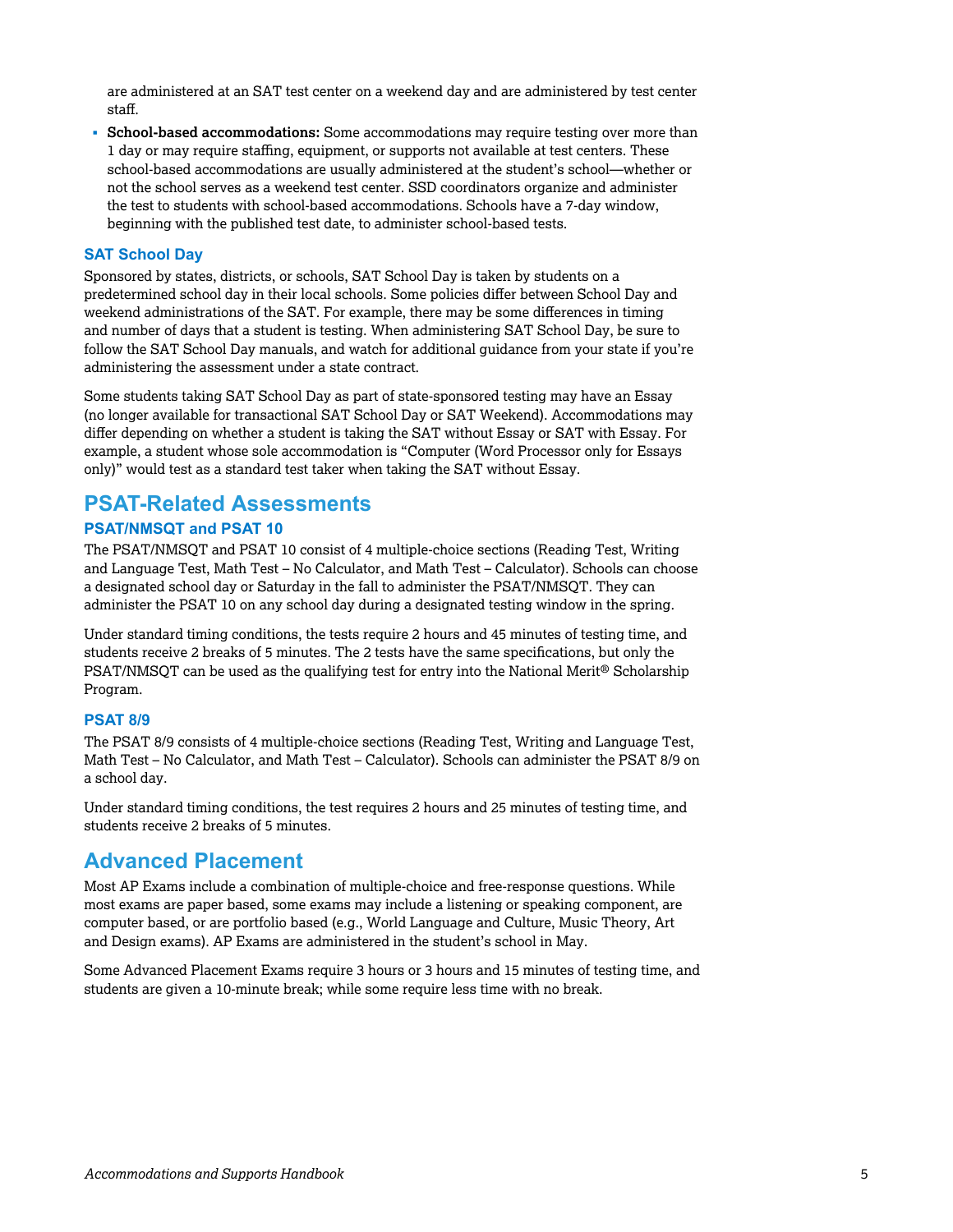are administered at an SAT test center on a weekend day and are administered by test center staff.

- **School-based accommodations:** Some accommodations may require testing over more than 1 day or may require staffing, equipment, or supports not available at test centers. These school-based accommodations are usually administered at the student's school—whether or not the school serves as a weekend test center. SSD coordinators organize and administer the test to students with school-based accommodations. Schools have a 7-day window, beginning with the published test date, to administer school-based tests.

### SAT School Day

Sponsored by states, districts, or schools, SAT School Day is taken by students on a predetermined school day in their local schools. Some policies differ between School Day and weekend administrations of the SAT. For example, there may be some differences in timing and number of days that a student is testing. When administering SAT School Day, be sure to follow the SAT School Day manuals, and watch for additional guidance from your state if you're administering the assessment under a state contract.

Some students taking SAT School Day as part of state-sponsored testing may have an Essay (no longer available for transactional SAT School Day or SAT Weekend). Accommodations may differ depending on whether a student is taking the SAT without Essay or SAT with Essay. For example, a student whose sole accommodation is "Computer (Word Processor only for Essays only)" would test as a standard test taker when taking the SAT without Essay.

## PSAT-Related Assessments

### PSAT/NMSQT and PSAT 10

The PSAT/NMSQT and PSAT 10 consist of 4 multiple-choice sections (Reading Test, Writing and Language Test, Math Test – No Calculator, and Math Test – Calculator). Schools can choose a designated school day or Saturday in the fall to administer the PSAT/NMSQT. They can administer the PSAT 10 on any school day during a designated testing window in the spring.

Under standard timing conditions, the tests require 2 hours and 45 minutes of testing time, and students receive 2 breaks of 5 minutes. The 2 tests have the same specifications, but only the PSAT/NMSQT can be used as the qualifying test for entry into the National Merit® Scholarship Program.

### PSAT 8/9

The PSAT 8/9 consists of 4 multiple-choice sections (Reading Test, Writing and Language Test, Math Test – No Calculator, and Math Test – Calculator). Schools can administer the PSAT 8/9 on a school day.

Under standard timing conditions, the test requires 2 hours and 25 minutes of testing time, and students receive 2 breaks of 5 minutes.

## Advanced Placement

Most AP Exams include a combination of multiple-choice and free-response questions. While most exams are paper based, some exams may include a listening or speaking component, are computer based, or are portfolio based (e.g., World Language and Culture, Music Theory, Art and Design exams). AP Exams are administered in the student's school in May.

Some Advanced Placement Exams require 3 hours or 3 hours and 15 minutes of testing time, and students are given a 10-minute break; while some require less time with no break.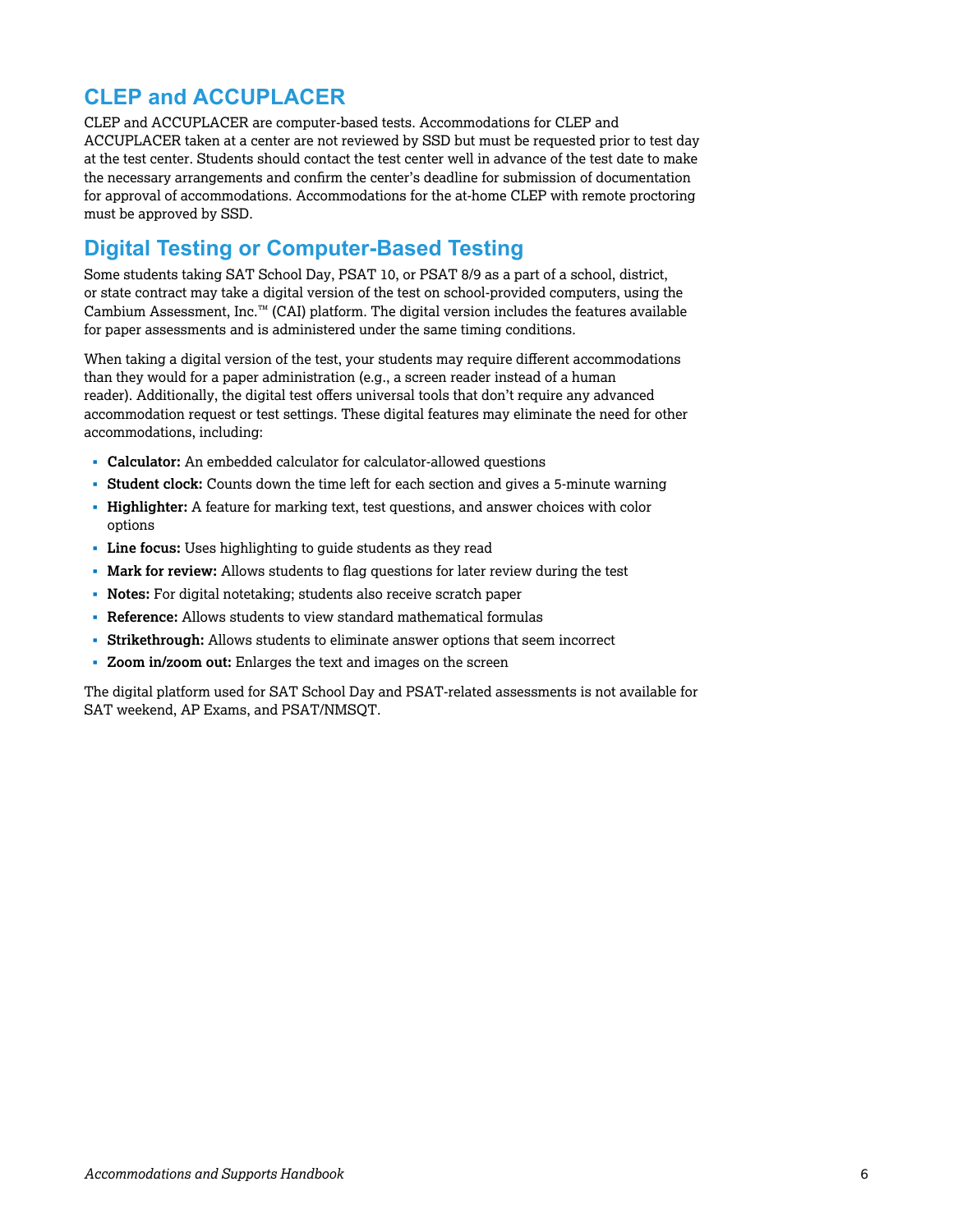## CLEP and ACCUPLACER

CLEP and ACCUPLACER are computer-based tests. Accommodations for CLEP and ACCUPLACER taken at a center are not reviewed by SSD but must be requested prior to test day at the test center. Students should contact the test center well in advance of the test date to make the necessary arrangements and confirm the center's deadline for submission of documentation for approval of accommodations. Accommodations for the at-home CLEP with remote proctoring must be approved by SSD.

## Digital Testing or Computer-Based Testing

Some students taking SAT School Day, PSAT 10, or PSAT 8/9 as a part of a school, district, or state contract may take a digital version of the test on school-provided computers, using the Cambium Assessment, Inc.™ (CAI) platform. The digital version includes the features available for paper assessments and is administered under the same timing conditions.

When taking a digital version of the test, your students may require different accommodations than they would for a paper administration (e.g., a screen reader instead of a human reader). Additionally, the digital test offers universal tools that don't require any advanced accommodation request or test settings. These digital features may eliminate the need for other accommodations, including:

- **Calculator:** An embedded calculator for calculator-allowed questions
- **Student clock:** Counts down the time left for each section and gives a 5-minute warning
- **Highlighter:** A feature for marking text, test questions, and answer choices with color options
- **Line focus:** Uses highlighting to guide students as they read
- **Mark for review:** Allows students to flag questions for later review during the test
- **Notes:** For digital notetaking; students also receive scratch paper
- **Reference:** Allows students to view standard mathematical formulas
- **Strikethrough:** Allows students to eliminate answer options that seem incorrect
- **Zoom in/zoom out:** Enlarges the text and images on the screen

The digital platform used for SAT School Day and PSAT-related assessments is not available for SAT weekend, AP Exams, and PSAT/NMSQT.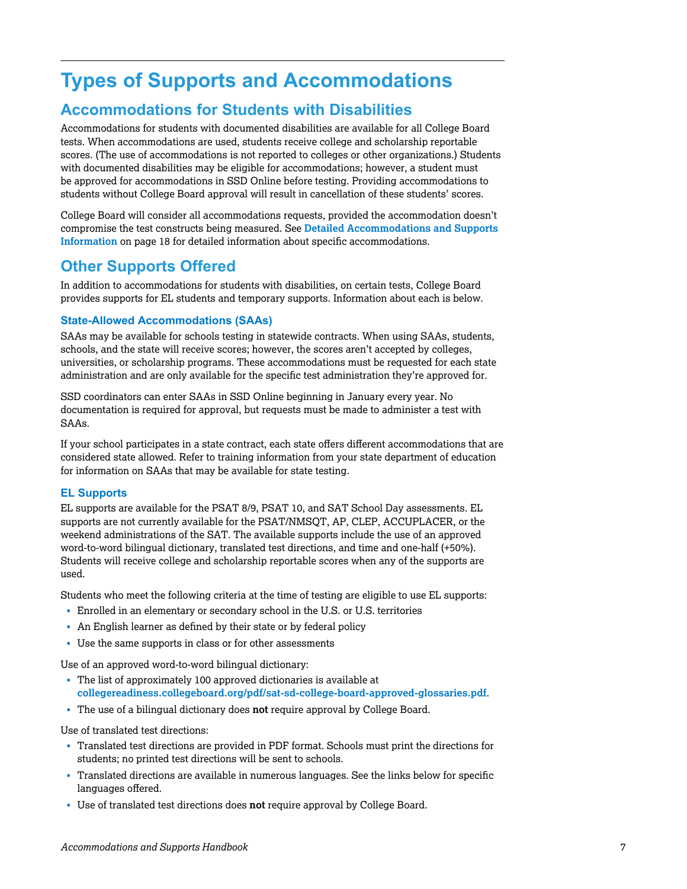# Types of Supports and Accommodations

## Accommodations for Students with Disabilities

Accommodations for students with documented disabilities are available for all College Board tests. When accommodations are used, students receive college and scholarship reportable scores. (The use of accommodations is not reported to colleges or other organizations.) Students with documented disabilities may be eligible for accommodations; however, a student must be approved for accommodations in SSD Online before testing. Providing accommodations to students without College Board approval will result in cancellation of these students' scores.

College Board will consider all accommodations requests, provided the accommodation doesn't compromise the test constructs being measured. See **Detailed Accommodations and Supports Information** on page 18 for detailed information about specific accommodations.

## Other Supports Offered

In addition to accommodations for students with disabilities, on certain tests, College Board provides supports for EL students and temporary supports. Information about each is below.

### State-Allowed Accommodations (SAAs)

SAAs may be available for schools testing in statewide contracts. When using SAAs, students, schools, and the state will receive scores; however, the scores aren't accepted by colleges, universities, or scholarship programs. These accommodations must be requested for each state administration and are only available for the specific test administration they're approved for.

SSD coordinators can enter SAAs in SSD Online beginning in January every year. No documentation is required for approval, but requests must be made to administer a test with SAAs.

If your school participates in a state contract, each state offers different accommodations that are considered state allowed. Refer to training information from your state department of education for information on SAAs that may be available for state testing.

### EL Supports

EL supports are available for the PSAT 8/9, PSAT 10, and SAT School Day assessments. EL supports are not currently available for the PSAT/NMSQT, AP, CLEP, ACCUPLACER, or the weekend administrations of the SAT. The available supports include the use of an approved word-to-word bilingual dictionary, translated test directions, and time and one-half (+50%). Students will receive college and scholarship reportable scores when any of the supports are used.

Students who meet the following criteria at the time of testing are eligible to use EL supports:

- Enrolled in an elementary or secondary school in the U.S. or U.S. territories
- An English learner as defined by their state or by federal policy
- Use the same supports in class or for other assessments

Use of an approved word-to-word bilingual dictionary:

- The list of approximately 100 approved dictionaries is available at **collegereadiness.collegeboard.org/pdf/sat-sd-college-board-approved-glossaries.pdf**.
- The use of a bilingual dictionary does **not** require approval by College Board.

Use of translated test directions:

- Translated test directions are provided in PDF format. Schools must print the directions for students; no printed test directions will be sent to schools.
- Translated directions are available in numerous languages. See the links below for specific languages offered.
- Use of translated test directions does **not** require approval by College Board.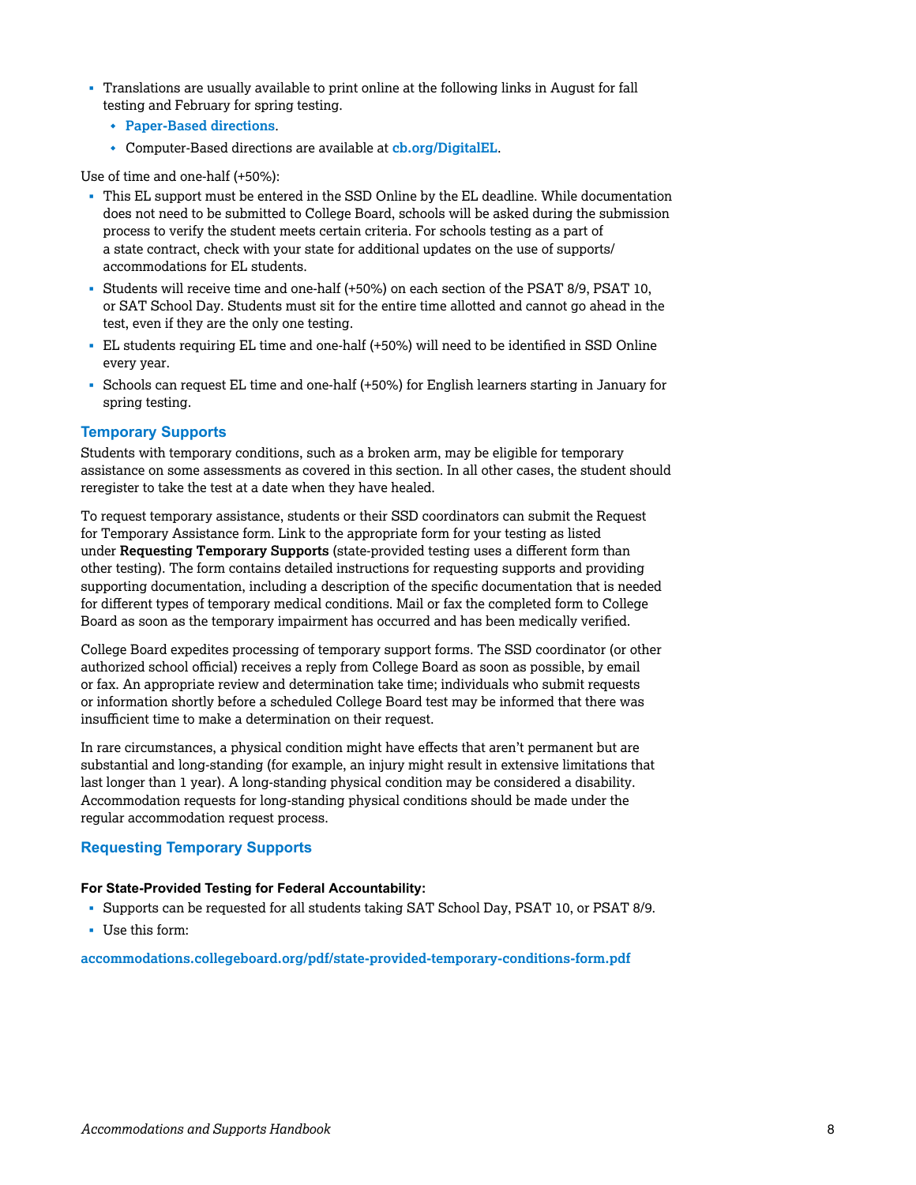- Translations are usually available to print online at the following links in August for fall testing and February for spring testing.
  - **Paper-Based directions**.
  - Computer-Based directions are available at **cb.org/DigitalEL**.

Use of time and one-half (+50%):

- This EL support must be entered in the SSD Online by the EL deadline. While documentation does not need to be submitted to College Board, schools will be asked during the submission process to verify the student meets certain criteria. For schools testing as a part of a state contract, check with your state for additional updates on the use of supports/accommodations for EL students.
- Students will receive time and one-half (+50%) on each section of the PSAT 8/9, PSAT 10, or SAT School Day. Students must sit for the entire time allotted and cannot go ahead in the test, even if they are the only one testing.
- EL students requiring EL time and one-half (+50%) will need to be identified in SSD Online every year.
- Schools can request EL time and one-half (+50%) for English learners starting in January for spring testing.

## Temporary Supports

Students with temporary conditions, such as a broken arm, may be eligible for temporary assistance on some assessments as covered in this section. In all other cases, the student should reregister to take the test at a date when they have healed.

To request temporary assistance, students or their SSD coordinators can submit the Request for Temporary Assistance form. Link to the appropriate form for your testing as listed under **Requesting Temporary Supports** (state-provided testing uses a different form than other testing). The form contains detailed instructions for requesting supports and providing supporting documentation, including a description of the specific documentation that is needed for different types of temporary medical conditions. Mail or fax the completed form to College Board as soon as the temporary impairment has occurred and has been medically verified.

College Board expedites processing of temporary support forms. The SSD coordinator (or other authorized school official) receives a reply from College Board as soon as possible, by email or fax. An appropriate review and determination take time; individuals who submit requests or information shortly before a scheduled College Board test may be informed that there was insufficient time to make a determination on their request.

In rare circumstances, a physical condition might have effects that aren't permanent but are substantial and long-standing (for example, an injury might result in extensive limitations that last longer than 1 year). A long-standing physical condition may be considered a disability. Accommodation requests for long-standing physical conditions should be made under the regular accommodation request process.

## Requesting Temporary Supports

**For State-Provided Testing for Federal Accountability:**

- Supports can be requested for all students taking SAT School Day, PSAT 10, or PSAT 8/9.
- Use this form:

**accommodations.collegeboard.org/pdf/state-provided-temporary-conditions-form.pdf**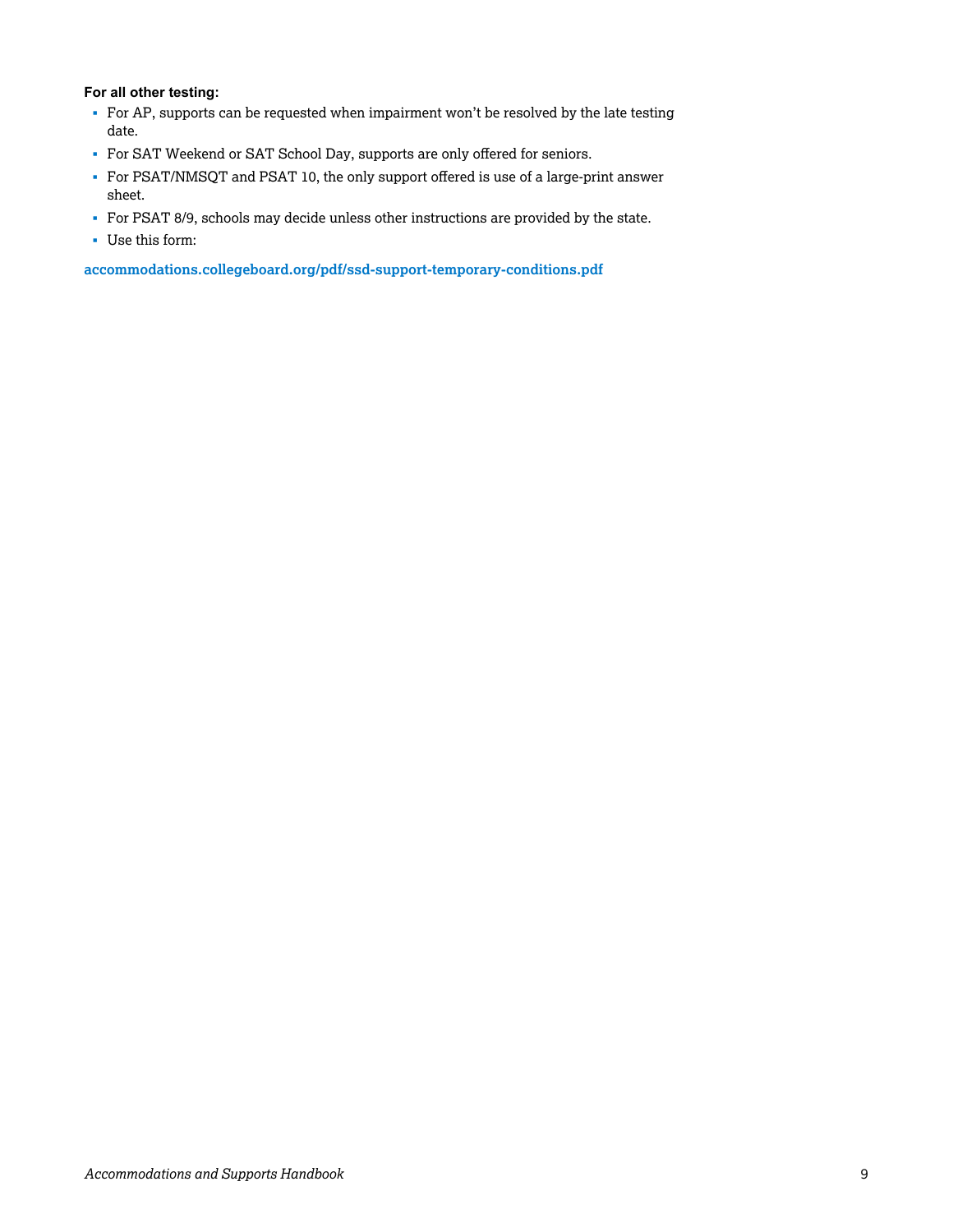**For all other testing:**

- For AP, supports can be requested when impairment won't be resolved by the late testing date.
- For SAT Weekend or SAT School Day, supports are only offered for seniors.
- For PSAT/NMSQT and PSAT 10, the only support offered is use of a large-print answer sheet.
- For PSAT 8/9, schools may decide unless other instructions are provided by the state.
- Use this form:

**accommodations.collegeboard.org/pdf/ssd-support-temporary-conditions.pdf**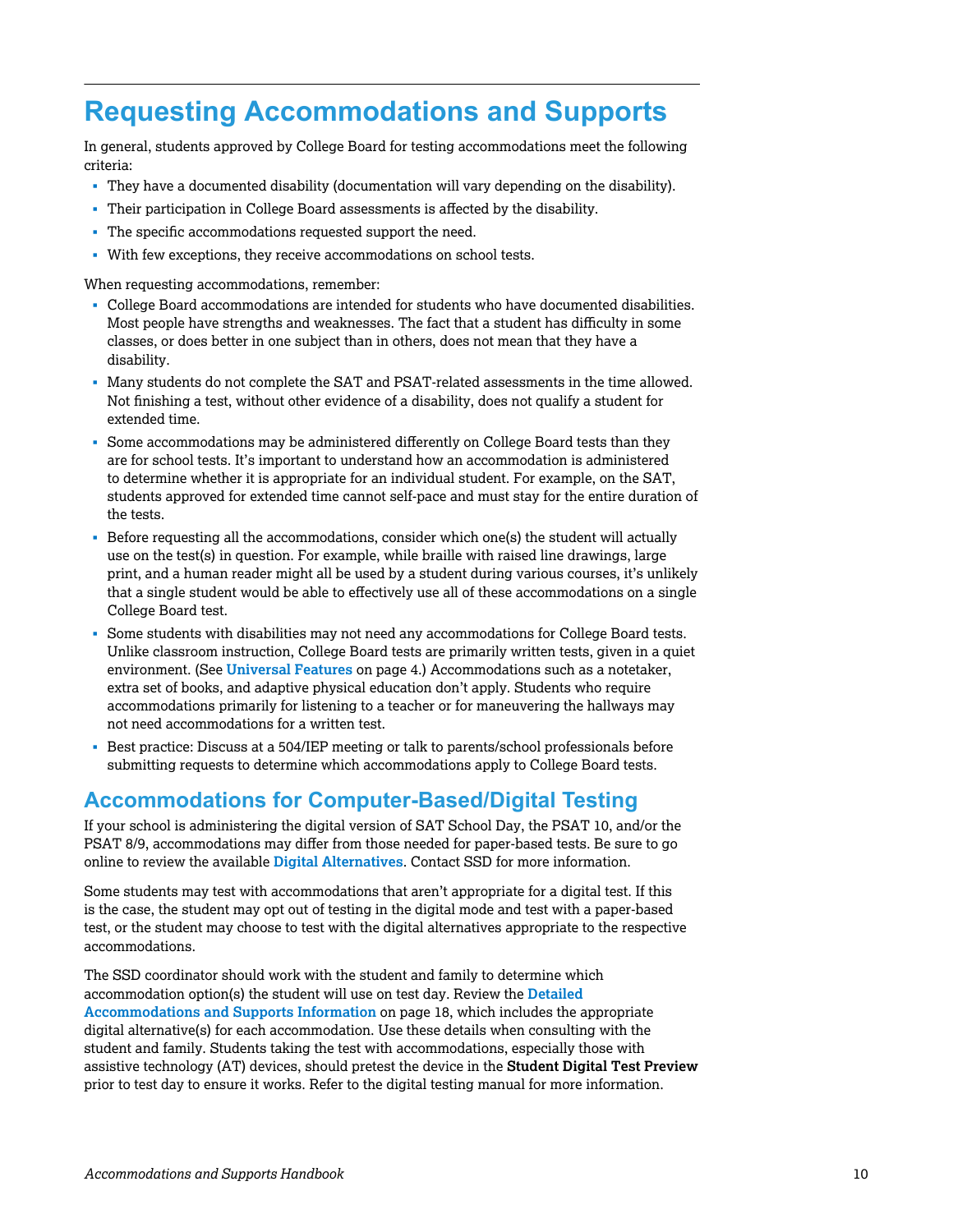# Requesting Accommodations and Supports

In general, students approved by College Board for testing accommodations meet the following criteria:

- They have a documented disability (documentation will vary depending on the disability).
- Their participation in College Board assessments is affected by the disability.
- The specific accommodations requested support the need.
- With few exceptions, they receive accommodations on school tests.

When requesting accommodations, remember:

- College Board accommodations are intended for students who have documented disabilities. Most people have strengths and weaknesses. The fact that a student has difficulty in some classes, or does better in one subject than in others, does not mean that they have a disability.
- Many students do not complete the SAT and PSAT-related assessments in the time allowed. Not finishing a test, without other evidence of a disability, does not qualify a student for extended time.
- Some accommodations may be administered differently on College Board tests than they are for school tests. It's important to understand how an accommodation is administered to determine whether it is appropriate for an individual student. For example, on the SAT, students approved for extended time cannot self-pace and must stay for the entire duration of the tests.
- Before requesting all the accommodations, consider which one(s) the student will actually use on the test(s) in question. For example, while braille with raised line drawings, large print, and a human reader might all be used by a student during various courses, it's unlikely that a single student would be able to effectively use all of these accommodations on a single College Board test.
- Some students with disabilities may not need any accommodations for College Board tests. Unlike classroom instruction, College Board tests are primarily written tests, given in a quiet environment. (See **Universal Features** on page 4.) Accommodations such as a notetaker, extra set of books, and adaptive physical education don't apply. Students who require accommodations primarily for listening to a teacher or for maneuvering the hallways may not need accommodations for a written test.
- Best practice: Discuss at a 504/IEP meeting or talk to parents/school professionals before submitting requests to determine which accommodations apply to College Board tests.

## Accommodations for Computer-Based/Digital Testing

If your school is administering the digital version of SAT School Day, the PSAT 10, and/or the PSAT 8/9, accommodations may differ from those needed for paper-based tests. Be sure to go online to review the available **Digital Alternatives**. Contact SSD for more information.

Some students may test with accommodations that aren't appropriate for a digital test. If this is the case, the student may opt out of testing in the digital mode and test with a paper-based test, or the student may choose to test with the digital alternatives appropriate to the respective accommodations.

The SSD coordinator should work with the student and family to determine which accommodation option(s) the student will use on test day. Review the **Detailed Accommodations and Supports Information** on page 18, which includes the appropriate digital alternative(s) for each accommodation. Use these details when consulting with the student and family. Students taking the test with accommodations, especially those with assistive technology (AT) devices, should pretest the device in the **Student Digital Test Preview** prior to test day to ensure it works. Refer to the digital testing manual for more information.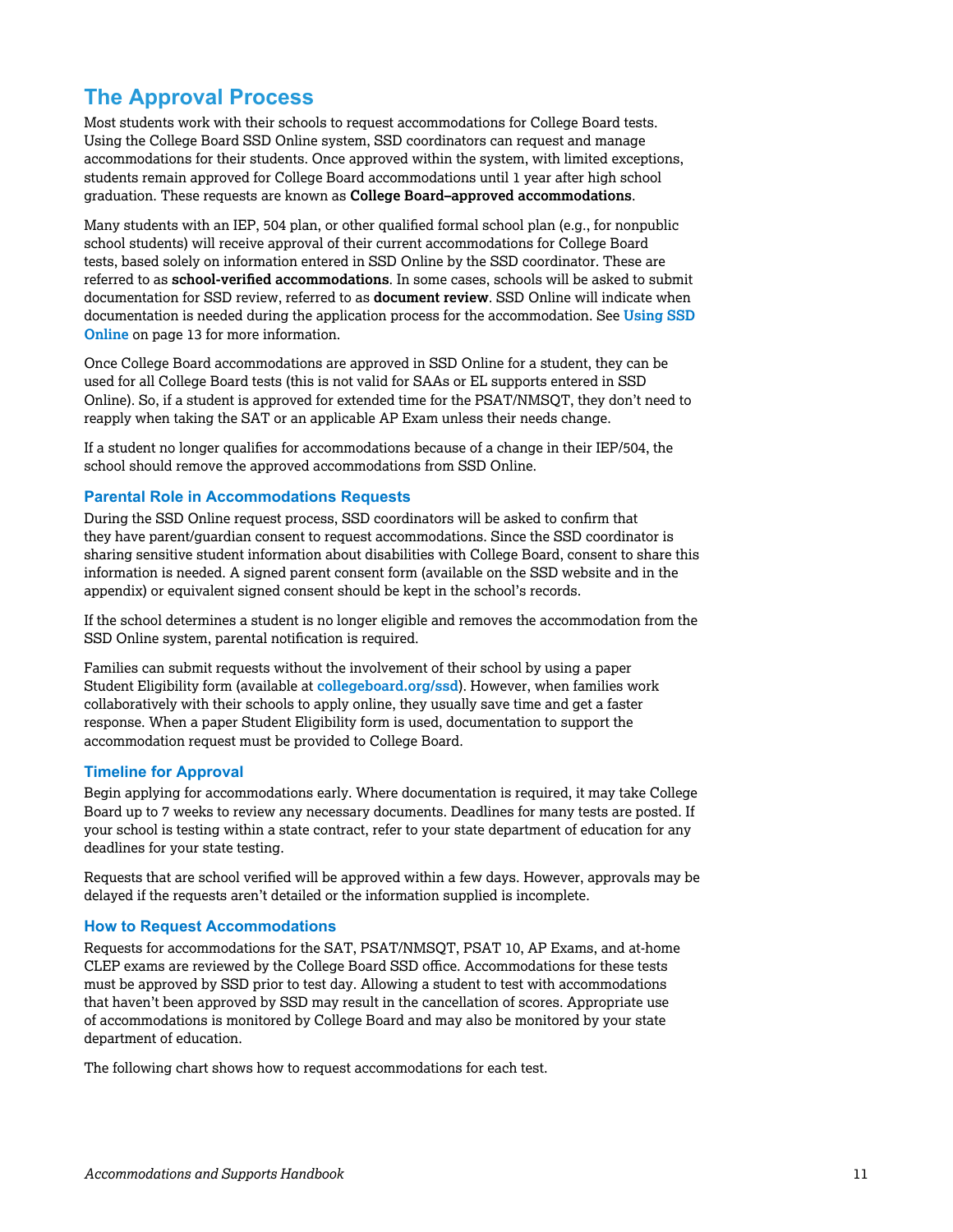## The Approval Process

Most students work with their schools to request accommodations for College Board tests. Using the College Board SSD Online system, SSD coordinators can request and manage accommodations for their students. Once approved within the system, with limited exceptions, students remain approved for College Board accommodations until 1 year after high school graduation. These requests are known as **College Board–approved accommodations**.

Many students with an IEP, 504 plan, or other qualified formal school plan (e.g., for nonpublic school students) will receive approval of their current accommodations for College Board tests, based solely on information entered in SSD Online by the SSD coordinator. These are referred to as **school-verified accommodations**. In some cases, schools will be asked to submit documentation for SSD review, referred to as **document review**. SSD Online will indicate when documentation is needed during the application process for the accommodation. See **Using SSD Online** on page 13 for more information.

Once College Board accommodations are approved in SSD Online for a student, they can be used for all College Board tests (this is not valid for SAAs or EL supports entered in SSD Online). So, if a student is approved for extended time for the PSAT/NMSQT, they don't need to reapply when taking the SAT or an applicable AP Exam unless their needs change.

If a student no longer qualifies for accommodations because of a change in their IEP/504, the school should remove the approved accommodations from SSD Online.

### Parental Role in Accommodations Requests

During the SSD Online request process, SSD coordinators will be asked to confirm that they have parent/guardian consent to request accommodations. Since the SSD coordinator is sharing sensitive student information about disabilities with College Board, consent to share this information is needed. A signed parent consent form (available on the SSD website and in the appendix) or equivalent signed consent should be kept in the school's records.

If the school determines a student is no longer eligible and removes the accommodation from the SSD Online system, parental notification is required.

Families can submit requests without the involvement of their school by using a paper Student Eligibility form (available at **collegeboard.org/ssd**). However, when families work collaboratively with their schools to apply online, they usually save time and get a faster response. When a paper Student Eligibility form is used, documentation to support the accommodation request must be provided to College Board.

### Timeline for Approval

Begin applying for accommodations early. Where documentation is required, it may take College Board up to 7 weeks to review any necessary documents. Deadlines for many tests are posted. If your school is testing within a state contract, refer to your state department of education for any deadlines for your state testing.

Requests that are school verified will be approved within a few days. However, approvals may be delayed if the requests aren't detailed or the information supplied is incomplete.

### How to Request Accommodations

Requests for accommodations for the SAT, PSAT/NMSQT, PSAT 10, AP Exams, and at-home CLEP exams are reviewed by the College Board SSD office. Accommodations for these tests must be approved by SSD prior to test day. Allowing a student to test with accommodations that haven't been approved by SSD may result in the cancellation of scores. Appropriate use of accommodations is monitored by College Board and may also be monitored by your state department of education.

The following chart shows how to request accommodations for each test.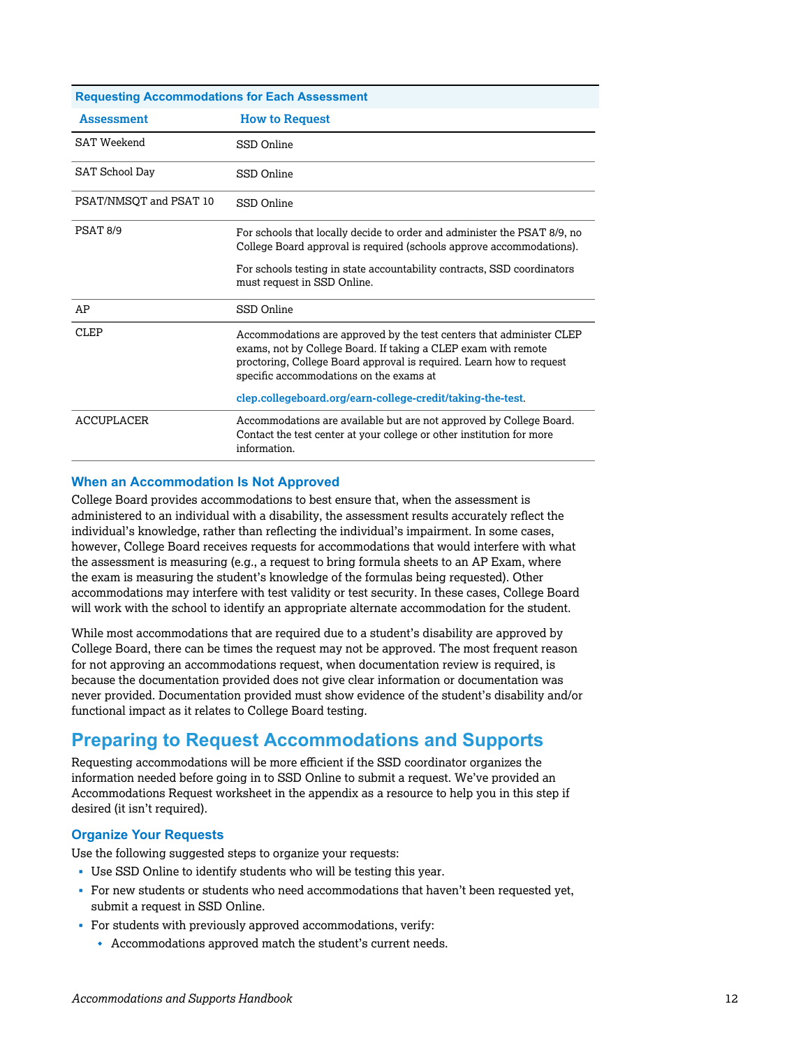**Requesting Accommodations for Each Assessment**

| Assessment | How to Request |
|---|---|
| SAT Weekend | SSD Online |
| SAT School Day | SSD Online |
| PSAT/NMSQT and PSAT 10 | SSD Online |
| PSAT 8/9 | For schools that locally decide to order and administer the PSAT 8/9, no College Board approval is required (schools approve accommodations).<br><br>For schools testing in state accountability contracts, SSD coordinators must request in SSD Online. |
| AP | SSD Online |
| CLEP | Accommodations are approved by the test centers that administer CLEP exams, not by College Board. If taking a CLEP exam with remote proctoring, College Board approval is required. Learn how to request specific accommodations on the exams at<br><br>**clep.collegeboard.org/earn-college-credit/taking-the-test**. |
| ACCUPLACER | Accommodations are available but are not approved by College Board. Contact the test center at your college or other institution for more information. |

### When an Accommodation Is Not Approved

College Board provides accommodations to best ensure that, when the assessment is administered to an individual with a disability, the assessment results accurately reflect the individual's knowledge, rather than reflecting the individual's impairment. In some cases, however, College Board receives requests for accommodations that would interfere with what the assessment is measuring (e.g., a request to bring formula sheets to an AP Exam, where the exam is measuring the student's knowledge of the formulas being requested). Other accommodations may interfere with test validity or test security. In these cases, College Board will work with the school to identify an appropriate alternate accommodation for the student.

While most accommodations that are required due to a student's disability are approved by College Board, there can be times the request may not be approved. The most frequent reason for not approving an accommodations request, when documentation review is required, is because the documentation provided does not give clear information or documentation was never provided. Documentation provided must show evidence of the student's disability and/or functional impact as it relates to College Board testing.

## Preparing to Request Accommodations and Supports

Requesting accommodations will be more efficient if the SSD coordinator organizes the information needed before going in to SSD Online to submit a request. We've provided an Accommodations Request worksheet in the appendix as a resource to help you in this step if desired (it isn't required).

### Organize Your Requests

Use the following suggested steps to organize your requests:

- Use SSD Online to identify students who will be testing this year.
- For new students or students who need accommodations that haven't been requested yet, submit a request in SSD Online.
- For students with previously approved accommodations, verify:
  - Accommodations approved match the student's current needs.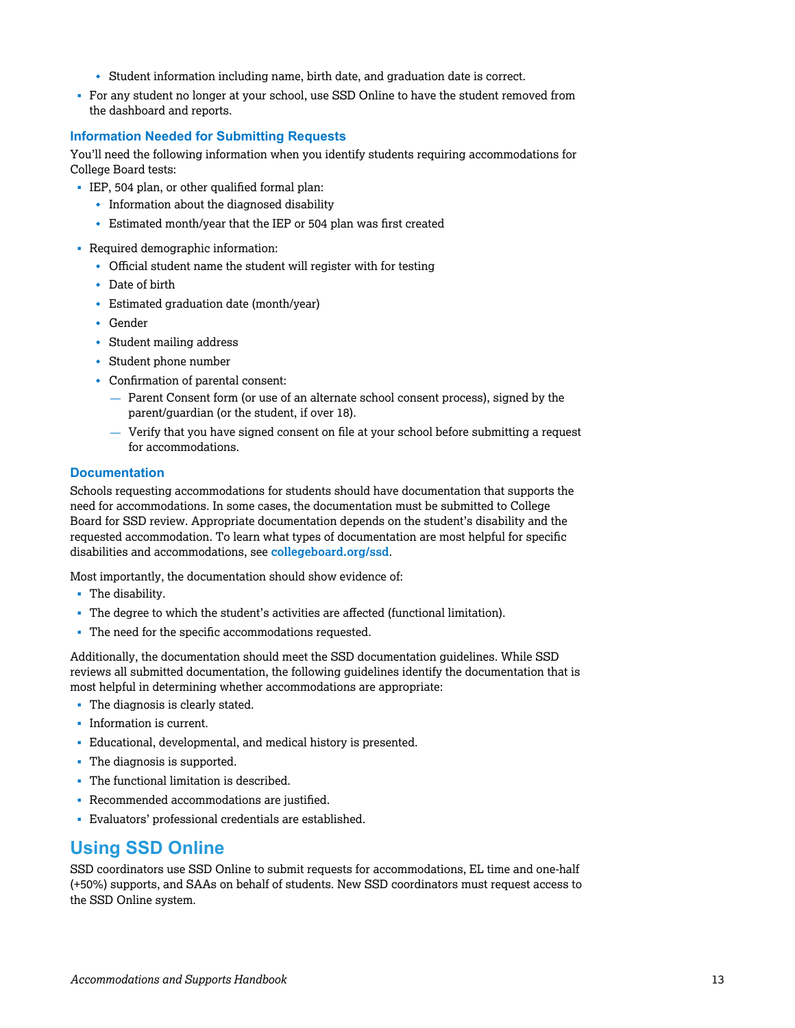- Student information including name, birth date, and graduation date is correct.
- For any student no longer at your school, use SSD Online to have the student removed from the dashboard and reports.

### Information Needed for Submitting Requests

You'll need the following information when you identify students requiring accommodations for College Board tests:

- IEP, 504 plan, or other qualified formal plan:
  - Information about the diagnosed disability
  - Estimated month/year that the IEP or 504 plan was first created
- Required demographic information:
  - Official student name the student will register with for testing
  - Date of birth
  - Estimated graduation date (month/year)
  - Gender
  - Student mailing address
  - Student phone number
  - Confirmation of parental consent:
    - Parent Consent form (or use of an alternate school consent process), signed by the parent/guardian (or the student, if over 18).
    - Verify that you have signed consent on file at your school before submitting a request for accommodations.

### Documentation

Schools requesting accommodations for students should have documentation that supports the need for accommodations. In some cases, the documentation must be submitted to College Board for SSD review. Appropriate documentation depends on the student's disability and the requested accommodation. To learn what types of documentation are most helpful for specific disabilities and accommodations, see **collegeboard.org/ssd**.

Most importantly, the documentation should show evidence of:

- The disability.
- The degree to which the student's activities are affected (functional limitation).
- The need for the specific accommodations requested.

Additionally, the documentation should meet the SSD documentation guidelines. While SSD reviews all submitted documentation, the following guidelines identify the documentation that is most helpful in determining whether accommodations are appropriate:

- The diagnosis is clearly stated.
- Information is current.
- Educational, developmental, and medical history is presented.
- The diagnosis is supported.
- The functional limitation is described.
- Recommended accommodations are justified.
- Evaluators' professional credentials are established.

## Using SSD Online

SSD coordinators use SSD Online to submit requests for accommodations, EL time and one-half (+50%) supports, and SAAs on behalf of students. New SSD coordinators must request access to the SSD Online system.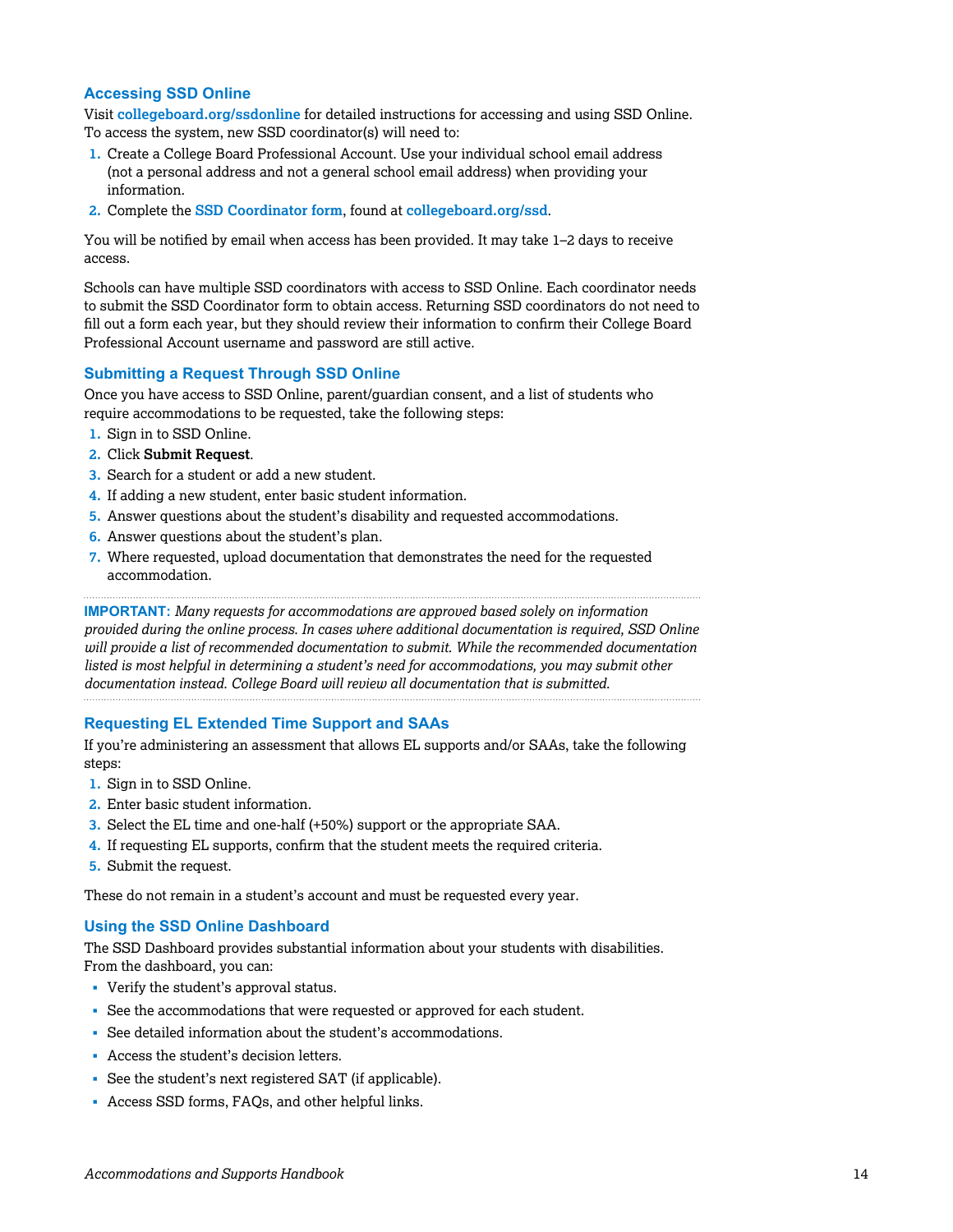### Accessing SSD Online

Visit **collegeboard.org/ssdonline** for detailed instructions for accessing and using SSD Online. To access the system, new SSD coordinator(s) will need to:

1. Create a College Board Professional Account. Use your individual school email address (not a personal address and not a general school email address) when providing your information.
2. Complete the **SSD Coordinator form**, found at **collegeboard.org/ssd**.

You will be notified by email when access has been provided. It may take 1–2 days to receive access.

Schools can have multiple SSD coordinators with access to SSD Online. Each coordinator needs to submit the SSD Coordinator form to obtain access. Returning SSD coordinators do not need to fill out a form each year, but they should review their information to confirm their College Board Professional Account username and password are still active.

### Submitting a Request Through SSD Online

Once you have access to SSD Online, parent/guardian consent, and a list of students who require accommodations to be requested, take the following steps:

1. Sign in to SSD Online.
2. Click **Submit Request**.
3. Search for a student or add a new student.
4. If adding a new student, enter basic student information.
5. Answer questions about the student's disability and requested accommodations.
6. Answer questions about the student's plan.
7. Where requested, upload documentation that demonstrates the need for the requested accommodation.

---

**IMPORTANT:** *Many requests for accommodations are approved based solely on information provided during the online process. In cases where additional documentation is required, SSD Online will provide a list of recommended documentation to submit. While the recommended documentation listed is most helpful in determining a student's need for accommodations, you may submit other documentation instead. College Board will review all documentation that is submitted.*

---

### Requesting EL Extended Time Support and SAAs

If you're administering an assessment that allows EL supports and/or SAAs, take the following steps:

1. Sign in to SSD Online.
2. Enter basic student information.
3. Select the EL time and one-half (+50%) support or the appropriate SAA.
4. If requesting EL supports, confirm that the student meets the required criteria.
5. Submit the request.

These do not remain in a student's account and must be requested every year.

### Using the SSD Online Dashboard

The SSD Dashboard provides substantial information about your students with disabilities. From the dashboard, you can:

- Verify the student's approval status.
- See the accommodations that were requested or approved for each student.
- See detailed information about the student's accommodations.
- Access the student's decision letters.
- See the student's next registered SAT (if applicable).
- Access SSD forms, FAQs, and other helpful links.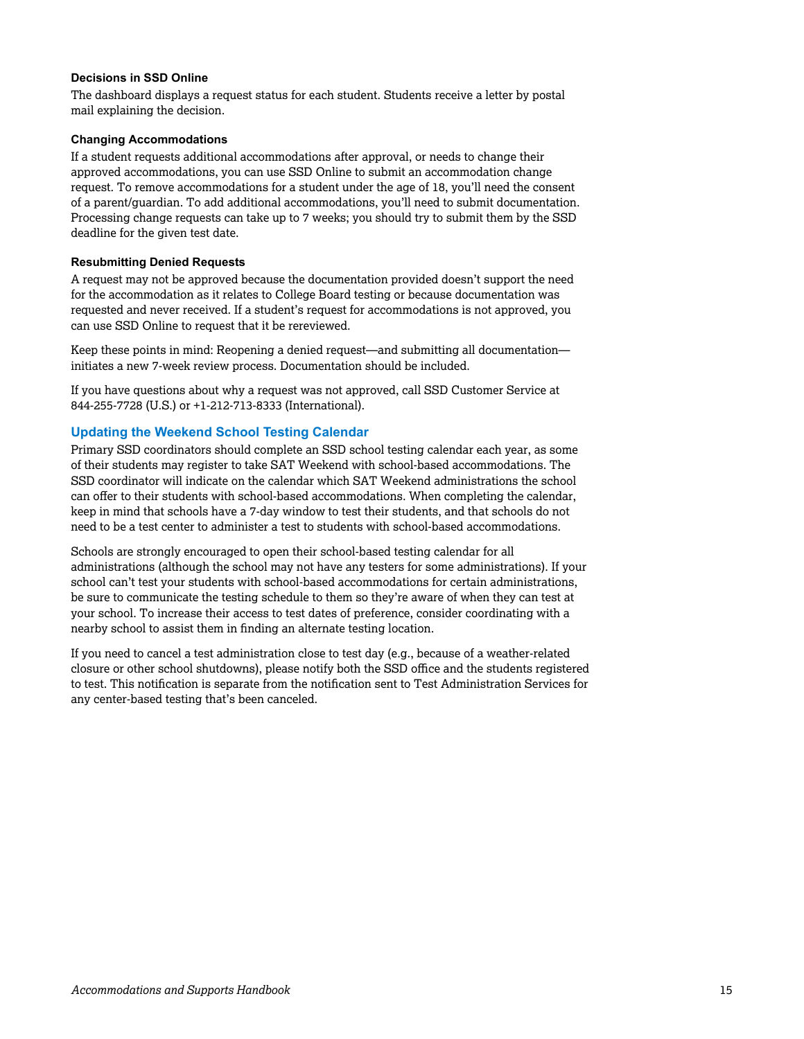### Decisions in SSD Online

The dashboard displays a request status for each student. Students receive a letter by postal mail explaining the decision.

### Changing Accommodations

If a student requests additional accommodations after approval, or needs to change their approved accommodations, you can use SSD Online to submit an accommodation change request. To remove accommodations for a student under the age of 18, you'll need the consent of a parent/guardian. To add additional accommodations, you'll need to submit documentation. Processing change requests can take up to 7 weeks; you should try to submit them by the SSD deadline for the given test date.

### Resubmitting Denied Requests

A request may not be approved because the documentation provided doesn't support the need for the accommodation as it relates to College Board testing or because documentation was requested and never received. If a student's request for accommodations is not approved, you can use SSD Online to request that it be rereviewed.

Keep these points in mind: Reopening a denied request—and submitting all documentation—initiates a new 7-week review process. Documentation should be included.

If you have questions about why a request was not approved, call SSD Customer Service at 844-255-7728 (U.S.) or +1-212-713-8333 (International).

## Updating the Weekend School Testing Calendar

Primary SSD coordinators should complete an SSD school testing calendar each year, as some of their students may register to take SAT Weekend with school-based accommodations. The SSD coordinator will indicate on the calendar which SAT Weekend administrations the school can offer to their students with school-based accommodations. When completing the calendar, keep in mind that schools have a 7-day window to test their students, and that schools do not need to be a test center to administer a test to students with school-based accommodations.

Schools are strongly encouraged to open their school-based testing calendar for all administrations (although the school may not have any testers for some administrations). If your school can't test your students with school-based accommodations for certain administrations, be sure to communicate the testing schedule to them so they're aware of when they can test at your school. To increase their access to test dates of preference, consider coordinating with a nearby school to assist them in finding an alternate testing location.

If you need to cancel a test administration close to test day (e.g., because of a weather-related closure or other school shutdowns), please notify both the SSD office and the students registered to test. This notification is separate from the notification sent to Test Administration Services for any center-based testing that's been canceled.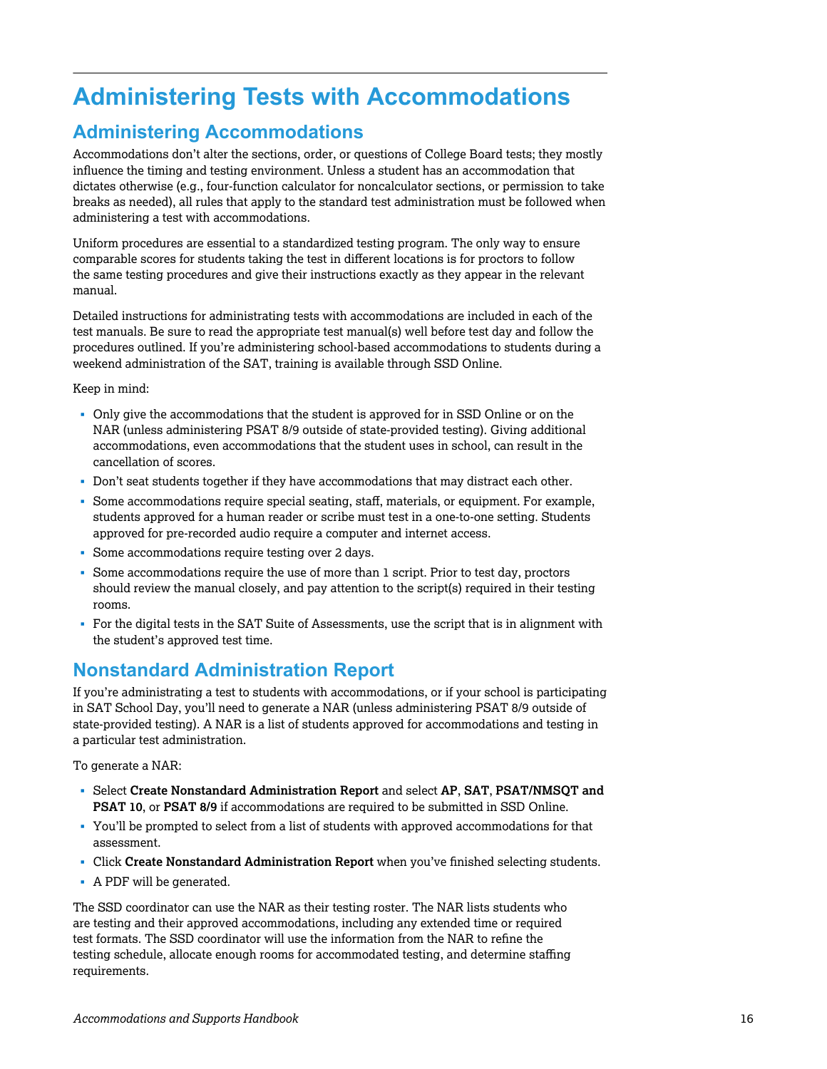# Administering Tests with Accommodations

## Administering Accommodations

Accommodations don't alter the sections, order, or questions of College Board tests; they mostly influence the timing and testing environment. Unless a student has an accommodation that dictates otherwise (e.g., four-function calculator for noncalculator sections, or permission to take breaks as needed), all rules that apply to the standard test administration must be followed when administering a test with accommodations.

Uniform procedures are essential to a standardized testing program. The only way to ensure comparable scores for students taking the test in different locations is for proctors to follow the same testing procedures and give their instructions exactly as they appear in the relevant manual.

Detailed instructions for administrating tests with accommodations are included in each of the test manuals. Be sure to read the appropriate test manual(s) well before test day and follow the procedures outlined. If you're administering school-based accommodations to students during a weekend administration of the SAT, training is available through SSD Online.

Keep in mind:

- Only give the accommodations that the student is approved for in SSD Online or on the NAR (unless administering PSAT 8/9 outside of state-provided testing). Giving additional accommodations, even accommodations that the student uses in school, can result in the cancellation of scores.
- Don't seat students together if they have accommodations that may distract each other.
- Some accommodations require special seating, staff, materials, or equipment. For example, students approved for a human reader or scribe must test in a one-to-one setting. Students approved for pre-recorded audio require a computer and internet access.
- Some accommodations require testing over 2 days.
- Some accommodations require the use of more than 1 script. Prior to test day, proctors should review the manual closely, and pay attention to the script(s) required in their testing rooms.
- For the digital tests in the SAT Suite of Assessments, use the script that is in alignment with the student's approved test time.

## Nonstandard Administration Report

If you're administrating a test to students with accommodations, or if your school is participating in SAT School Day, you'll need to generate a NAR (unless administering PSAT 8/9 outside of state-provided testing). A NAR is a list of students approved for accommodations and testing in a particular test administration.

To generate a NAR:

- Select **Create Nonstandard Administration Report** and select **AP**, **SAT**, **PSAT/NMSQT and PSAT 10**, or **PSAT 8/9** if accommodations are required to be submitted in SSD Online.
- You'll be prompted to select from a list of students with approved accommodations for that assessment.
- Click **Create Nonstandard Administration Report** when you've finished selecting students.
- A PDF will be generated.

The SSD coordinator can use the NAR as their testing roster. The NAR lists students who are testing and their approved accommodations, including any extended time or required test formats. The SSD coordinator will use the information from the NAR to refine the testing schedule, allocate enough rooms for accommodated testing, and determine staffing requirements.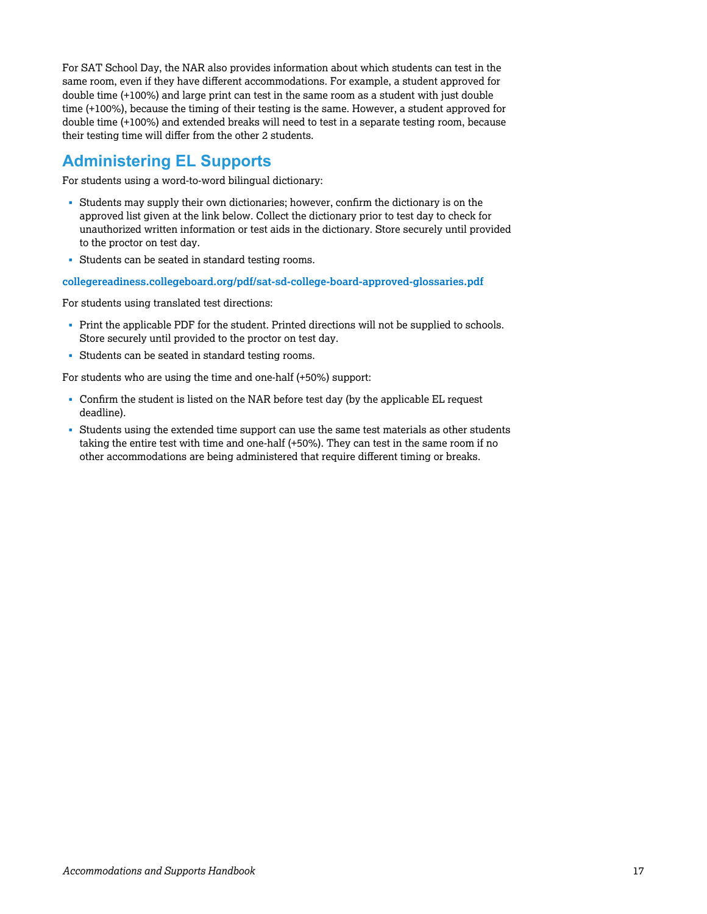For SAT School Day, the NAR also provides information about which students can test in the same room, even if they have different accommodations. For example, a student approved for double time (+100%) and large print can test in the same room as a student with just double time (+100%), because the timing of their testing is the same. However, a student approved for double time (+100%) and extended breaks will need to test in a separate testing room, because their testing time will differ from the other 2 students.

## Administering EL Supports

For students using a word-to-word bilingual dictionary:

- Students may supply their own dictionaries; however, confirm the dictionary is on the approved list given at the link below. Collect the dictionary prior to test day to check for unauthorized written information or test aids in the dictionary. Store securely until provided to the proctor on test day.
- Students can be seated in standard testing rooms.

**collegereadiness.collegeboard.org/pdf/sat-sd-college-board-approved-glossaries.pdf**

For students using translated test directions:

- Print the applicable PDF for the student. Printed directions will not be supplied to schools. Store securely until provided to the proctor on test day.
- Students can be seated in standard testing rooms.

For students who are using the time and one-half (+50%) support:

- Confirm the student is listed on the NAR before test day (by the applicable EL request deadline).
- Students using the extended time support can use the same test materials as other students taking the entire test with time and one-half (+50%). They can test in the same room if no other accommodations are being administered that require different timing or breaks.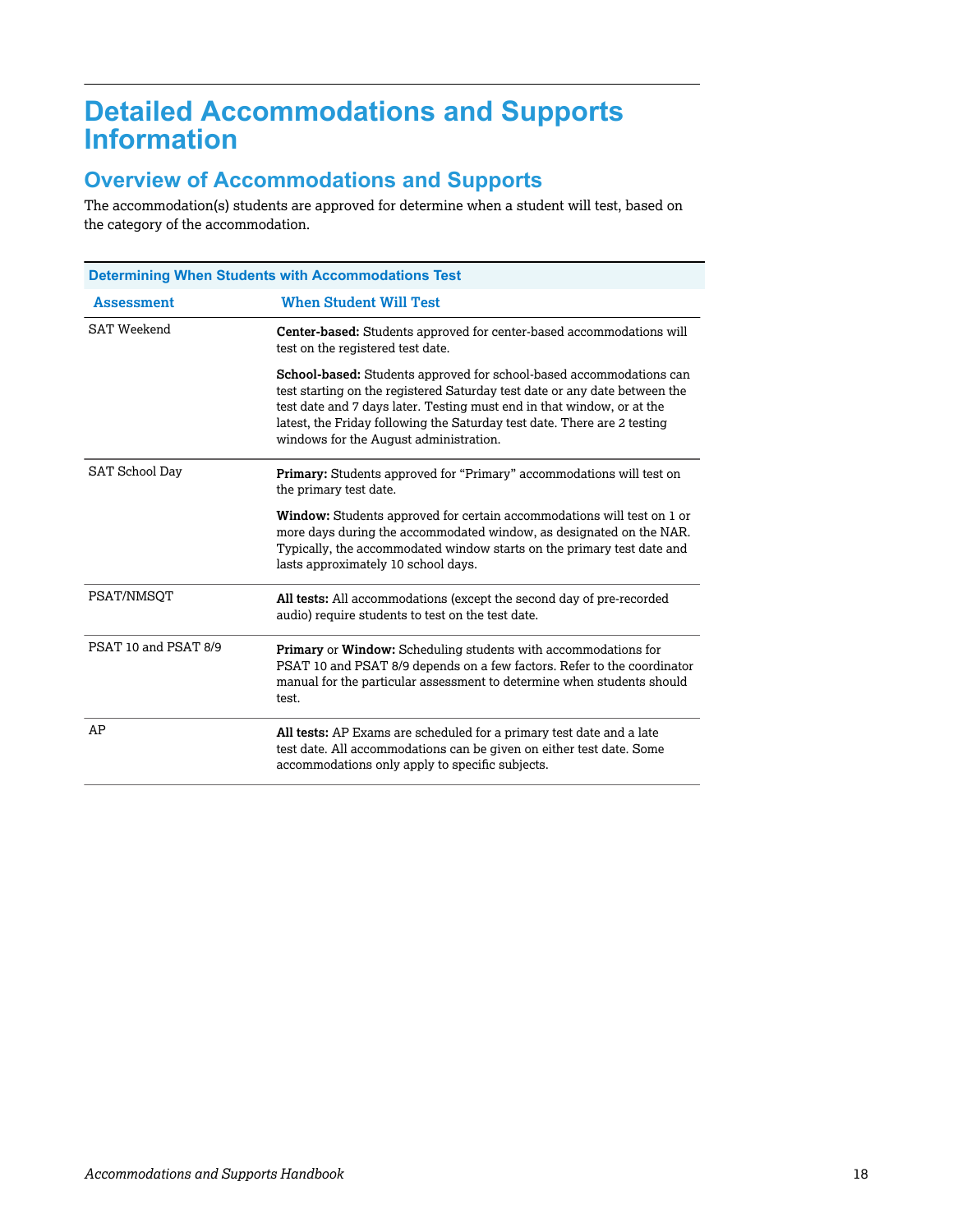# Detailed Accommodations and Supports Information

## Overview of Accommodations and Supports

The accommodation(s) students are approved for determine when a student will test, based on the category of the accommodation.

**Determining When Students with Accommodations Test**

| Assessment | When Student Will Test |
|---|---|
| SAT Weekend | **Center-based:** Students approved for center-based accommodations will test on the registered test date.<br><br>**School-based:** Students approved for school-based accommodations can test starting on the registered Saturday test date or any date between the test date and 7 days later. Testing must end in that window, or at the latest, the Friday following the Saturday test date. There are 2 testing windows for the August administration. |
| SAT School Day | **Primary:** Students approved for "Primary" accommodations will test on the primary test date.<br><br>**Window:** Students approved for certain accommodations will test on 1 or more days during the accommodated window, as designated on the NAR. Typically, the accommodated window starts on the primary test date and lasts approximately 10 school days. |
| PSAT/NMSQT | **All tests:** All accommodations (except the second day of pre-recorded audio) require students to test on the test date. |
| PSAT 10 and PSAT 8/9 | **Primary** or **Window:** Scheduling students with accommodations for PSAT 10 and PSAT 8/9 depends on a few factors. Refer to the coordinator manual for the particular assessment to determine when students should test. |
| AP | **All tests:** AP Exams are scheduled for a primary test date and a late test date. All accommodations can be given on either test date. Some accommodations only apply to specific subjects. |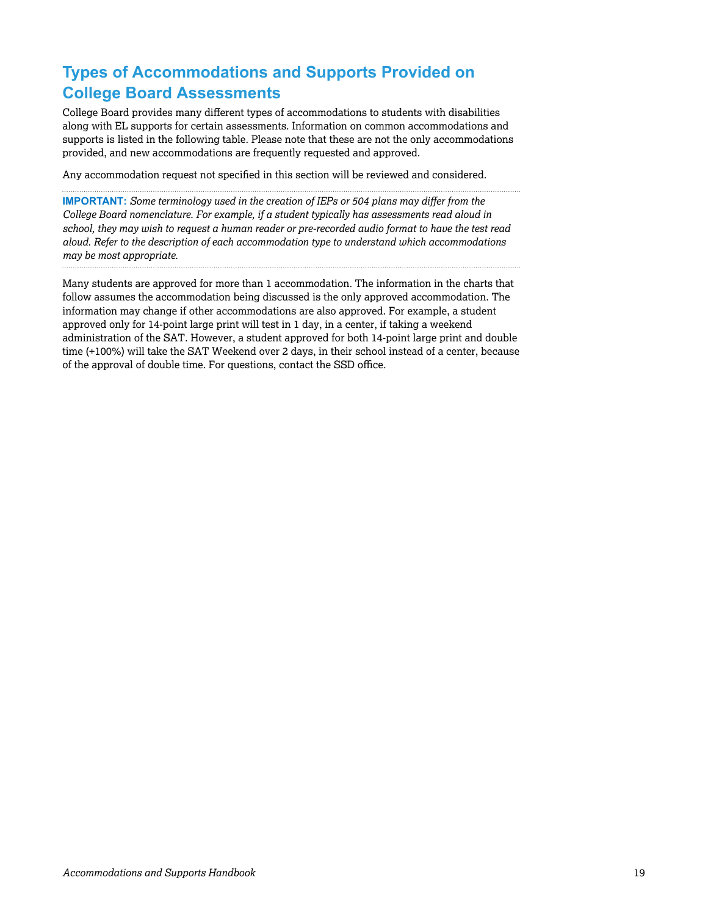## Types of Accommodations and Supports Provided on College Board Assessments

College Board provides many different types of accommodations to students with disabilities along with EL supports for certain assessments. Information on common accommodations and supports is listed in the following table. Please note that these are not the only accommodations provided, and new accommodations are frequently requested and approved.

Any accommodation request not specified in this section will be reviewed and considered.

---

**IMPORTANT:** *Some terminology used in the creation of IEPs or 504 plans may differ from the College Board nomenclature. For example, if a student typically has assessments read aloud in school, they may wish to request a human reader or pre-recorded audio format to have the test read aloud. Refer to the description of each accommodation type to understand which accommodations may be most appropriate.*

---

Many students are approved for more than 1 accommodation. The information in the charts that follow assumes the accommodation being discussed is the only approved accommodation. The information may change if other accommodations are also approved. For example, a student approved only for 14-point large print will test in 1 day, in a center, if taking a weekend administration of the SAT. However, a student approved for both 14-point large print and double time (+100%) will take the SAT Weekend over 2 days, in their school instead of a center, because of the approval of double time. For questions, contact the SSD office.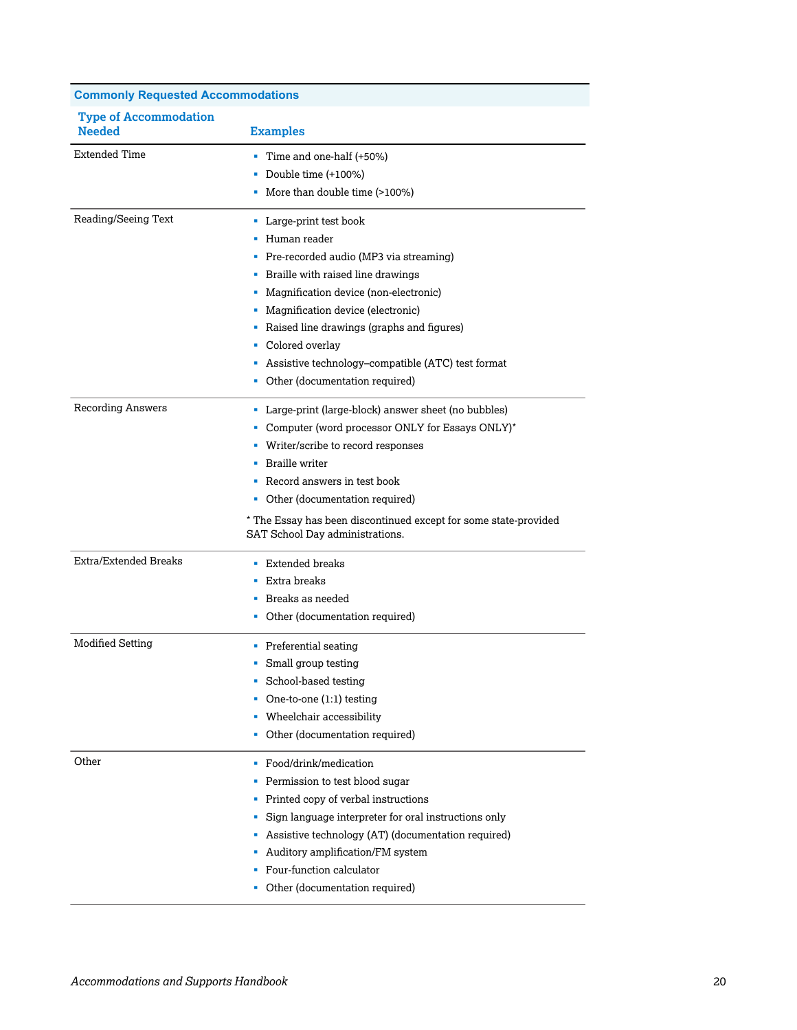| Commonly Requested Accommodations | |
|---|---|
| **Type of Accommodation Needed** | **Examples** |
| Extended Time | ▪ Time and one-half (+50%)<br>▪ Double time (+100%)<br>▪ More than double time (>100%) |
| Reading/Seeing Text | ▪ Large-print test book<br>▪ Human reader<br>▪ Pre-recorded audio (MP3 via streaming)<br>▪ Braille with raised line drawings<br>▪ Magnification device (non-electronic)<br>▪ Magnification device (electronic)<br>▪ Raised line drawings (graphs and figures)<br>▪ Colored overlay<br>▪ Assistive technology–compatible (ATC) test format<br>▪ Other (documentation required) |
| Recording Answers | ▪ Large-print (large-block) answer sheet (no bubbles)<br>▪ Computer (word processor ONLY for Essays ONLY)*<br>▪ Writer/scribe to record responses<br>▪ Braille writer<br>▪ Record answers in test book<br>▪ Other (documentation required)<br><br>* The Essay has been discontinued except for some state-provided SAT School Day administrations. |
| Extra/Extended Breaks | ▪ Extended breaks<br>▪ Extra breaks<br>▪ Breaks as needed<br>▪ Other (documentation required) |
| Modified Setting | ▪ Preferential seating<br>▪ Small group testing<br>▪ School-based testing<br>▪ One-to-one (1:1) testing<br>▪ Wheelchair accessibility<br>▪ Other (documentation required) |
| Other | ▪ Food/drink/medication<br>▪ Permission to test blood sugar<br>▪ Printed copy of verbal instructions<br>▪ Sign language interpreter for oral instructions only<br>▪ Assistive technology (AT) (documentation required)<br>▪ Auditory amplification/FM system<br>▪ Four-function calculator<br>▪ Other (documentation required) |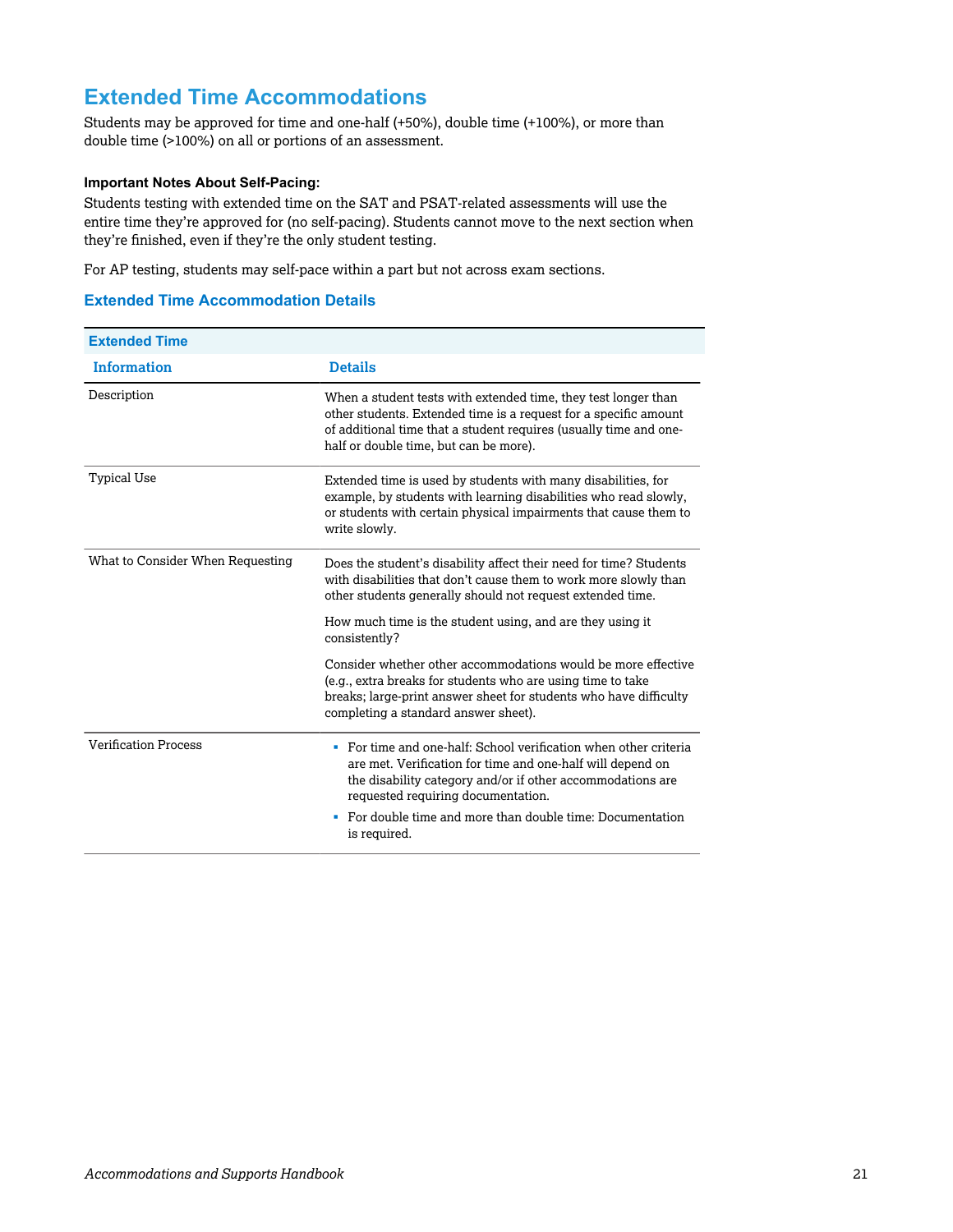## Extended Time Accommodations

Students may be approved for time and one-half (+50%), double time (+100%), or more than double time (>100%) on all or portions of an assessment.

**Important Notes About Self-Pacing:**

Students testing with extended time on the SAT and PSAT-related assessments will use the entire time they're approved for (no self-pacing). Students cannot move to the next section when they're finished, even if they're the only student testing.

For AP testing, students may self-pace within a part but not across exam sections.

### Extended Time Accommodation Details

**Extended Time**

| Information | Details |
|---|---|
| Description | When a student tests with extended time, they test longer than other students. Extended time is a request for a specific amount of additional time that a student requires (usually time and one-half or double time, but can be more). |
| Typical Use | Extended time is used by students with many disabilities, for example, by students with learning disabilities who read slowly, or students with certain physical impairments that cause them to write slowly. |
| What to Consider When Requesting | Does the student's disability affect their need for time? Students with disabilities that don't cause them to work more slowly than other students generally should not request extended time.<br><br>How much time is the student using, and are they using it consistently?<br><br>Consider whether other accommodations would be more effective (e.g., extra breaks for students who are using time to take breaks; large-print answer sheet for students who have difficulty completing a standard answer sheet). |
| Verification Process | ▪ For time and one-half: School verification when other criteria are met. Verification for time and one-half will depend on the disability category and/or if other accommodations are requested requiring documentation.<br>▪ For double time and more than double time: Documentation is required. |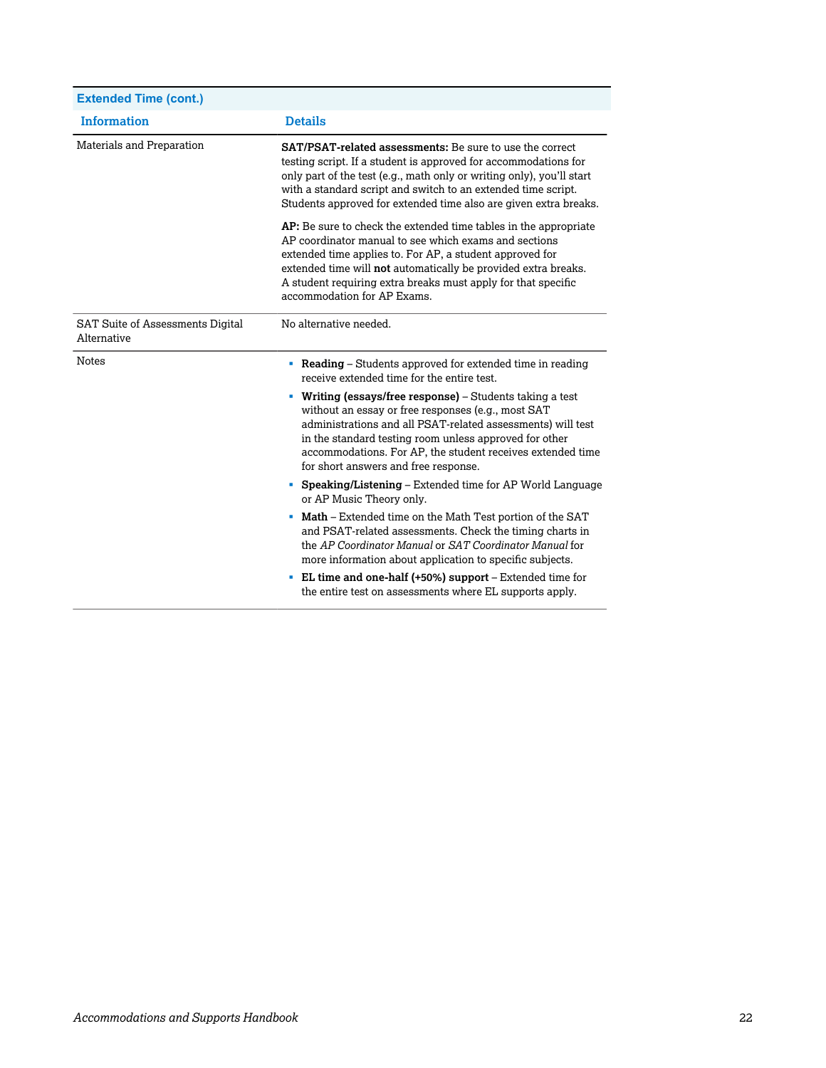| **Extended Time (cont.)** | |
|---|---|
| **Information** | **Details** |
| Materials and Preparation | **SAT/PSAT-related assessments:** Be sure to use the correct testing script. If a student is approved for accommodations for only part of the test (e.g., math only or writing only), you'll start with a standard script and switch to an extended time script. Students approved for extended time also are given extra breaks.<br><br>**AP:** Be sure to check the extended time tables in the appropriate AP coordinator manual to see which exams and sections extended time applies to. For AP, a student approved for extended time will **not** automatically be provided extra breaks. A student requiring extra breaks must apply for that specific accommodation for AP Exams. |
| SAT Suite of Assessments Digital Alternative | No alternative needed. |
| Notes | ▪ **Reading** – Students approved for extended time in reading receive extended time for the entire test.<br>▪ **Writing (essays/free response)** – Students taking a test without an essay or free responses (e.g., most SAT administrations and all PSAT-related assessments) will test in the standard testing room unless approved for other accommodations. For AP, the student receives extended time for short answers and free response.<br>▪ **Speaking/Listening** – Extended time for AP World Language or AP Music Theory only.<br>▪ **Math** – Extended time on the Math Test portion of the SAT and PSAT-related assessments. Check the timing charts in the *AP Coordinator Manual* or *SAT Coordinator Manual* for more information about application to specific subjects.<br>▪ **EL time and one-half (+50%) support** – Extended time for the entire test on assessments where EL supports apply. |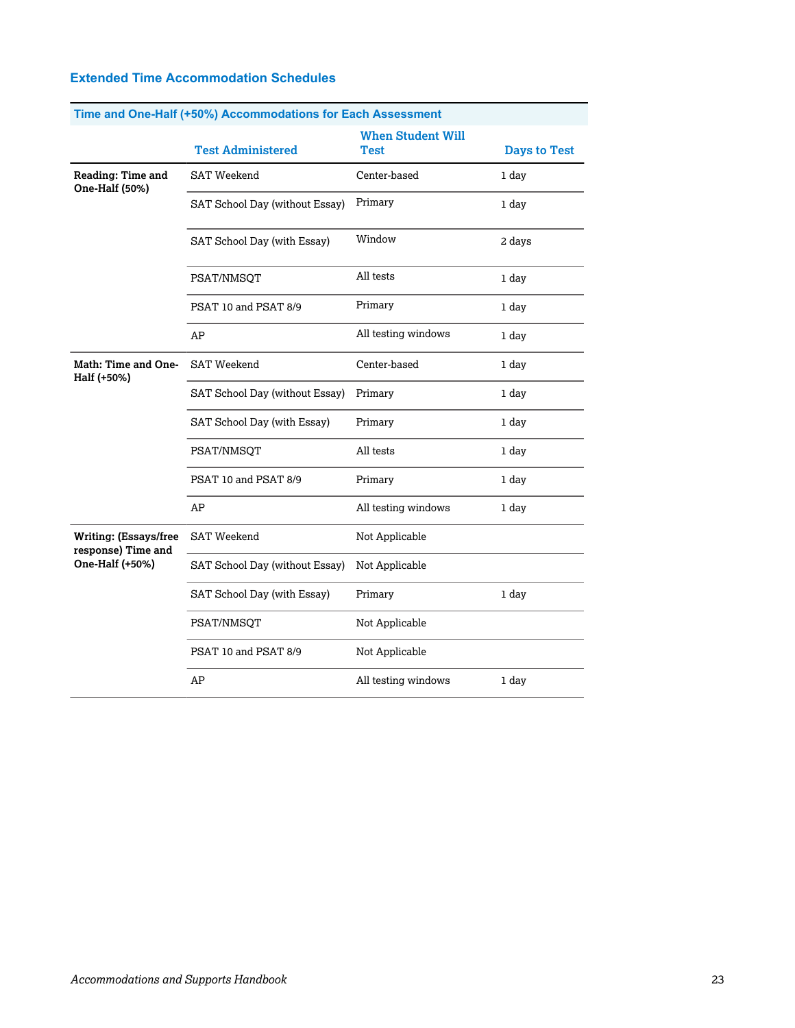## Extended Time Accommodation Schedules

| Time and One-Half (+50%) Accommodations for Each Assessment | | | |
|---|---|---|---|
| | **Test Administered** | **When Student Will Test** | **Days to Test** |
| **Reading: Time and One-Half (50%)** | SAT Weekend | Center-based | 1 day |
| | SAT School Day (without Essay) | Primary | 1 day |
| | SAT School Day (with Essay) | Window | 2 days |
| | PSAT/NMSQT | All tests | 1 day |
| | PSAT 10 and PSAT 8/9 | Primary | 1 day |
| | AP | All testing windows | 1 day |
| **Math: Time and One-Half (+50%)** | SAT Weekend | Center-based | 1 day |
| | SAT School Day (without Essay) | Primary | 1 day |
| | SAT School Day (with Essay) | Primary | 1 day |
| | PSAT/NMSQT | All tests | 1 day |
| | PSAT 10 and PSAT 8/9 | Primary | 1 day |
| | AP | All testing windows | 1 day |
| **Writing: (Essays/free response) Time and One-Half (+50%)** | SAT Weekend | Not Applicable | |
| | SAT School Day (without Essay) | Not Applicable | |
| | SAT School Day (with Essay) | Primary | 1 day |
| | PSAT/NMSQT | Not Applicable | |
| | PSAT 10 and PSAT 8/9 | Not Applicable | |
| | AP | All testing windows | 1 day |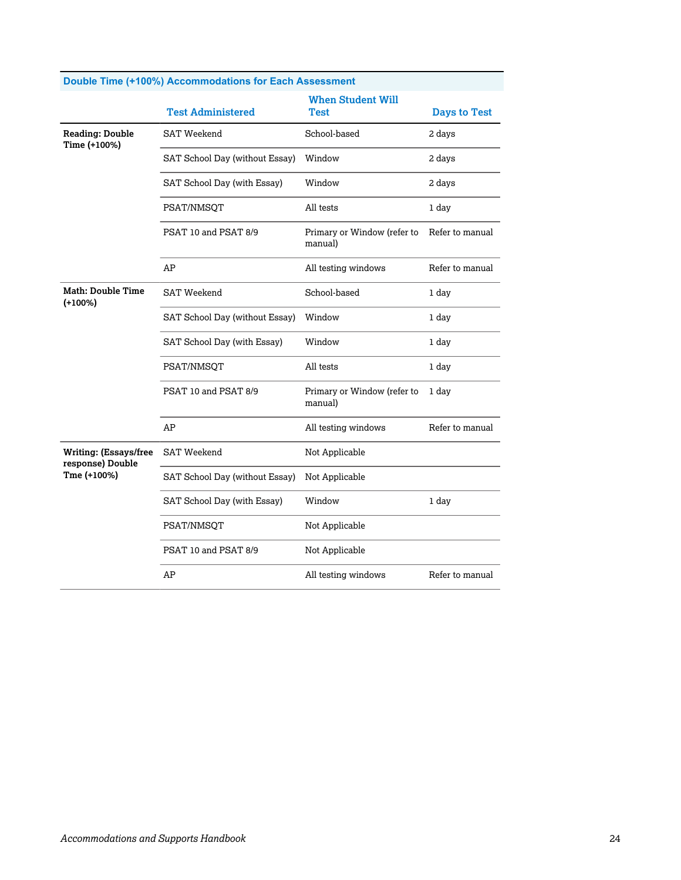**Double Time (+100%) Accommodations for Each Assessment**

| | Test Administered | When Student Will Test | Days to Test |
|---|---|---|---|
| **Reading: Double Time (+100%)** | SAT Weekend | School-based | 2 days |
| | SAT School Day (without Essay) | Window | 2 days |
| | SAT School Day (with Essay) | Window | 2 days |
| | PSAT/NMSQT | All tests | 1 day |
| | PSAT 10 and PSAT 8/9 | Primary or Window (refer to manual) | Refer to manual |
| | AP | All testing windows | Refer to manual |
| **Math: Double Time (+100%)** | SAT Weekend | School-based | 1 day |
| | SAT School Day (without Essay) | Window | 1 day |
| | SAT School Day (with Essay) | Window | 1 day |
| | PSAT/NMSQT | All tests | 1 day |
| | PSAT 10 and PSAT 8/9 | Primary or Window (refer to manual) | 1 day |
| | AP | All testing windows | Refer to manual |
| **Writing: (Essays/free response) Double Tme (+100%)** | SAT Weekend | Not Applicable | |
| | SAT School Day (without Essay) | Not Applicable | |
| | SAT School Day (with Essay) | Window | 1 day |
| | PSAT/NMSQT | Not Applicable | |
| | PSAT 10 and PSAT 8/9 | Not Applicable | |
| | AP | All testing windows | Refer to manual |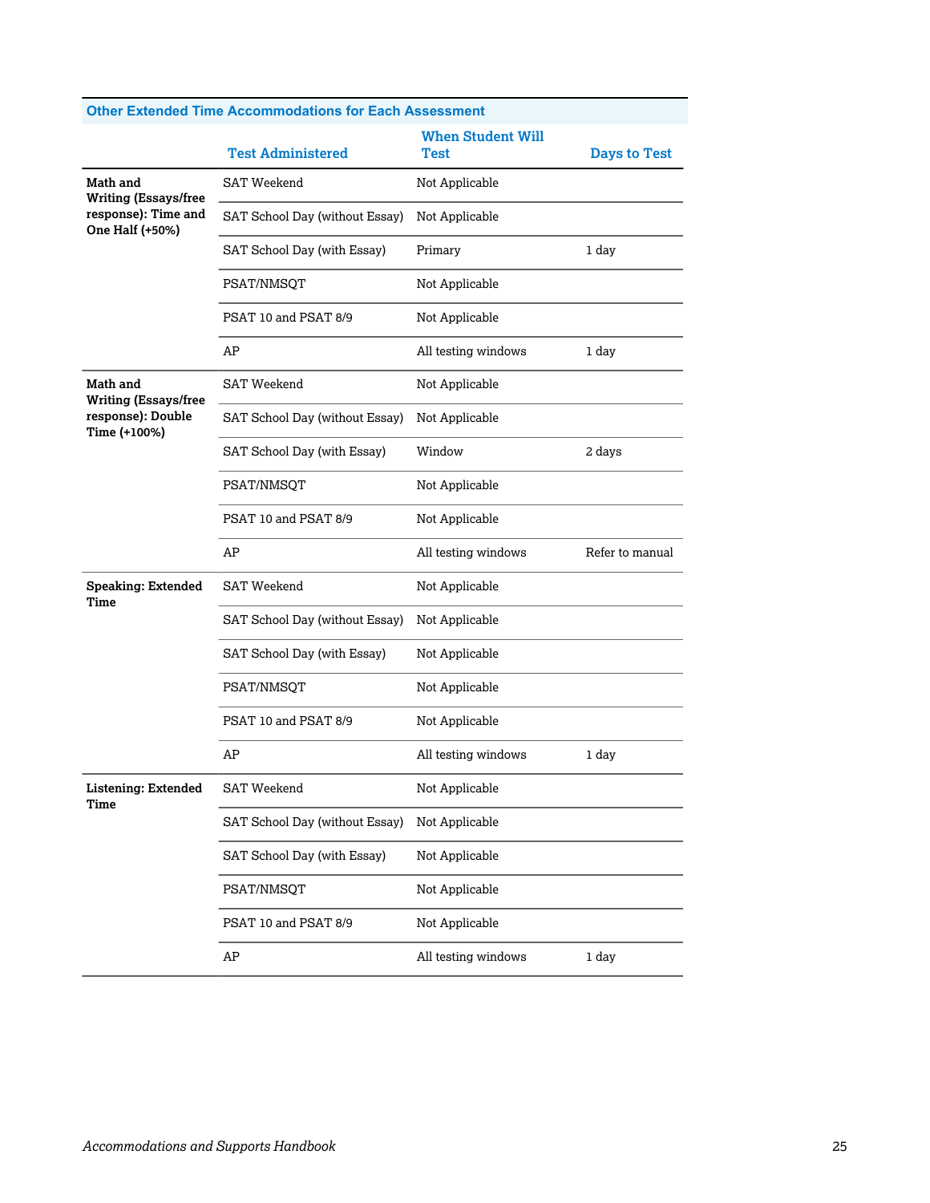| Other Extended Time Accommodations for Each Assessment | | | |
|---|---|---|---|
| | **Test Administered** | **When Student Will Test** | **Days to Test** |
| **Math and Writing (Essays/free response): Time and One Half (+50%)** | SAT Weekend | Not Applicable | |
| | SAT School Day (without Essay) | Not Applicable | |
| | SAT School Day (with Essay) | Primary | 1 day |
| | PSAT/NMSQT | Not Applicable | |
| | PSAT 10 and PSAT 8/9 | Not Applicable | |
| | AP | All testing windows | 1 day |
| **Math and Writing (Essays/free response): Double Time (+100%)** | SAT Weekend | Not Applicable | |
| | SAT School Day (without Essay) | Not Applicable | |
| | SAT School Day (with Essay) | Window | 2 days |
| | PSAT/NMSQT | Not Applicable | |
| | PSAT 10 and PSAT 8/9 | Not Applicable | |
| | AP | All testing windows | Refer to manual |
| **Speaking: Extended Time** | SAT Weekend | Not Applicable | |
| | SAT School Day (without Essay) | Not Applicable | |
| | SAT School Day (with Essay) | Not Applicable | |
| | PSAT/NMSQT | Not Applicable | |
| | PSAT 10 and PSAT 8/9 | Not Applicable | |
| | AP | All testing windows | 1 day |
| **Listening: Extended Time** | SAT Weekend | Not Applicable | |
| | SAT School Day (without Essay) | Not Applicable | |
| | SAT School Day (with Essay) | Not Applicable | |
| | PSAT/NMSQT | Not Applicable | |
| | PSAT 10 and PSAT 8/9 | Not Applicable | |
| | AP | All testing windows | 1 day |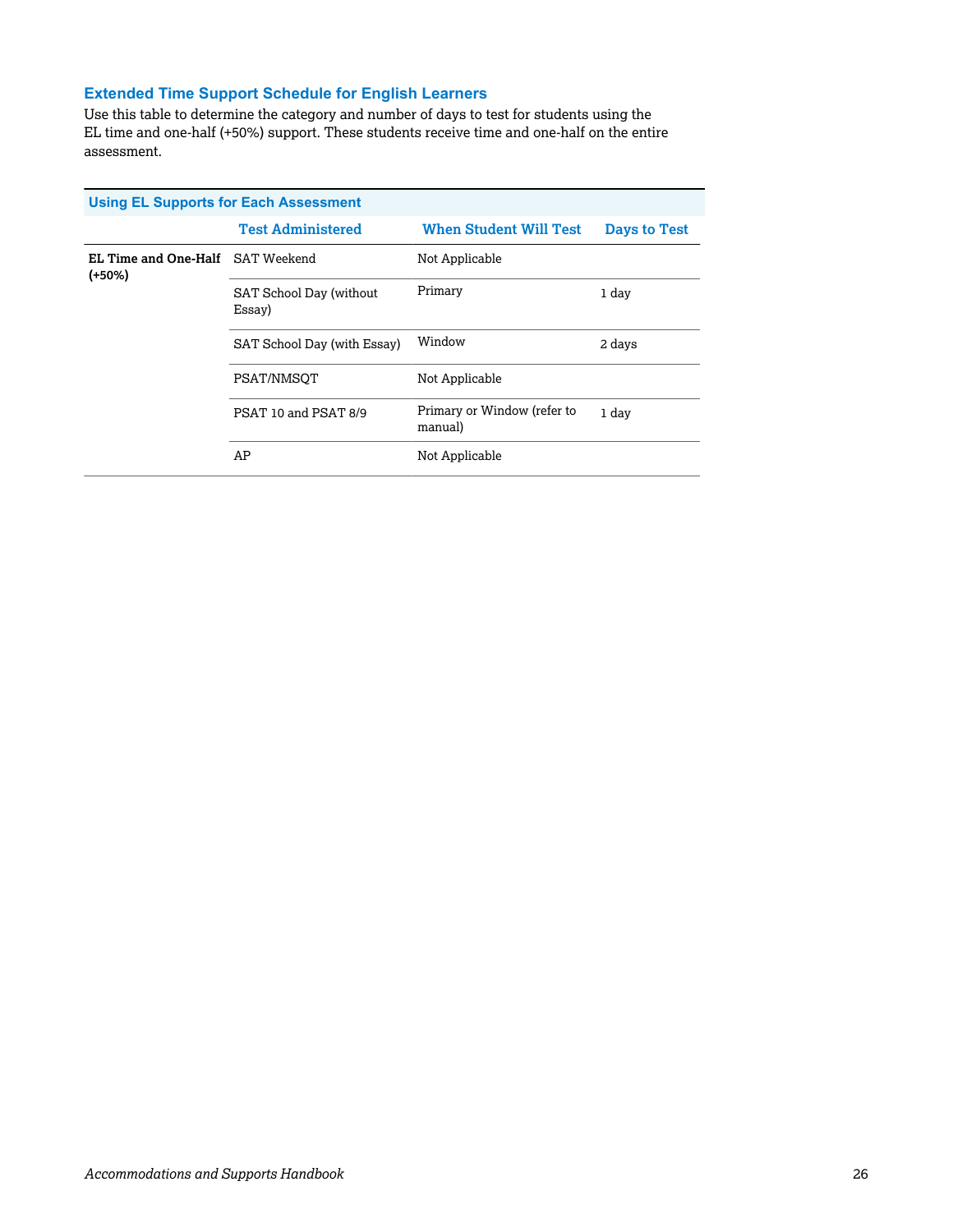## Extended Time Support Schedule for English Learners

Use this table to determine the category and number of days to test for students using the EL time and one-half (+50%) support. These students receive time and one-half on the entire assessment.

| Using EL Supports for Each Assessment | | | |
|---|---|---|---|
| | **Test Administered** | **When Student Will Test** | **Days to Test** |
| **EL Time and One-Half (+50%)** | SAT Weekend | Not Applicable | |
| | SAT School Day (without Essay) | Primary | 1 day |
| | SAT School Day (with Essay) | Window | 2 days |
| | PSAT/NMSQT | Not Applicable | |
| | PSAT 10 and PSAT 8/9 | Primary or Window (refer to manual) | 1 day |
| | AP | Not Applicable | |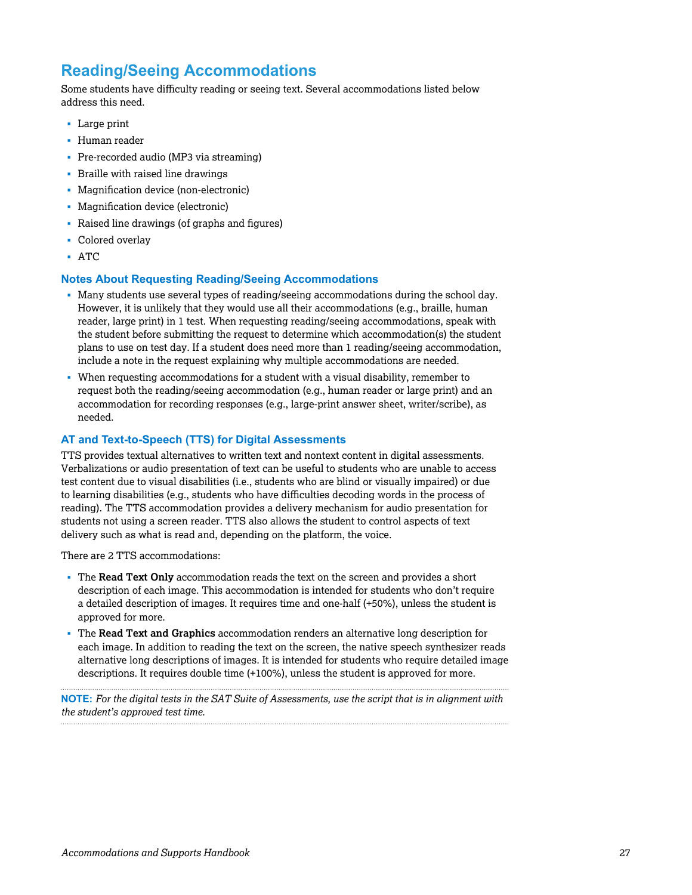## Reading/Seeing Accommodations

Some students have difficulty reading or seeing text. Several accommodations listed below address this need.

- Large print
- Human reader
- Pre-recorded audio (MP3 via streaming)
- Braille with raised line drawings
- Magnification device (non-electronic)
- Magnification device (electronic)
- Raised line drawings (of graphs and figures)
- Colored overlay
- ATC

### Notes About Requesting Reading/Seeing Accommodations

- Many students use several types of reading/seeing accommodations during the school day. However, it is unlikely that they would use all their accommodations (e.g., braille, human reader, large print) in 1 test. When requesting reading/seeing accommodations, speak with the student before submitting the request to determine which accommodation(s) the student plans to use on test day. If a student does need more than 1 reading/seeing accommodation, include a note in the request explaining why multiple accommodations are needed.
- When requesting accommodations for a student with a visual disability, remember to request both the reading/seeing accommodation (e.g., human reader or large print) and an accommodation for recording responses (e.g., large-print answer sheet, writer/scribe), as needed.

### AT and Text-to-Speech (TTS) for Digital Assessments

TTS provides textual alternatives to written text and nontext content in digital assessments. Verbalizations or audio presentation of text can be useful to students who are unable to access test content due to visual disabilities (i.e., students who are blind or visually impaired) or due to learning disabilities (e.g., students who have difficulties decoding words in the process of reading). The TTS accommodation provides a delivery mechanism for audio presentation for students not using a screen reader. TTS also allows the student to control aspects of text delivery such as what is read and, depending on the platform, the voice.

There are 2 TTS accommodations:

- The **Read Text Only** accommodation reads the text on the screen and provides a short description of each image. This accommodation is intended for students who don't require a detailed description of images. It requires time and one-half (+50%), unless the student is approved for more.
- The **Read Text and Graphics** accommodation renders an alternative long description for each image. In addition to reading the text on the screen, the native speech synthesizer reads alternative long descriptions of images. It is intended for students who require detailed image descriptions. It requires double time (+100%), unless the student is approved for more.

**NOTE:** *For the digital tests in the SAT Suite of Assessments, use the script that is in alignment with the student's approved test time.*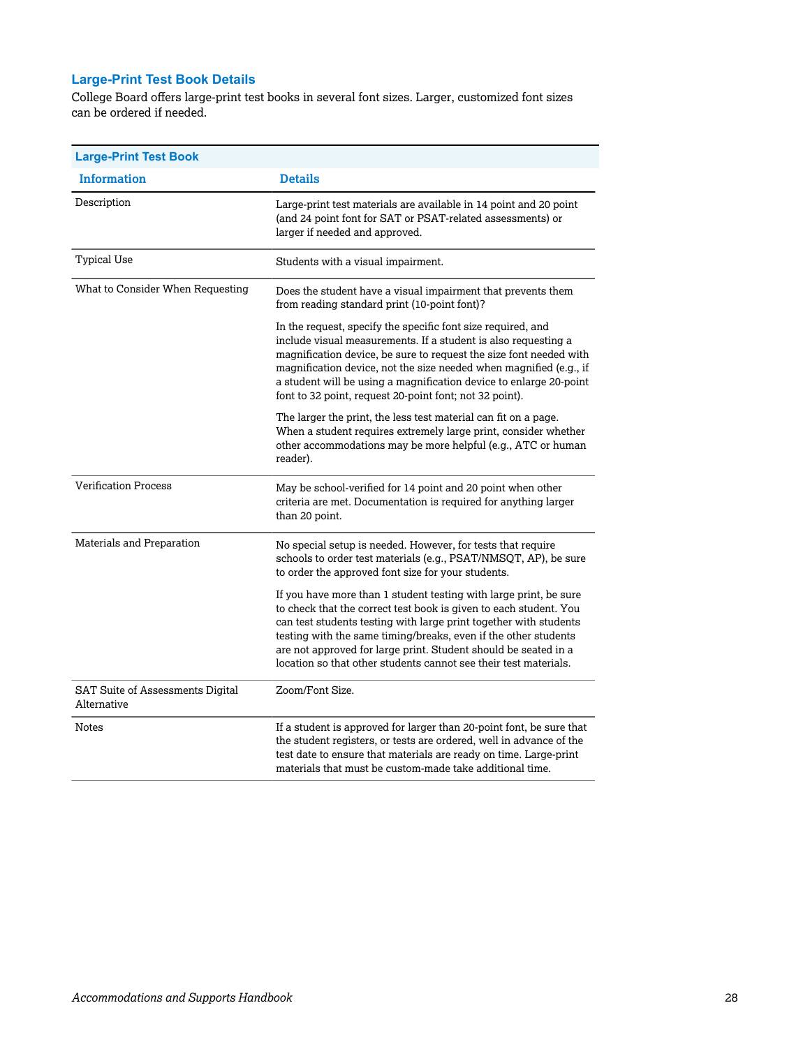### Large-Print Test Book Details

College Board offers large-print test books in several font sizes. Larger, customized font sizes can be ordered if needed.

| Large-Print Test Book | |
|---|---|
| **Information** | **Details** |
| Description | Large-print test materials are available in 14 point and 20 point (and 24 point font for SAT or PSAT-related assessments) or larger if needed and approved. |
| Typical Use | Students with a visual impairment. |
| What to Consider When Requesting | Does the student have a visual impairment that prevents them from reading standard print (10-point font)?<br><br>In the request, specify the specific font size required, and include visual measurements. If a student is also requesting a magnification device, be sure to request the size font needed with magnification device, not the size needed when magnified (e.g., if a student will be using a magnification device to enlarge 20-point font to 32 point, request 20-point font; not 32 point).<br><br>The larger the print, the less test material can fit on a page. When a student requires extremely large print, consider whether other accommodations may be more helpful (e.g., ATC or human reader). |
| Verification Process | May be school-verified for 14 point and 20 point when other criteria are met. Documentation is required for anything larger than 20 point. |
| Materials and Preparation | No special setup is needed. However, for tests that require schools to order test materials (e.g., PSAT/NMSQT, AP), be sure to order the approved font size for your students.<br><br>If you have more than 1 student testing with large print, be sure to check that the correct test book is given to each student. You can test students testing with large print together with students testing with the same timing/breaks, even if the other students are not approved for large print. Student should be seated in a location so that other students cannot see their test materials. |
| SAT Suite of Assessments Digital Alternative | Zoom/Font Size. |
| Notes | If a student is approved for larger than 20-point font, be sure that the student registers, or tests are ordered, well in advance of the test date to ensure that materials are ready on time. Large-print materials that must be custom-made take additional time. |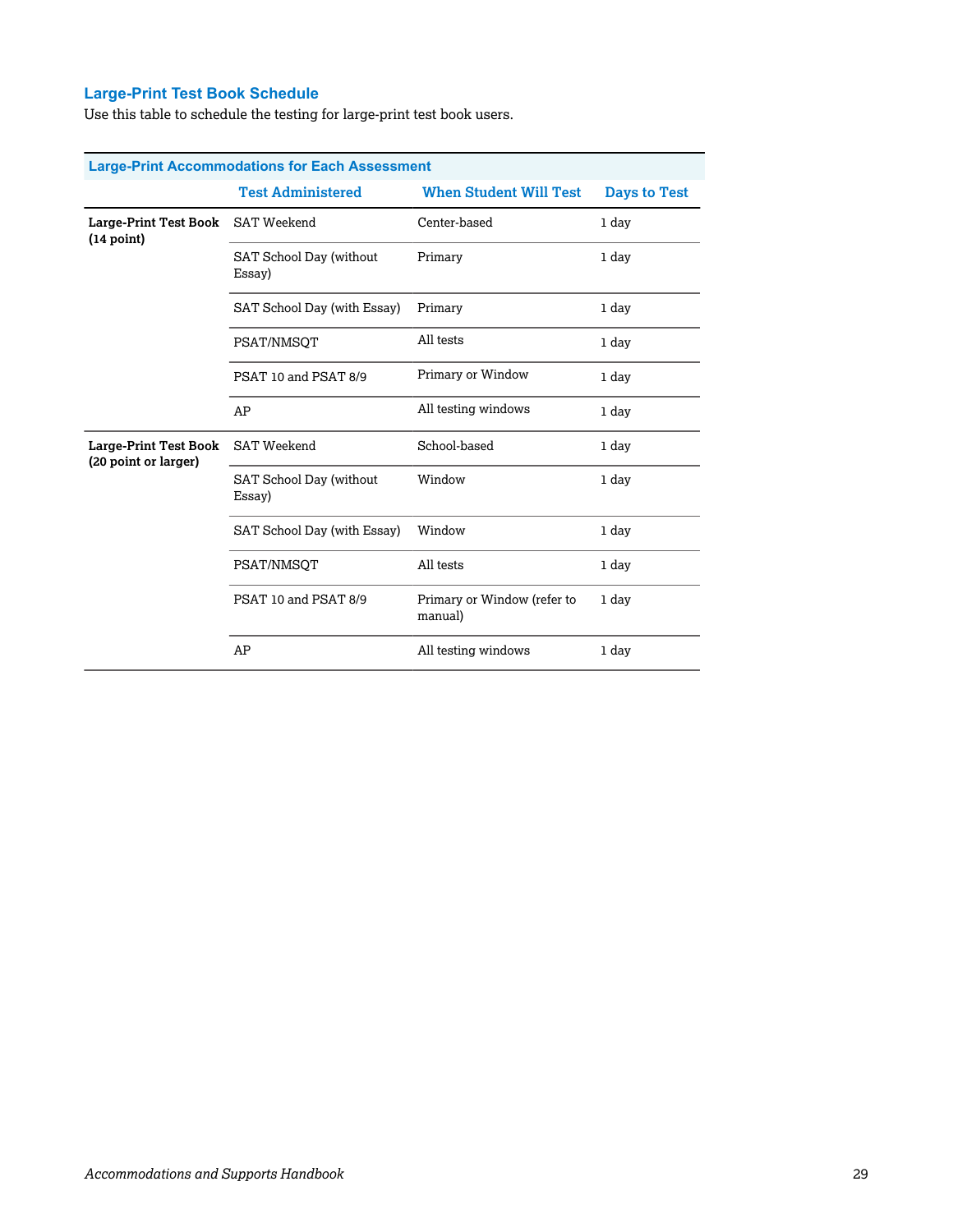### Large-Print Test Book Schedule

Use this table to schedule the testing for large-print test book users.

| Large-Print Accommodations for Each Assessment | | | |
|---|---|---|---|
| | **Test Administered** | **When Student Will Test** | **Days to Test** |
| **Large-Print Test Book (14 point)** | SAT Weekend | Center-based | 1 day |
| | SAT School Day (without Essay) | Primary | 1 day |
| | SAT School Day (with Essay) | Primary | 1 day |
| | PSAT/NMSQT | All tests | 1 day |
| | PSAT 10 and PSAT 8/9 | Primary or Window | 1 day |
| | AP | All testing windows | 1 day |
| **Large-Print Test Book (20 point or larger)** | SAT Weekend | School-based | 1 day |
| | SAT School Day (without Essay) | Window | 1 day |
| | SAT School Day (with Essay) | Window | 1 day |
| | PSAT/NMSQT | All tests | 1 day |
| | PSAT 10 and PSAT 8/9 | Primary or Window (refer to manual) | 1 day |
| | AP | All testing windows | 1 day |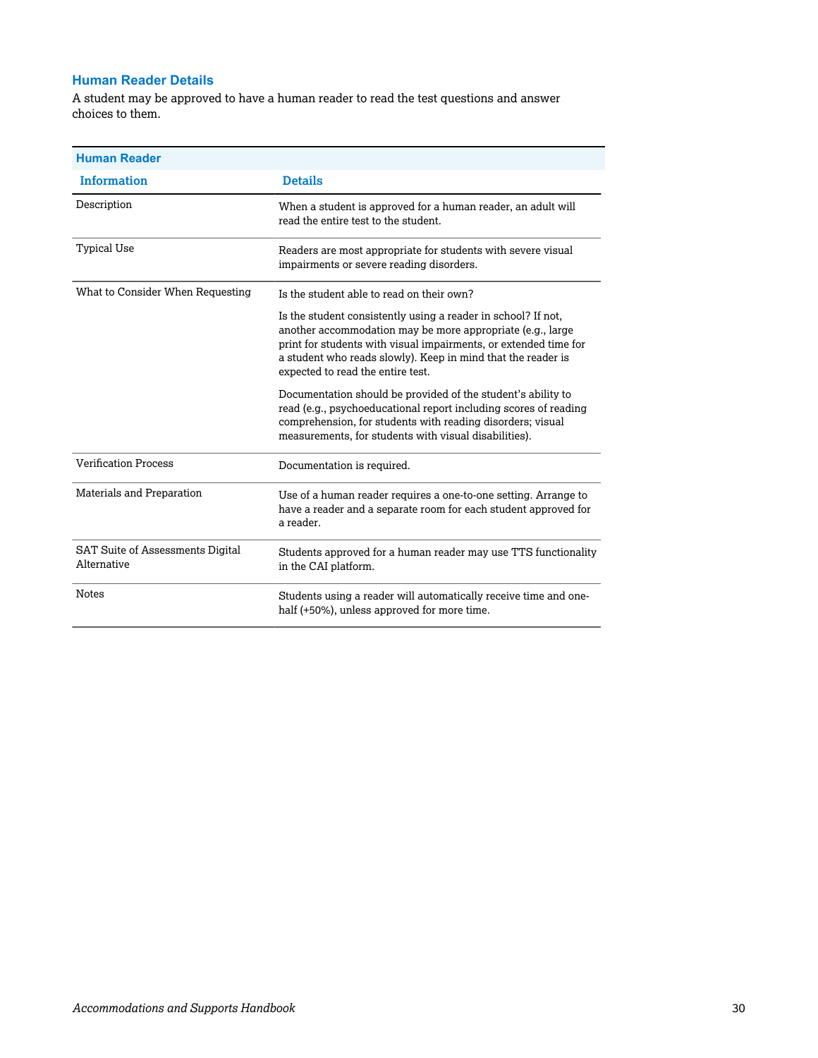## Human Reader Details

A student may be approved to have a human reader to read the test questions and answer choices to them.

| Human Reader | |
|---|---|
| **Information** | **Details** |
| Description | When a student is approved for a human reader, an adult will read the entire test to the student. |
| Typical Use | Readers are most appropriate for students with severe visual impairments or severe reading disorders. |
| What to Consider When Requesting | Is the student able to read on their own?<br><br>Is the student consistently using a reader in school? If not, another accommodation may be more appropriate (e.g., large print for students with visual impairments, or extended time for a student who reads slowly). Keep in mind that the reader is expected to read the entire test.<br><br>Documentation should be provided of the student's ability to read (e.g., psychoeducational report including scores of reading comprehension, for students with reading disorders; visual measurements, for students with visual disabilities). |
| Verification Process | Documentation is required. |
| Materials and Preparation | Use of a human reader requires a one-to-one setting. Arrange to have a reader and a separate room for each student approved for a reader. |
| SAT Suite of Assessments Digital Alternative | Students approved for a human reader may use TTS functionality in the CAI platform. |
| Notes | Students using a reader will automatically receive time and one-half (+50%), unless approved for more time. |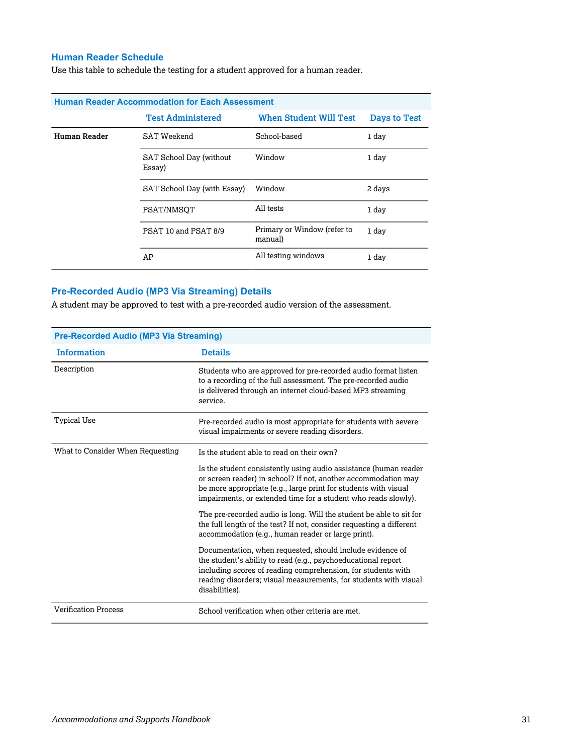### Human Reader Schedule

Use this table to schedule the testing for a student approved for a human reader.

| Human Reader Accommodation for Each Assessment | | | |
|---|---|---|---|
| | **Test Administered** | **When Student Will Test** | **Days to Test** |
| **Human Reader** | SAT Weekend | School-based | 1 day |
| | SAT School Day (without Essay) | Window | 1 day |
| | SAT School Day (with Essay) | Window | 2 days |
| | PSAT/NMSQT | All tests | 1 day |
| | PSAT 10 and PSAT 8/9 | Primary or Window (refer to manual) | 1 day |
| | AP | All testing windows | 1 day |

### Pre-Recorded Audio (MP3 Via Streaming) Details

A student may be approved to test with a pre-recorded audio version of the assessment.

| Pre-Recorded Audio (MP3 Via Streaming) | |
|---|---|
| **Information** | **Details** |
| Description | Students who are approved for pre-recorded audio format listen to a recording of the full assessment. The pre-recorded audio is delivered through an internet cloud-based MP3 streaming service. |
| Typical Use | Pre-recorded audio is most appropriate for students with severe visual impairments or severe reading disorders. |
| What to Consider When Requesting | Is the student able to read on their own?<br><br>Is the student consistently using audio assistance (human reader or screen reader) in school? If not, another accommodation may be more appropriate (e.g., large print for students with visual impairments, or extended time for a student who reads slowly).<br><br>The pre-recorded audio is long. Will the student be able to sit for the full length of the test? If not, consider requesting a different accommodation (e.g., human reader or large print).<br><br>Documentation, when requested, should include evidence of the student's ability to read (e.g., psychoeducational report including scores of reading comprehension, for students with reading disorders; visual measurements, for students with visual disabilities). |
| Verification Process | School verification when other criteria are met. |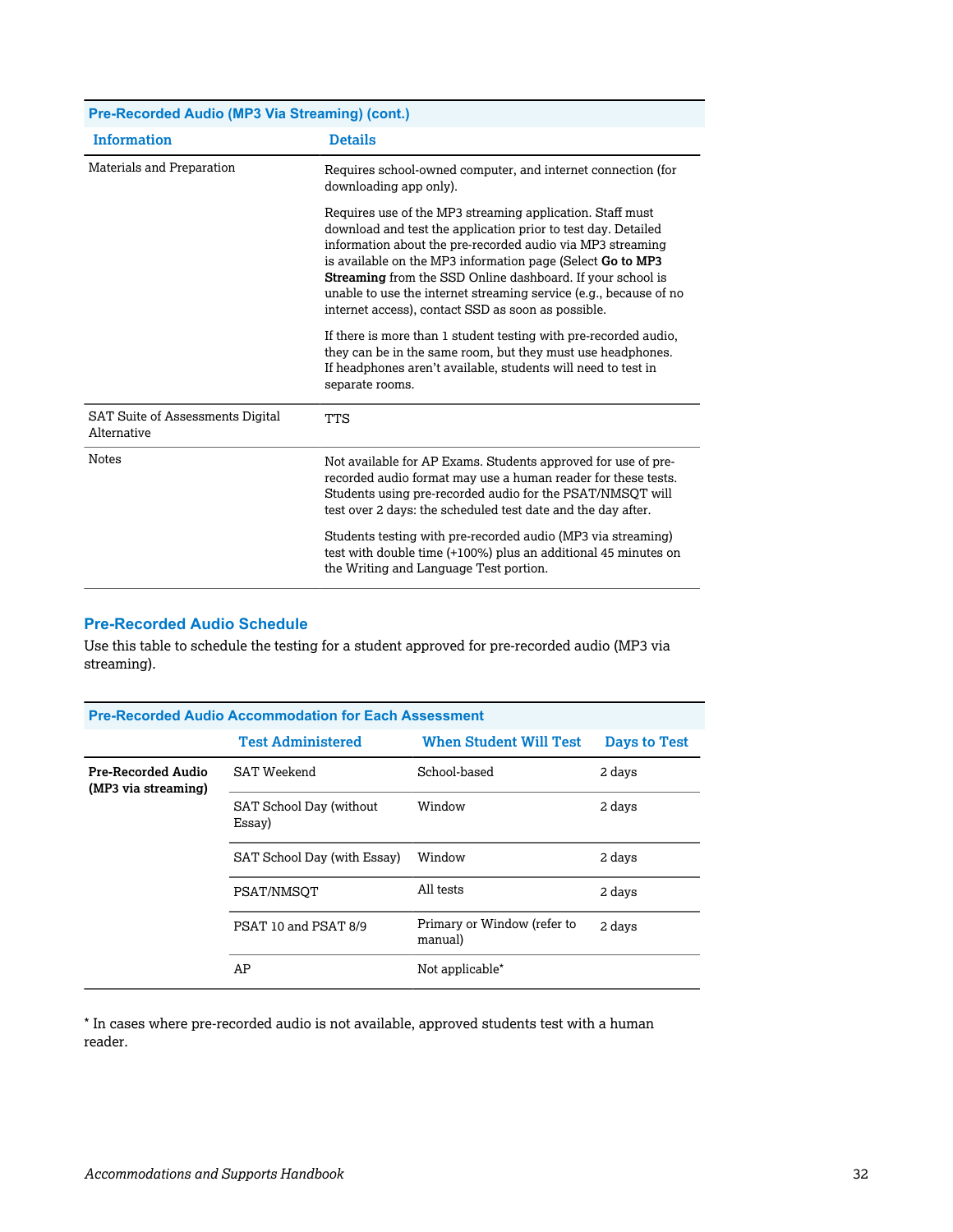| Pre-Recorded Audio (MP3 Via Streaming) (cont.) | |
|---|---|
| **Information** | **Details** |
| Materials and Preparation | Requires school-owned computer, and internet connection (for downloading app only).<br><br>Requires use of the MP3 streaming application. Staff must download and test the application prior to test day. Detailed information about the pre-recorded audio via MP3 streaming is available on the MP3 information page (Select **Go to MP3 Streaming** from the SSD Online dashboard. If your school is unable to use the internet streaming service (e.g., because of no internet access), contact SSD as soon as possible.<br><br>If there is more than 1 student testing with pre-recorded audio, they can be in the same room, but they must use headphones. If headphones aren't available, students will need to test in separate rooms. |
| SAT Suite of Assessments Digital Alternative | TTS |
| Notes | Not available for AP Exams. Students approved for use of pre-recorded audio format may use a human reader for these tests. Students using pre-recorded audio for the PSAT/NMSQT will test over 2 days: the scheduled test date and the day after.<br><br>Students testing with pre-recorded audio (MP3 via streaming) test with double time (+100%) plus an additional 45 minutes on the Writing and Language Test portion. |

## Pre-Recorded Audio Schedule

Use this table to schedule the testing for a student approved for pre-recorded audio (MP3 via streaming).

| Pre-Recorded Audio Accommodation for Each Assessment | | | |
|---|---|---|---|
| | **Test Administered** | **When Student Will Test** | **Days to Test** |
| **Pre-Recorded Audio (MP3 via streaming)** | SAT Weekend | School-based | 2 days |
| | SAT School Day (without Essay) | Window | 2 days |
| | SAT School Day (with Essay) | Window | 2 days |
| | PSAT/NMSQT | All tests | 2 days |
| | PSAT 10 and PSAT 8/9 | Primary or Window (refer to manual) | 2 days |
| | AP | Not applicable* | |

* In cases where pre-recorded audio is not available, approved students test with a human reader.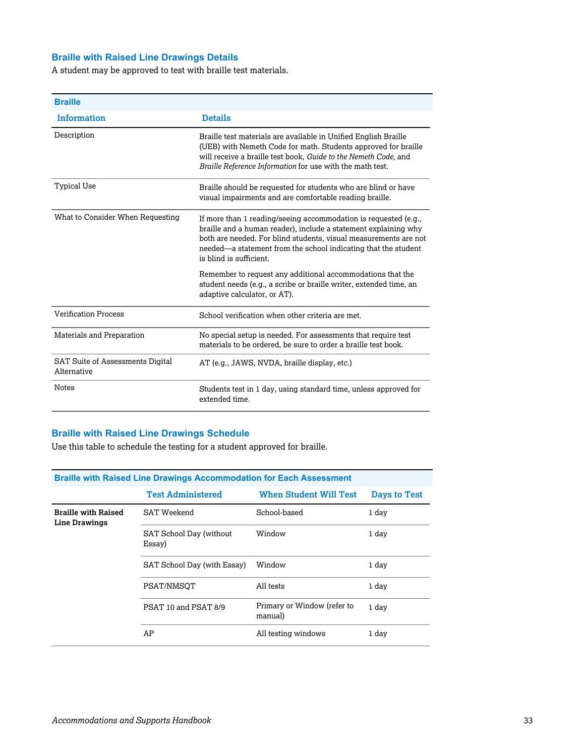## Braille with Raised Line Drawings Details

A student may be approved to test with braille test materials.

| Braille | |
|---|---|
| **Information** | **Details** |
| Description | Braille test materials are available in Unified English Braille (UEB) with Nemeth Code for math. Students approved for braille will receive a braille test book, *Guide to the Nemeth Code*, and *Braille Reference Information* for use with the math test. |
| Typical Use | Braille should be requested for students who are blind or have visual impairments and are comfortable reading braille. |
| What to Consider When Requesting | If more than 1 reading/seeing accommodation is requested (e.g., braille and a human reader), include a statement explaining why both are needed. For blind students, visual measurements are not needed—a statement from the school indicating that the student is blind is sufficient.<br><br>Remember to request any additional accommodations that the student needs (e.g., a scribe or braille writer, extended time, an adaptive calculator, or AT). |
| Verification Process | School verification when other criteria are met. |
| Materials and Preparation | No special setup is needed. For assessments that require test materials to be ordered, be sure to order a braille test book. |
| SAT Suite of Assessments Digital Alternative | AT (e.g., JAWS, NVDA, braille display, etc.) |
| Notes | Students test in 1 day, using standard time, unless approved for extended time. |

## Braille with Raised Line Drawings Schedule

Use this table to schedule the testing for a student approved for braille.

| Braille with Raised Line Drawings Accommodation for Each Assessment | | | |
|---|---|---|---|
| | **Test Administered** | **When Student Will Test** | **Days to Test** |
| **Braille with Raised Line Drawings** | SAT Weekend | School-based | 1 day |
| | SAT School Day (without Essay) | Window | 1 day |
| | SAT School Day (with Essay) | Window | 1 day |
| | PSAT/NMSQT | All tests | 1 day |
| | PSAT 10 and PSAT 8/9 | Primary or Window (refer to manual) | 1 day |
| | AP | All testing windows | 1 day |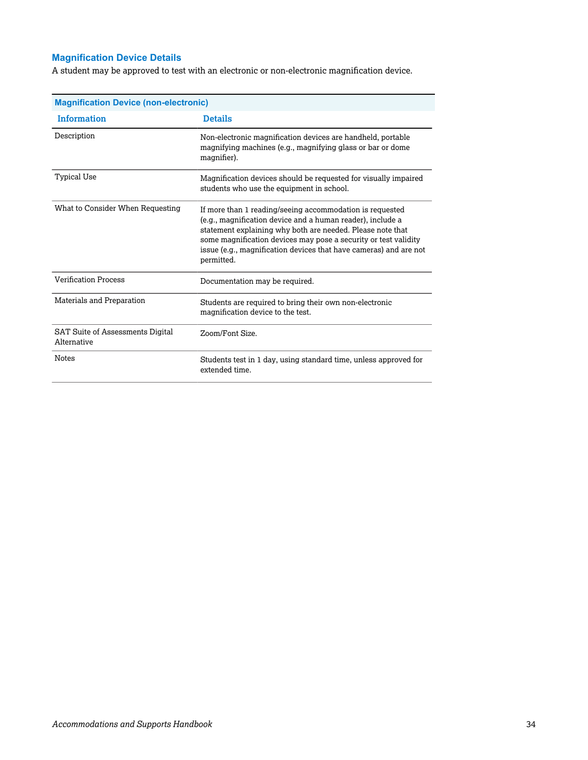### Magnification Device Details

A student may be approved to test with an electronic or non-electronic magnification device.

**Magnification Device (non-electronic)**

| Information | Details |
| --- | --- |
| Description | Non-electronic magnification devices are handheld, portable magnifying machines (e.g., magnifying glass or bar or dome magnifier). |
| Typical Use | Magnification devices should be requested for visually impaired students who use the equipment in school. |
| What to Consider When Requesting | If more than 1 reading/seeing accommodation is requested (e.g., magnification device and a human reader), include a statement explaining why both are needed. Please note that some magnification devices may pose a security or test validity issue (e.g., magnification devices that have cameras) and are not permitted. |
| Verification Process | Documentation may be required. |
| Materials and Preparation | Students are required to bring their own non-electronic magnification device to the test. |
| SAT Suite of Assessments Digital Alternative | Zoom/Font Size. |
| Notes | Students test in 1 day, using standard time, unless approved for extended time. |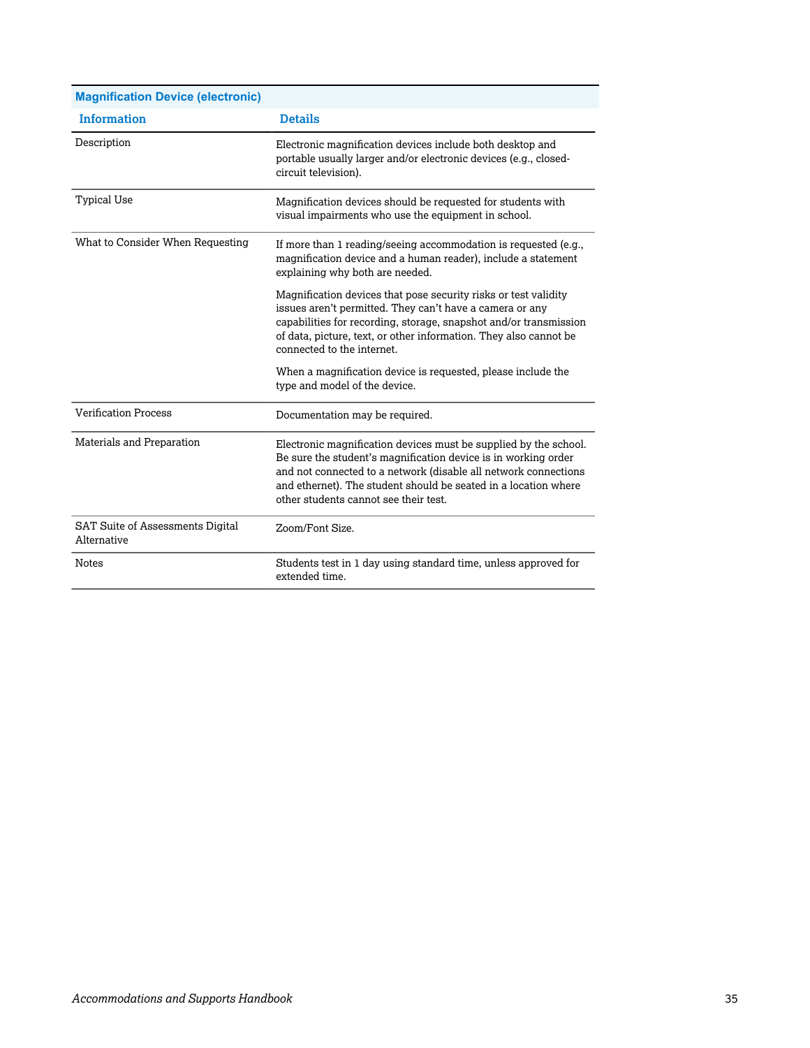| Magnification Device (electronic) | |
|---|---|
| **Information** | **Details** |
| Description | Electronic magnification devices include both desktop and portable usually larger and/or electronic devices (e.g., closed-circuit television). |
| Typical Use | Magnification devices should be requested for students with visual impairments who use the equipment in school. |
| What to Consider When Requesting | If more than 1 reading/seeing accommodation is requested (e.g., magnification device and a human reader), include a statement explaining why both are needed.<br><br>Magnification devices that pose security risks or test validity issues aren't permitted. They can't have a camera or any capabilities for recording, storage, snapshot and/or transmission of data, picture, text, or other information. They also cannot be connected to the internet.<br><br>When a magnification device is requested, please include the type and model of the device. |
| Verification Process | Documentation may be required. |
| Materials and Preparation | Electronic magnification devices must be supplied by the school. Be sure the student's magnification device is in working order and not connected to a network (disable all network connections and ethernet). The student should be seated in a location where other students cannot see their test. |
| SAT Suite of Assessments Digital Alternative | Zoom/Font Size. |
| Notes | Students test in 1 day using standard time, unless approved for extended time. |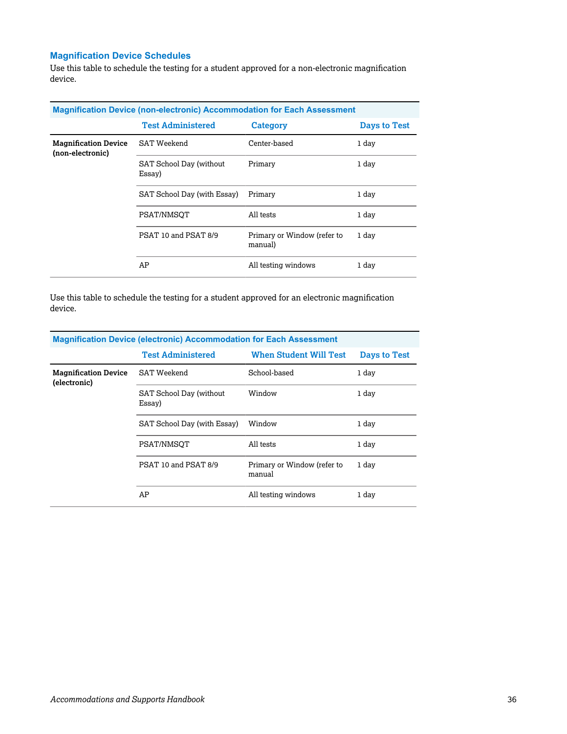### Magnification Device Schedules

Use this table to schedule the testing for a student approved for a non-electronic magnification device.

**Magnification Device (non-electronic) Accommodation for Each Assessment**

| | Test Administered | Category | Days to Test |
|---|---|---|---|
| **Magnification Device (non-electronic)** | SAT Weekend | Center-based | 1 day |
| | SAT School Day (without Essay) | Primary | 1 day |
| | SAT School Day (with Essay) | Primary | 1 day |
| | PSAT/NMSQT | All tests | 1 day |
| | PSAT 10 and PSAT 8/9 | Primary or Window (refer to manual) | 1 day |
| | AP | All testing windows | 1 day |

Use this table to schedule the testing for a student approved for an electronic magnification device.

**Magnification Device (electronic) Accommodation for Each Assessment**

| | Test Administered | When Student Will Test | Days to Test |
|---|---|---|---|
| **Magnification Device (electronic)** | SAT Weekend | School-based | 1 day |
| | SAT School Day (without Essay) | Window | 1 day |
| | SAT School Day (with Essay) | Window | 1 day |
| | PSAT/NMSQT | All tests | 1 day |
| | PSAT 10 and PSAT 8/9 | Primary or Window (refer to manual | 1 day |
| | AP | All testing windows | 1 day |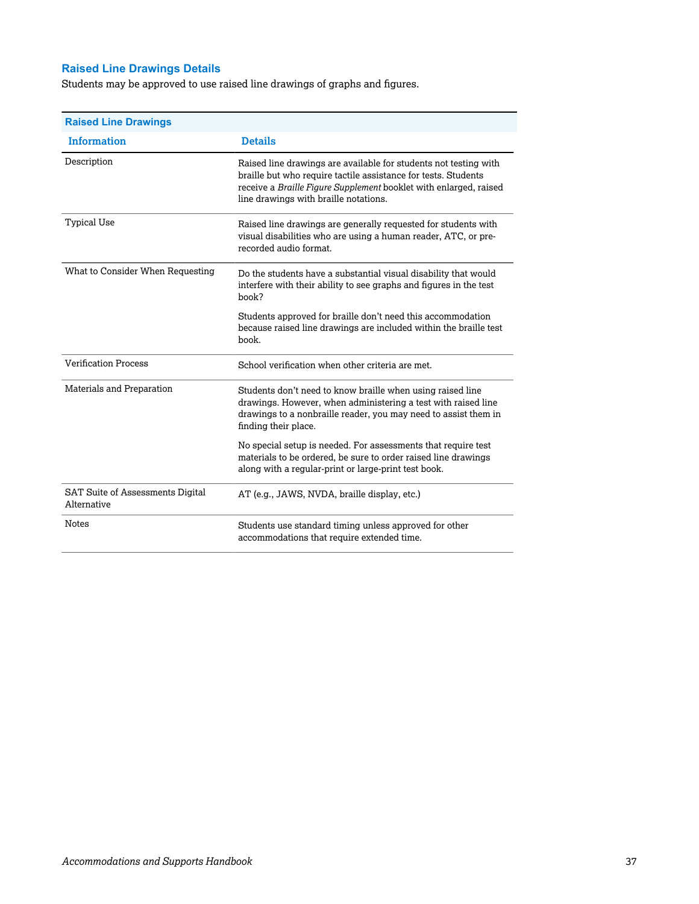### Raised Line Drawings Details

Students may be approved to use raised line drawings of graphs and figures.

| Raised Line Drawings | |
|---|---|
| **Information** | **Details** |
| Description | Raised line drawings are available for students not testing with braille but who require tactile assistance for tests. Students receive a *Braille Figure Supplement* booklet with enlarged, raised line drawings with braille notations. |
| Typical Use | Raised line drawings are generally requested for students with visual disabilities who are using a human reader, ATC, or pre-recorded audio format. |
| What to Consider When Requesting | Do the students have a substantial visual disability that would interfere with their ability to see graphs and figures in the test book?<br><br>Students approved for braille don't need this accommodation because raised line drawings are included within the braille test book. |
| Verification Process | School verification when other criteria are met. |
| Materials and Preparation | Students don't need to know braille when using raised line drawings. However, when administering a test with raised line drawings to a nonbraille reader, you may need to assist them in finding their place.<br><br>No special setup is needed. For assessments that require test materials to be ordered, be sure to order raised line drawings along with a regular-print or large-print test book. |
| SAT Suite of Assessments Digital Alternative | AT (e.g., JAWS, NVDA, braille display, etc.) |
| Notes | Students use standard timing unless approved for other accommodations that require extended time. |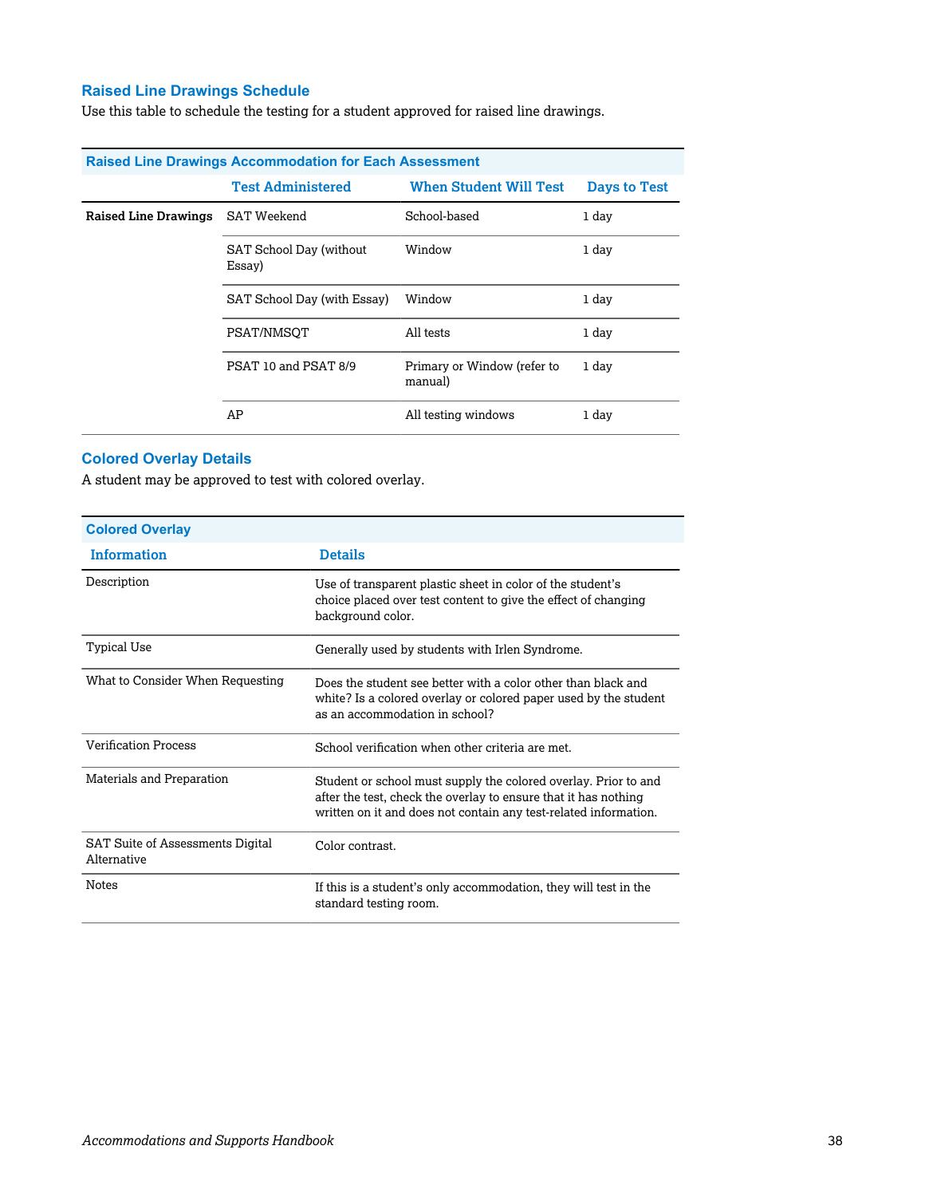### Raised Line Drawings Schedule

Use this table to schedule the testing for a student approved for raised line drawings.

| Raised Line Drawings Accommodation for Each Assessment | | | |
|---|---|---|---|
| | **Test Administered** | **When Student Will Test** | **Days to Test** |
| **Raised Line Drawings** | SAT Weekend | School-based | 1 day |
| | SAT School Day (without Essay) | Window | 1 day |
| | SAT School Day (with Essay) | Window | 1 day |
| | PSAT/NMSQT | All tests | 1 day |
| | PSAT 10 and PSAT 8/9 | Primary or Window (refer to manual) | 1 day |
| | AP | All testing windows | 1 day |

### Colored Overlay Details

A student may be approved to test with colored overlay.

| Colored Overlay | |
|---|---|
| **Information** | **Details** |
| Description | Use of transparent plastic sheet in color of the student's choice placed over test content to give the effect of changing background color. |
| Typical Use | Generally used by students with Irlen Syndrome. |
| What to Consider When Requesting | Does the student see better with a color other than black and white? Is a colored overlay or colored paper used by the student as an accommodation in school? |
| Verification Process | School verification when other criteria are met. |
| Materials and Preparation | Student or school must supply the colored overlay. Prior to and after the test, check the overlay to ensure that it has nothing written on it and does not contain any test-related information. |
| SAT Suite of Assessments Digital Alternative | Color contrast. |
| Notes | If this is a student's only accommodation, they will test in the standard testing room. |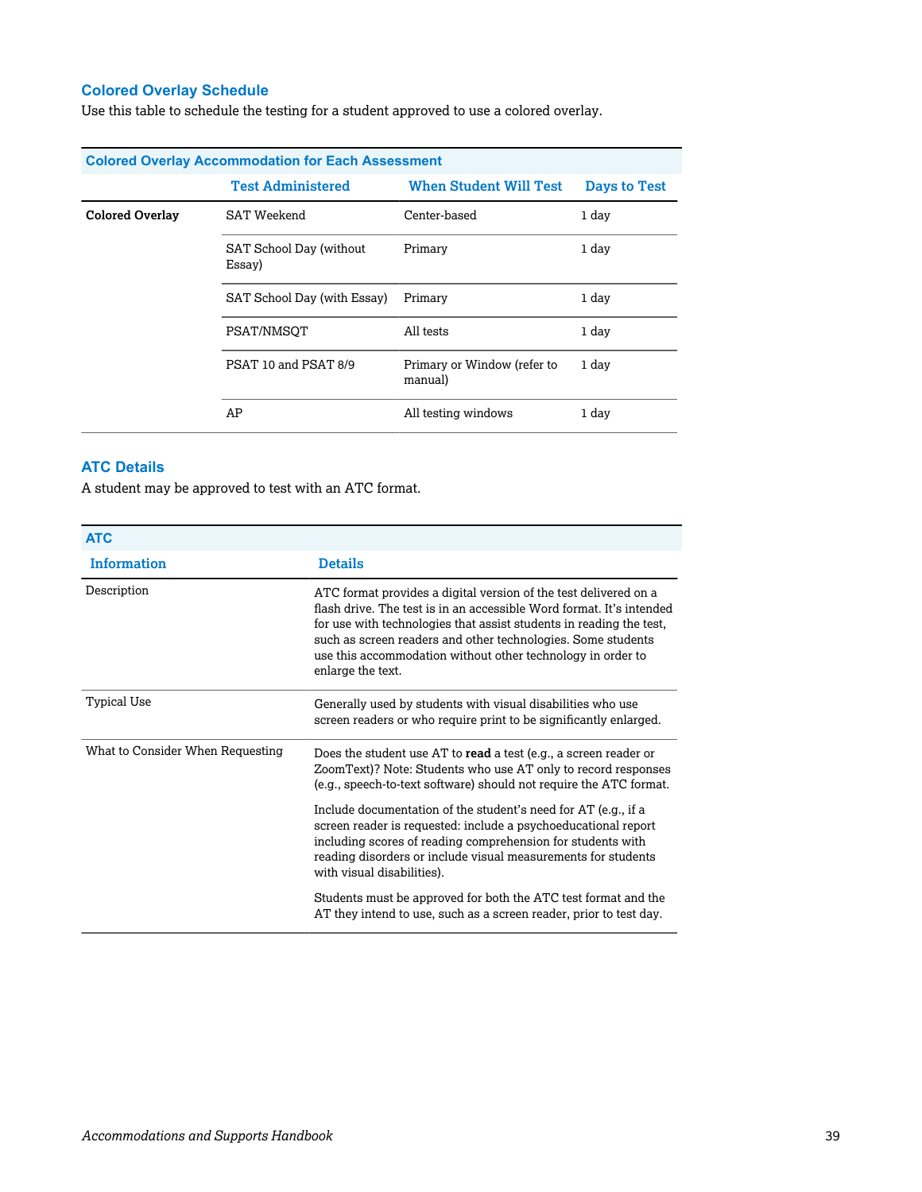### Colored Overlay Schedule

Use this table to schedule the testing for a student approved to use a colored overlay.

| Colored Overlay Accommodation for Each Assessment | | | |
|---|---|---|---|
| | Test Administered | When Student Will Test | Days to Test |
| **Colored Overlay** | SAT Weekend | Center-based | 1 day |
| | SAT School Day (without Essay) | Primary | 1 day |
| | SAT School Day (with Essay) | Primary | 1 day |
| | PSAT/NMSQT | All tests | 1 day |
| | PSAT 10 and PSAT 8/9 | Primary or Window (refer to manual) | 1 day |
| | AP | All testing windows | 1 day |

### ATC Details

A student may be approved to test with an ATC format.

| ATC | |
|---|---|
| Information | Details |
| Description | ATC format provides a digital version of the test delivered on a flash drive. The test is in an accessible Word format. It's intended for use with technologies that assist students in reading the test, such as screen readers and other technologies. Some students use this accommodation without other technology in order to enlarge the text. |
| Typical Use | Generally used by students with visual disabilities who use screen readers or who require print to be significantly enlarged. |
| What to Consider When Requesting | Does the student use AT to **read** a test (e.g., a screen reader or ZoomText)? Note: Students who use AT only to record responses (e.g., speech-to-text software) should not require the ATC format.<br><br>Include documentation of the student's need for AT (e.g., if a screen reader is requested: include a psychoeducational report including scores of reading comprehension for students with reading disorders or include visual measurements for students with visual disabilities).<br><br>Students must be approved for both the ATC test format and the AT they intend to use, such as a screen reader, prior to test day. |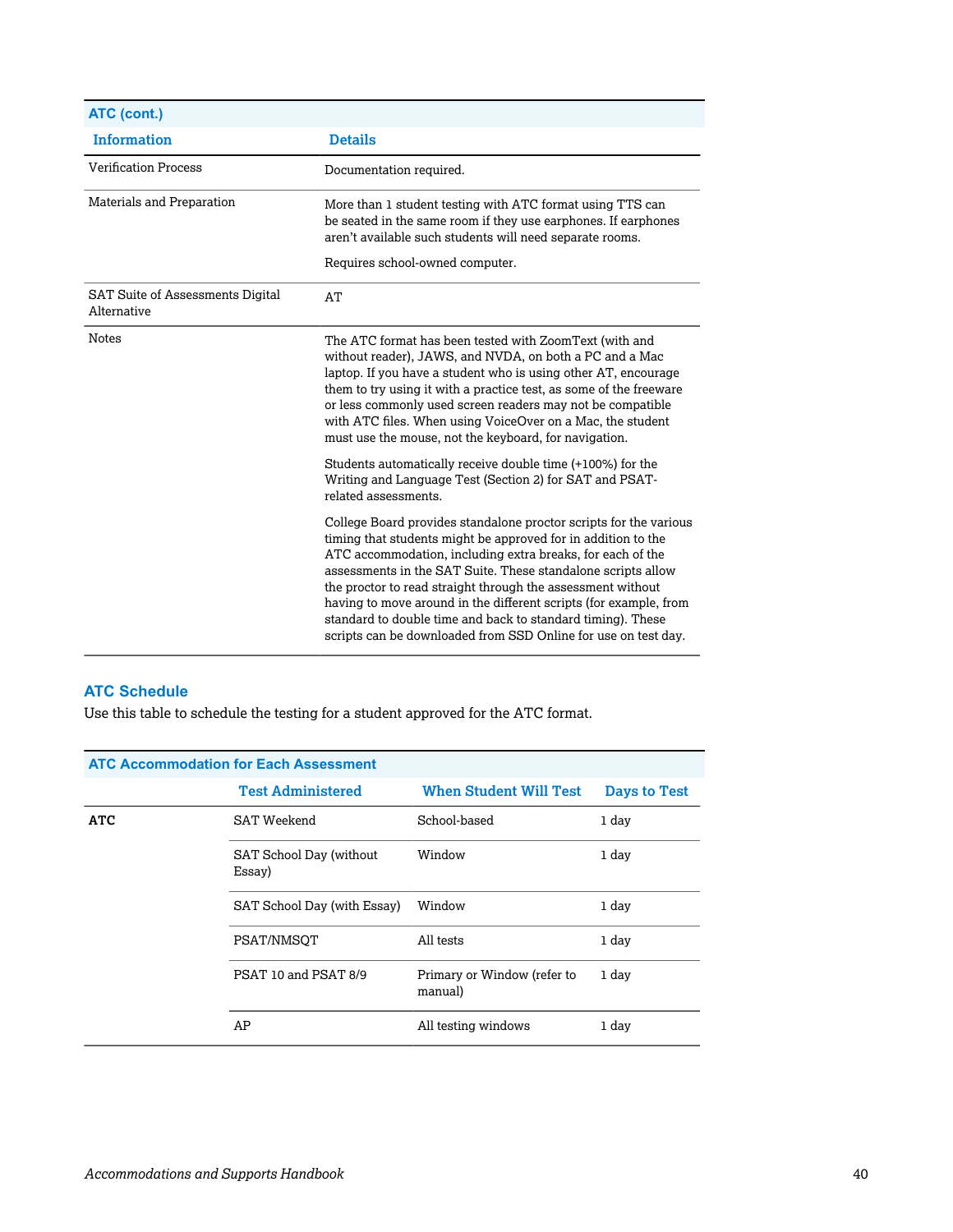| ATC (cont.) | |
|---|---|
| **Information** | **Details** |
| Verification Process | Documentation required. |
| Materials and Preparation | More than 1 student testing with ATC format using TTS can be seated in the same room if they use earphones. If earphones aren't available such students will need separate rooms.<br><br>Requires school-owned computer. |
| SAT Suite of Assessments Digital Alternative | AT |
| Notes | The ATC format has been tested with ZoomText (with and without reader), JAWS, and NVDA, on both a PC and a Mac laptop. If you have a student who is using other AT, encourage them to try using it with a practice test, as some of the freeware or less commonly used screen readers may not be compatible with ATC files. When using VoiceOver on a Mac, the student must use the mouse, not the keyboard, for navigation.<br><br>Students automatically receive double time (+100%) for the Writing and Language Test (Section 2) for SAT and PSAT-related assessments.<br><br>College Board provides standalone proctor scripts for the various timing that students might be approved for in addition to the ATC accommodation, including extra breaks, for each of the assessments in the SAT Suite. These standalone scripts allow the proctor to read straight through the assessment without having to move around in the different scripts (for example, from standard to double time and back to standard timing). These scripts can be downloaded from SSD Online for use on test day. |

## ATC Schedule

Use this table to schedule the testing for a student approved for the ATC format.

| ATC Accommodation for Each Assessment | | | |
|---|---|---|---|
| | **Test Administered** | **When Student Will Test** | **Days to Test** |
| **ATC** | SAT Weekend | School-based | 1 day |
| | SAT School Day (without Essay) | Window | 1 day |
| | SAT School Day (with Essay) | Window | 1 day |
| | PSAT/NMSQT | All tests | 1 day |
| | PSAT 10 and PSAT 8/9 | Primary or Window (refer to manual) | 1 day |
| | AP | All testing windows | 1 day |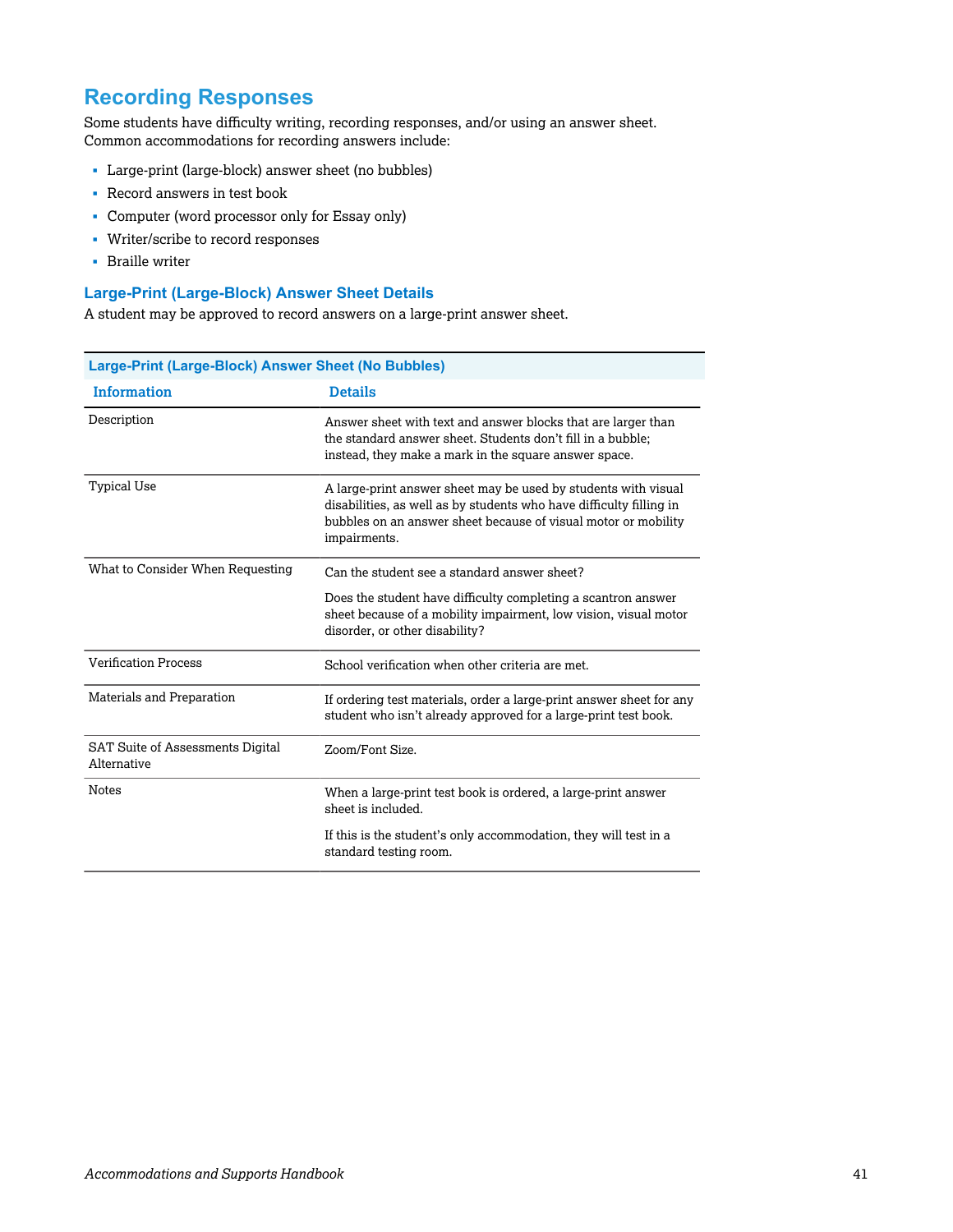## Recording Responses

Some students have difficulty writing, recording responses, and/or using an answer sheet. Common accommodations for recording answers include:

- Large-print (large-block) answer sheet (no bubbles)
- Record answers in test book
- Computer (word processor only for Essay only)
- Writer/scribe to record responses
- Braille writer

### Large-Print (Large-Block) Answer Sheet Details

A student may be approved to record answers on a large-print answer sheet.

| Large-Print (Large-Block) Answer Sheet (No Bubbles) | |
|---|---|
| **Information** | **Details** |
| Description | Answer sheet with text and answer blocks that are larger than the standard answer sheet. Students don't fill in a bubble; instead, they make a mark in the square answer space. |
| Typical Use | A large-print answer sheet may be used by students with visual disabilities, as well as by students who have difficulty filling in bubbles on an answer sheet because of visual motor or mobility impairments. |
| What to Consider When Requesting | Can the student see a standard answer sheet?<br><br>Does the student have difficulty completing a scantron answer sheet because of a mobility impairment, low vision, visual motor disorder, or other disability? |
| Verification Process | School verification when other criteria are met. |
| Materials and Preparation | If ordering test materials, order a large-print answer sheet for any student who isn't already approved for a large-print test book. |
| SAT Suite of Assessments Digital Alternative | Zoom/Font Size. |
| Notes | When a large-print test book is ordered, a large-print answer sheet is included.<br><br>If this is the student's only accommodation, they will test in a standard testing room. |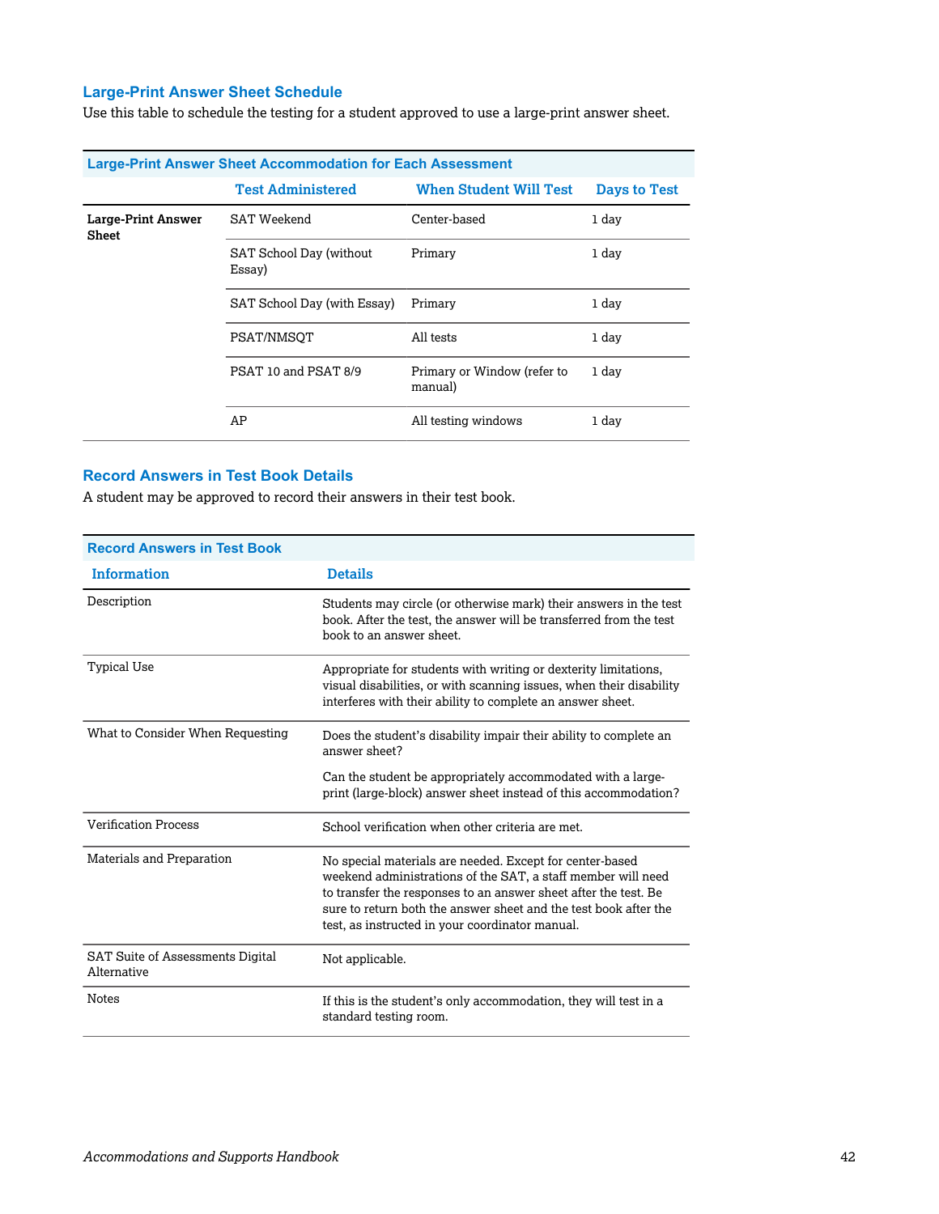## Large-Print Answer Sheet Schedule

Use this table to schedule the testing for a student approved to use a large-print answer sheet.

| Large-Print Answer Sheet Accommodation for Each Assessment | | | |
|---|---|---|---|
| | Test Administered | When Student Will Test | Days to Test |
| **Large-Print Answer Sheet** | SAT Weekend | Center-based | 1 day |
| | SAT School Day (without Essay) | Primary | 1 day |
| | SAT School Day (with Essay) | Primary | 1 day |
| | PSAT/NMSQT | All tests | 1 day |
| | PSAT 10 and PSAT 8/9 | Primary or Window (refer to manual) | 1 day |
| | AP | All testing windows | 1 day |

## Record Answers in Test Book Details

A student may be approved to record their answers in their test book.

| Record Answers in Test Book | |
|---|---|
| Information | Details |
| Description | Students may circle (or otherwise mark) their answers in the test book. After the test, the answer will be transferred from the test book to an answer sheet. |
| Typical Use | Appropriate for students with writing or dexterity limitations, visual disabilities, or with scanning issues, when their disability interferes with their ability to complete an answer sheet. |
| What to Consider When Requesting | Does the student's disability impair their ability to complete an answer sheet?<br><br>Can the student be appropriately accommodated with a large-print (large-block) answer sheet instead of this accommodation? |
| Verification Process | School verification when other criteria are met. |
| Materials and Preparation | No special materials are needed. Except for center-based weekend administrations of the SAT, a staff member will need to transfer the responses to an answer sheet after the test. Be sure to return both the answer sheet and the test book after the test, as instructed in your coordinator manual. |
| SAT Suite of Assessments Digital Alternative | Not applicable. |
| Notes | If this is the student's only accommodation, they will test in a standard testing room. |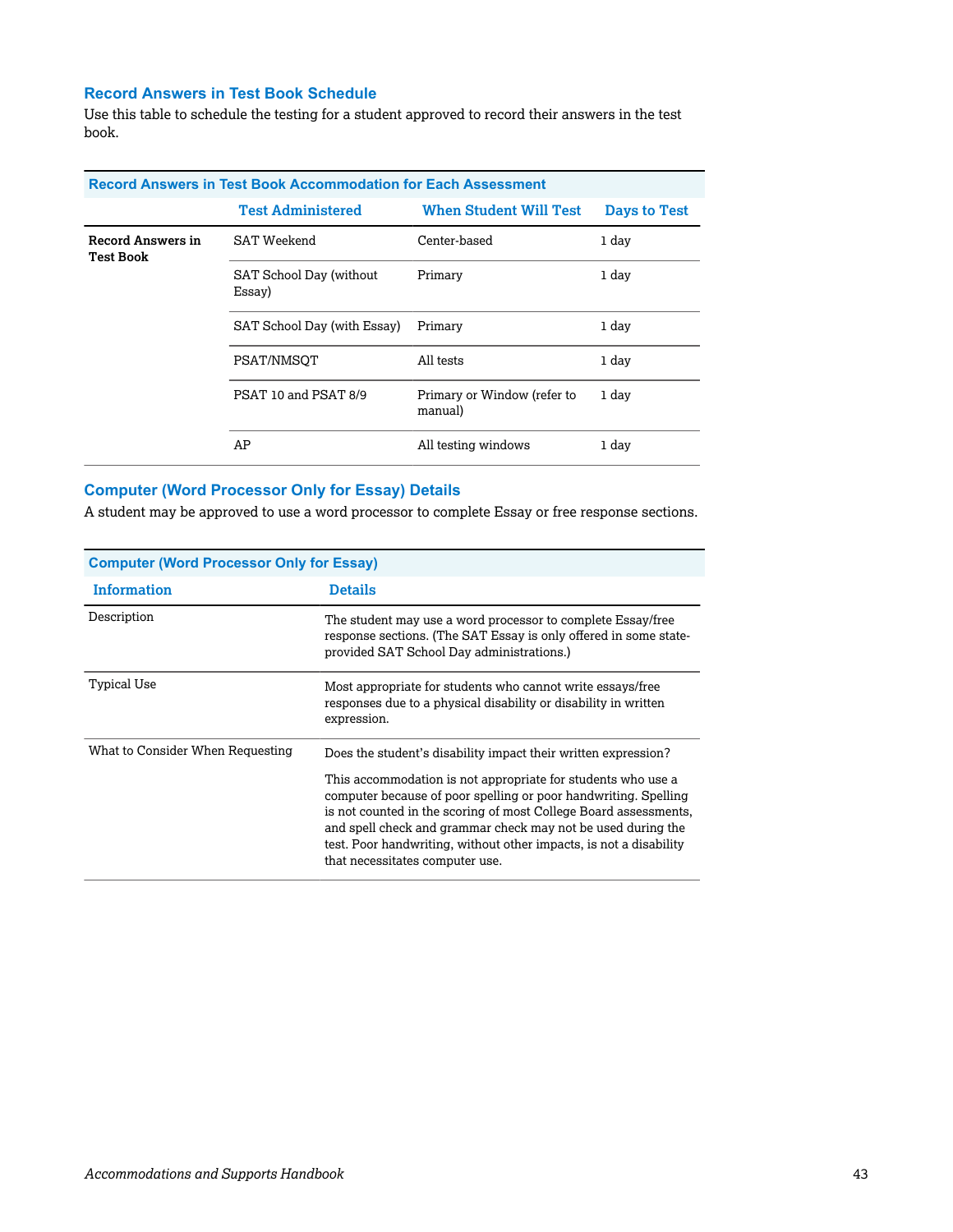### Record Answers in Test Book Schedule

Use this table to schedule the testing for a student approved to record their answers in the test book.

| Record Answers in Test Book Accommodation for Each Assessment | | | |
|---|---|---|---|
| | Test Administered | When Student Will Test | Days to Test |
| **Record Answers in Test Book** | SAT Weekend | Center-based | 1 day |
| | SAT School Day (without Essay) | Primary | 1 day |
| | SAT School Day (with Essay) | Primary | 1 day |
| | PSAT/NMSQT | All tests | 1 day |
| | PSAT 10 and PSAT 8/9 | Primary or Window (refer to manual) | 1 day |
| | AP | All testing windows | 1 day |

### Computer (Word Processor Only for Essay) Details

A student may be approved to use a word processor to complete Essay or free response sections.

| Computer (Word Processor Only for Essay) | |
|---|---|
| Information | Details |
| Description | The student may use a word processor to complete Essay/free response sections. (The SAT Essay is only offered in some state-provided SAT School Day administrations.) |
| Typical Use | Most appropriate for students who cannot write essays/free responses due to a physical disability or disability in written expression. |
| What to Consider When Requesting | Does the student's disability impact their written expression?<br><br>This accommodation is not appropriate for students who use a computer because of poor spelling or poor handwriting. Spelling is not counted in the scoring of most College Board assessments, and spell check and grammar check may not be used during the test. Poor handwriting, without other impacts, is not a disability that necessitates computer use. |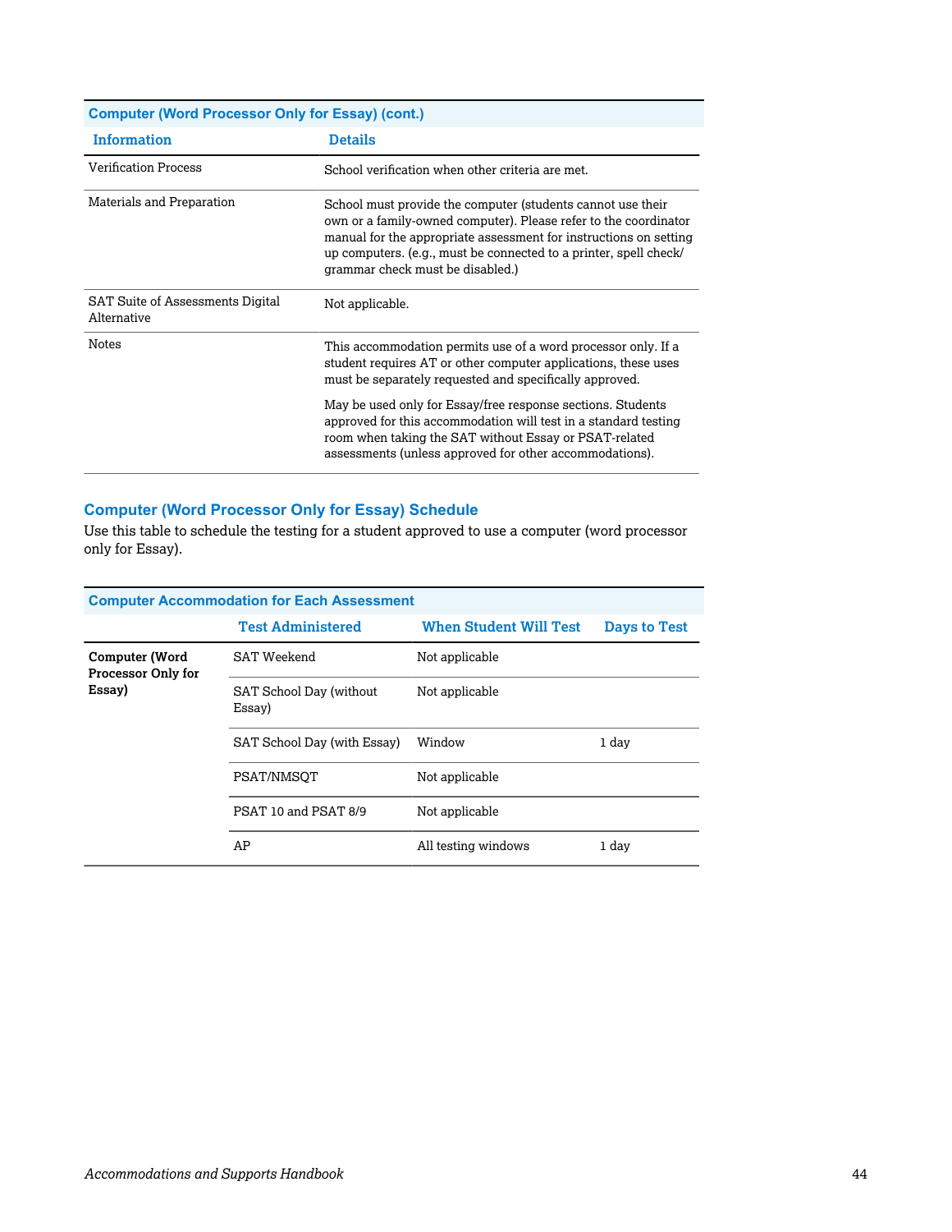| Computer (Word Processor Only for Essay) (cont.) | |
|---|---|
| **Information** | **Details** |
| Verification Process | School verification when other criteria are met. |
| Materials and Preparation | School must provide the computer (students cannot use their own or a family-owned computer). Please refer to the coordinator manual for the appropriate assessment for instructions on setting up computers. (e.g., must be connected to a printer, spell check/ grammar check must be disabled.) |
| SAT Suite of Assessments Digital Alternative | Not applicable. |
| Notes | This accommodation permits use of a word processor only. If a student requires AT or other computer applications, these uses must be separately requested and specifically approved.<br><br>May be used only for Essay/free response sections. Students approved for this accommodation will test in a standard testing room when taking the SAT without Essay or PSAT-related assessments (unless approved for other accommodations). |

### Computer (Word Processor Only for Essay) Schedule

Use this table to schedule the testing for a student approved to use a computer (word processor only for Essay).

| Computer Accommodation for Each Assessment | | | |
|---|---|---|---|
| | **Test Administered** | **When Student Will Test** | **Days to Test** |
| **Computer (Word Processor Only for Essay)** | SAT Weekend | Not applicable | |
| | SAT School Day (without Essay) | Not applicable | |
| | SAT School Day (with Essay) | Window | 1 day |
| | PSAT/NMSQT | Not applicable | |
| | PSAT 10 and PSAT 8/9 | Not applicable | |
| | AP | All testing windows | 1 day |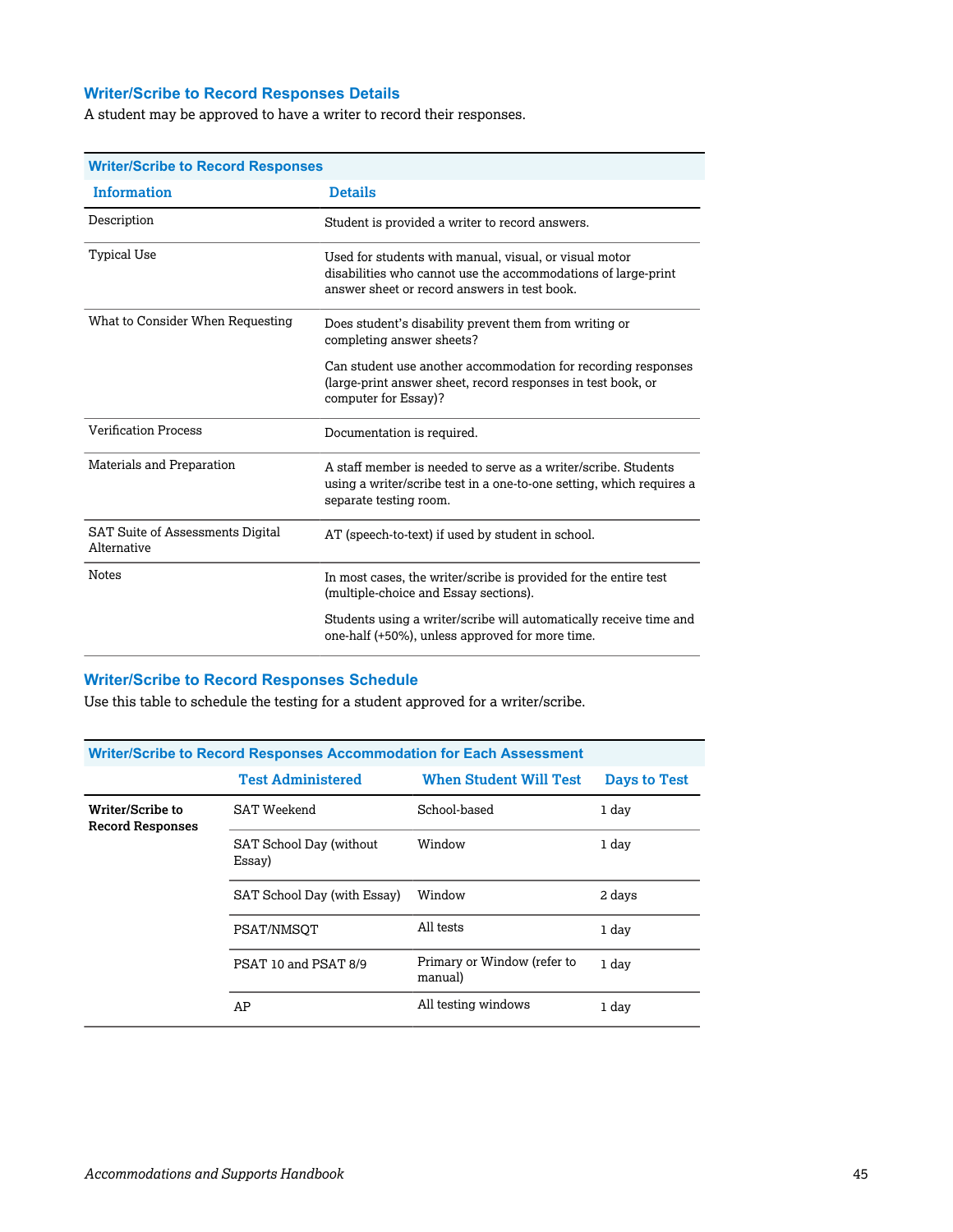### Writer/Scribe to Record Responses Details

A student may be approved to have a writer to record their responses.

| Writer/Scribe to Record Responses | |
|---|---|
| **Information** | **Details** |
| Description | Student is provided a writer to record answers. |
| Typical Use | Used for students with manual, visual, or visual motor disabilities who cannot use the accommodations of large-print answer sheet or record answers in test book. |
| What to Consider When Requesting | Does student's disability prevent them from writing or completing answer sheets?<br><br>Can student use another accommodation for recording responses (large-print answer sheet, record responses in test book, or computer for Essay)? |
| Verification Process | Documentation is required. |
| Materials and Preparation | A staff member is needed to serve as a writer/scribe. Students using a writer/scribe test in a one-to-one setting, which requires a separate testing room. |
| SAT Suite of Assessments Digital Alternative | AT (speech-to-text) if used by student in school. |
| Notes | In most cases, the writer/scribe is provided for the entire test (multiple-choice and Essay sections).<br><br>Students using a writer/scribe will automatically receive time and one-half (+50%), unless approved for more time. |

### Writer/Scribe to Record Responses Schedule

Use this table to schedule the testing for a student approved for a writer/scribe.

| Writer/Scribe to Record Responses Accommodation for Each Assessment | | | |
|---|---|---|---|
| | **Test Administered** | **When Student Will Test** | **Days to Test** |
| **Writer/Scribe to Record Responses** | SAT Weekend | School-based | 1 day |
| | SAT School Day (without Essay) | Window | 1 day |
| | SAT School Day (with Essay) | Window | 2 days |
| | PSAT/NMSQT | All tests | 1 day |
| | PSAT 10 and PSAT 8/9 | Primary or Window (refer to manual) | 1 day |
| | AP | All testing windows | 1 day |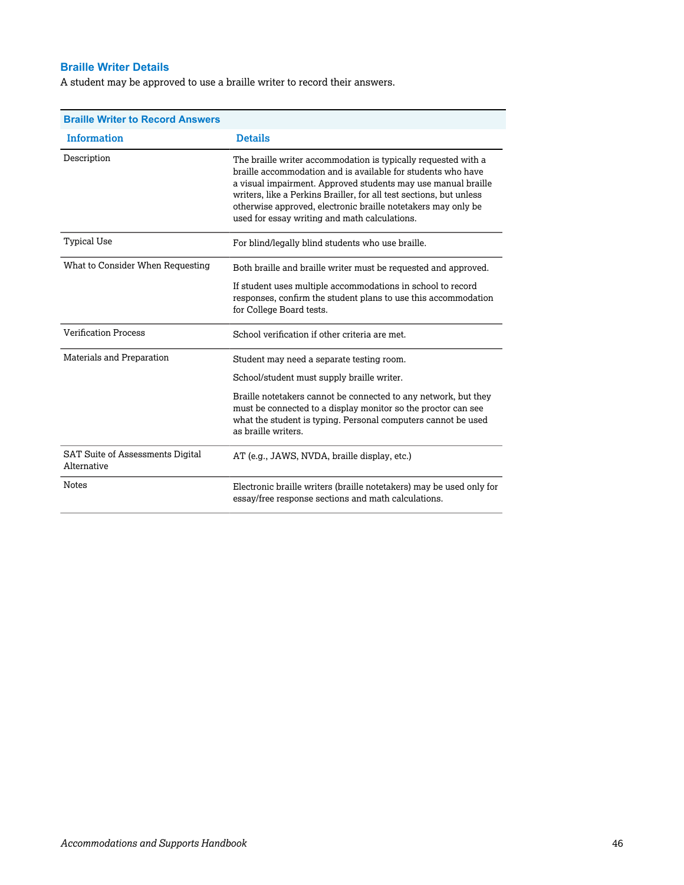### Braille Writer Details

A student may be approved to use a braille writer to record their answers.

| Braille Writer to Record Answers | |
|---|---|
| **Information** | **Details** |
| Description | The braille writer accommodation is typically requested with a braille accommodation and is available for students who have a visual impairment. Approved students may use manual braille writers, like a Perkins Brailler, for all test sections, but unless otherwise approved, electronic braille notetakers may only be used for essay writing and math calculations. |
| Typical Use | For blind/legally blind students who use braille. |
| What to Consider When Requesting | Both braille and braille writer must be requested and approved.<br><br>If student uses multiple accommodations in school to record responses, confirm the student plans to use this accommodation for College Board tests. |
| Verification Process | School verification if other criteria are met. |
| Materials and Preparation | Student may need a separate testing room.<br><br>School/student must supply braille writer.<br><br>Braille notetakers cannot be connected to any network, but they must be connected to a display monitor so the proctor can see what the student is typing. Personal computers cannot be used as braille writers. |
| SAT Suite of Assessments Digital Alternative | AT (e.g., JAWS, NVDA, braille display, etc.) |
| Notes | Electronic braille writers (braille notetakers) may be used only for essay/free response sections and math calculations. |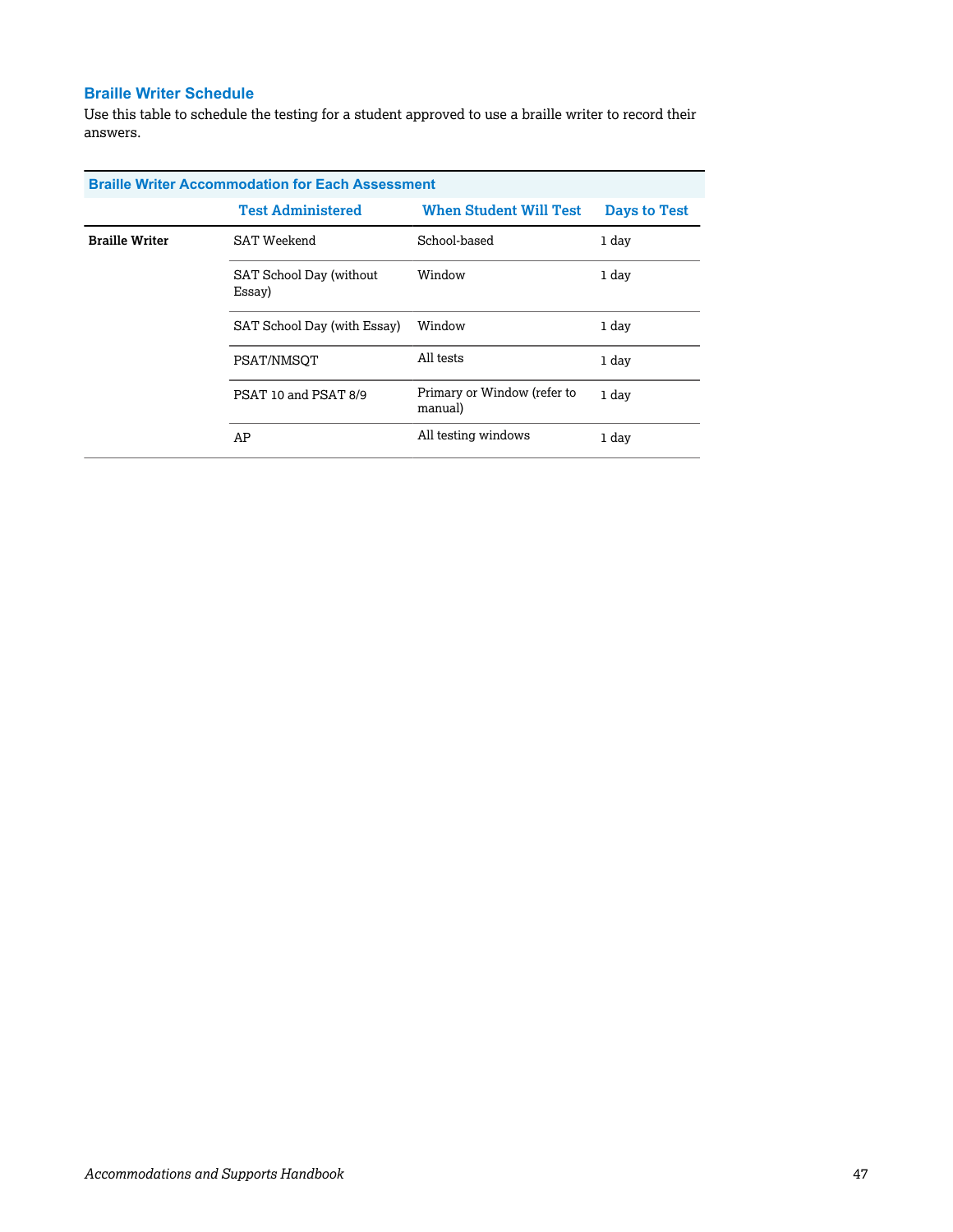### Braille Writer Schedule

Use this table to schedule the testing for a student approved to use a braille writer to record their answers.

| Braille Writer Accommodation for Each Assessment | | | |
|---|---|---|---|
| | Test Administered | When Student Will Test | Days to Test |
| **Braille Writer** | SAT Weekend | School-based | 1 day |
| | SAT School Day (without Essay) | Window | 1 day |
| | SAT School Day (with Essay) | Window | 1 day |
| | PSAT/NMSQT | All tests | 1 day |
| | PSAT 10 and PSAT 8/9 | Primary or Window (refer to manual) | 1 day |
| | AP | All testing windows | 1 day |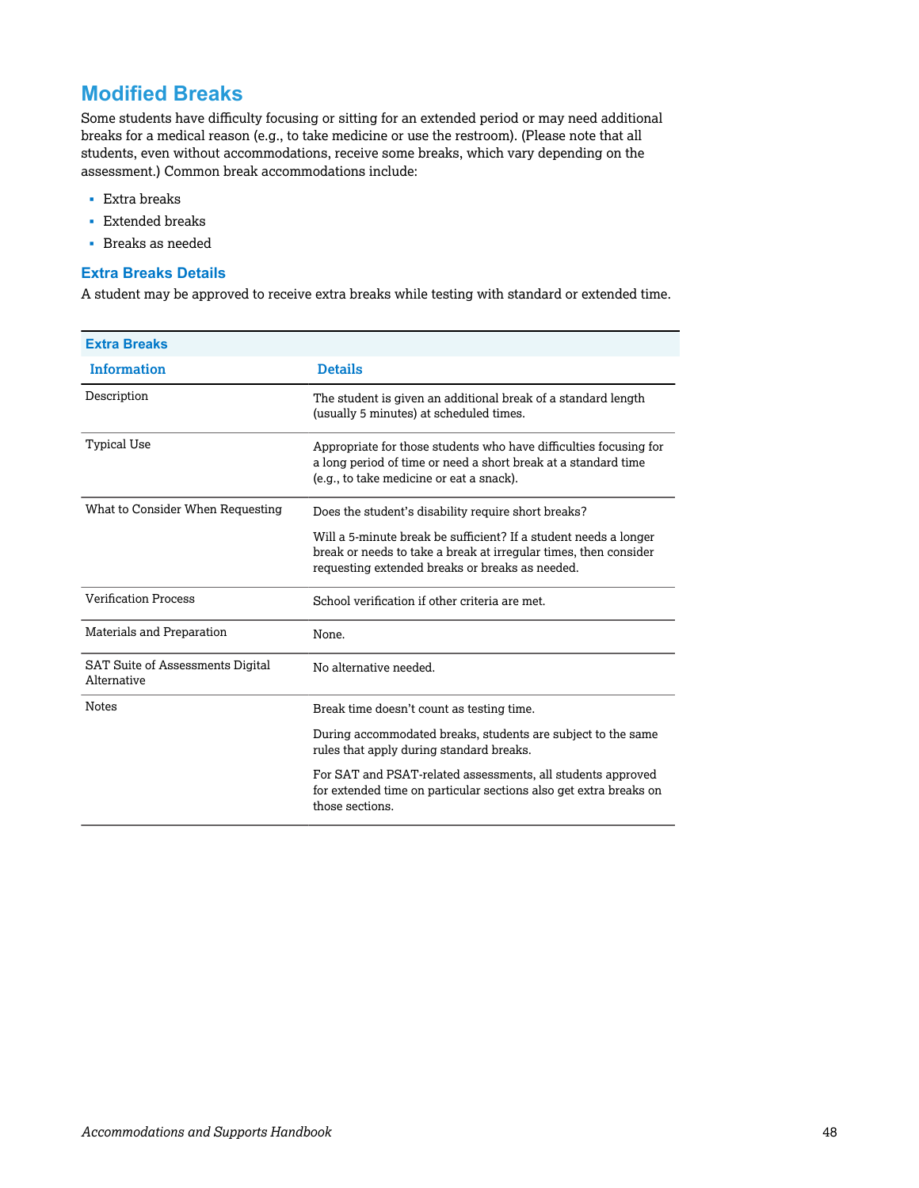## Modified Breaks

Some students have difficulty focusing or sitting for an extended period or may need additional breaks for a medical reason (e.g., to take medicine or use the restroom). (Please note that all students, even without accommodations, receive some breaks, which vary depending on the assessment.) Common break accommodations include:

- Extra breaks
- Extended breaks
- Breaks as needed

### Extra Breaks Details

A student may be approved to receive extra breaks while testing with standard or extended time.

| **Extra Breaks** | |
|---|---|
| **Information** | **Details** |
| Description | The student is given an additional break of a standard length (usually 5 minutes) at scheduled times. |
| Typical Use | Appropriate for those students who have difficulties focusing for a long period of time or need a short break at a standard time (e.g., to take medicine or eat a snack). |
| What to Consider When Requesting | Does the student's disability require short breaks?<br><br>Will a 5-minute break be sufficient? If a student needs a longer break or needs to take a break at irregular times, then consider requesting extended breaks or breaks as needed. |
| Verification Process | School verification if other criteria are met. |
| Materials and Preparation | None. |
| SAT Suite of Assessments Digital Alternative | No alternative needed. |
| Notes | Break time doesn't count as testing time.<br><br>During accommodated breaks, students are subject to the same rules that apply during standard breaks.<br><br>For SAT and PSAT-related assessments, all students approved for extended time on particular sections also get extra breaks on those sections. |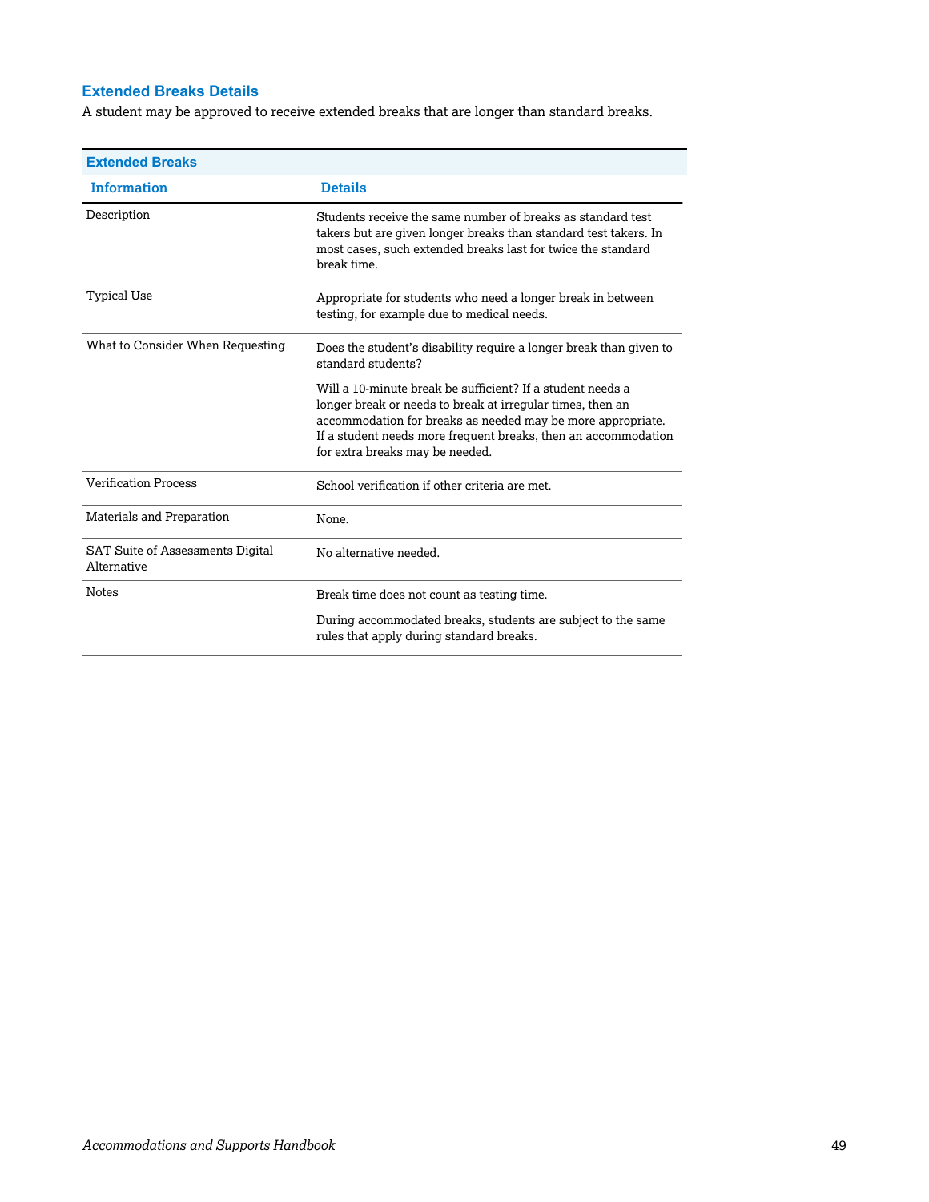### Extended Breaks Details

A student may be approved to receive extended breaks that are longer than standard breaks.

**Extended Breaks**

| Information | Details |
|---|---|
| Description | Students receive the same number of breaks as standard test takers but are given longer breaks than standard test takers. In most cases, such extended breaks last for twice the standard break time. |
| Typical Use | Appropriate for students who need a longer break in between testing, for example due to medical needs. |
| What to Consider When Requesting | Does the student's disability require a longer break than given to standard students?<br><br>Will a 10-minute break be sufficient? If a student needs a longer break or needs to break at irregular times, then an accommodation for breaks as needed may be more appropriate. If a student needs more frequent breaks, then an accommodation for extra breaks may be needed. |
| Verification Process | School verification if other criteria are met. |
| Materials and Preparation | None. |
| SAT Suite of Assessments Digital Alternative | No alternative needed. |
| Notes | Break time does not count as testing time.<br><br>During accommodated breaks, students are subject to the same rules that apply during standard breaks. |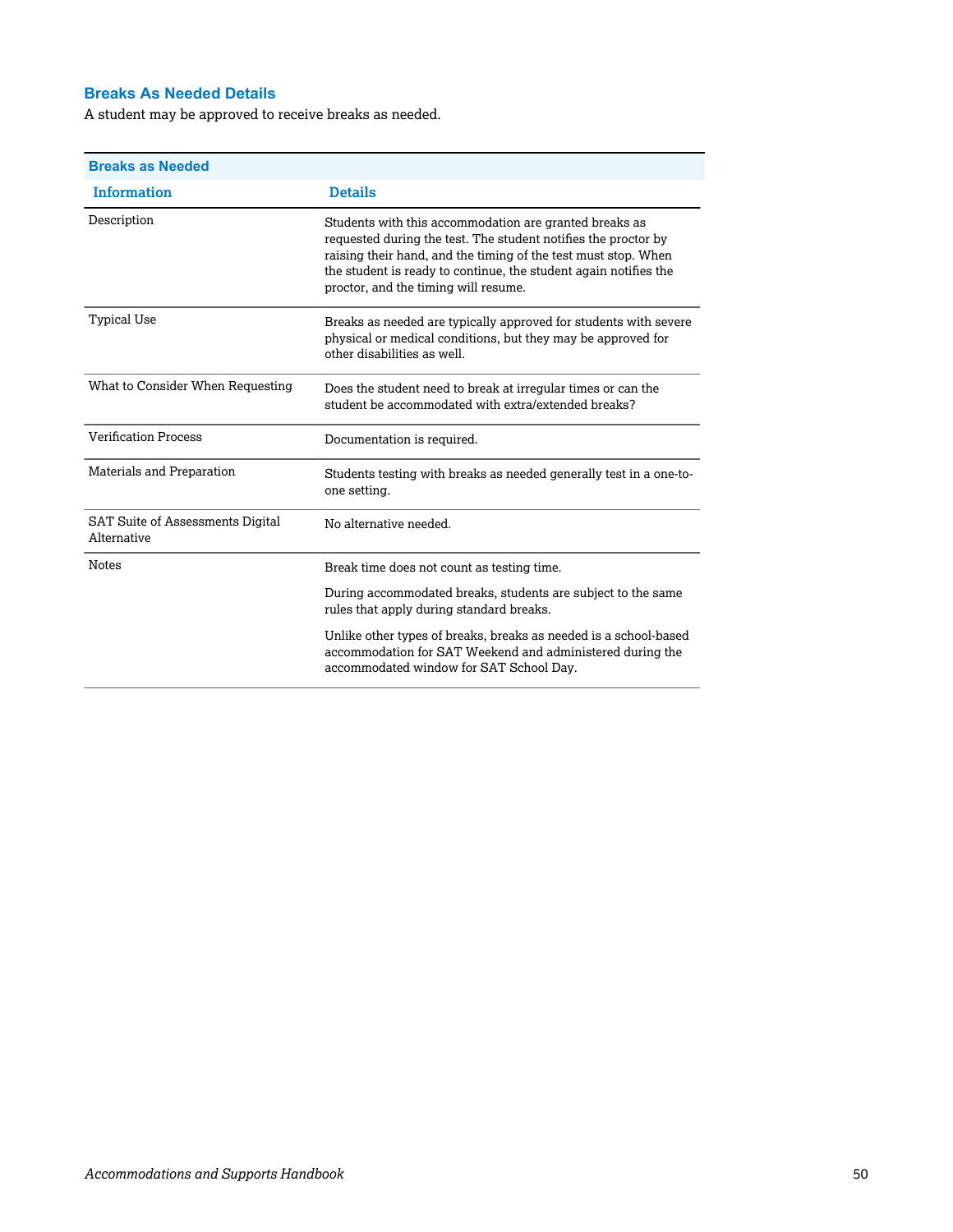### Breaks As Needed Details

A student may be approved to receive breaks as needed.

**Breaks as Needed**

| Information | Details |
|---|---|
| Description | Students with this accommodation are granted breaks as requested during the test. The student notifies the proctor by raising their hand, and the timing of the test must stop. When the student is ready to continue, the student again notifies the proctor, and the timing will resume. |
| Typical Use | Breaks as needed are typically approved for students with severe physical or medical conditions, but they may be approved for other disabilities as well. |
| What to Consider When Requesting | Does the student need to break at irregular times or can the student be accommodated with extra/extended breaks? |
| Verification Process | Documentation is required. |
| Materials and Preparation | Students testing with breaks as needed generally test in a one-to-one setting. |
| SAT Suite of Assessments Digital Alternative | No alternative needed. |
| Notes | Break time does not count as testing time.<br><br>During accommodated breaks, students are subject to the same rules that apply during standard breaks.<br><br>Unlike other types of breaks, breaks as needed is a school-based accommodation for SAT Weekend and administered during the accommodated window for SAT School Day. |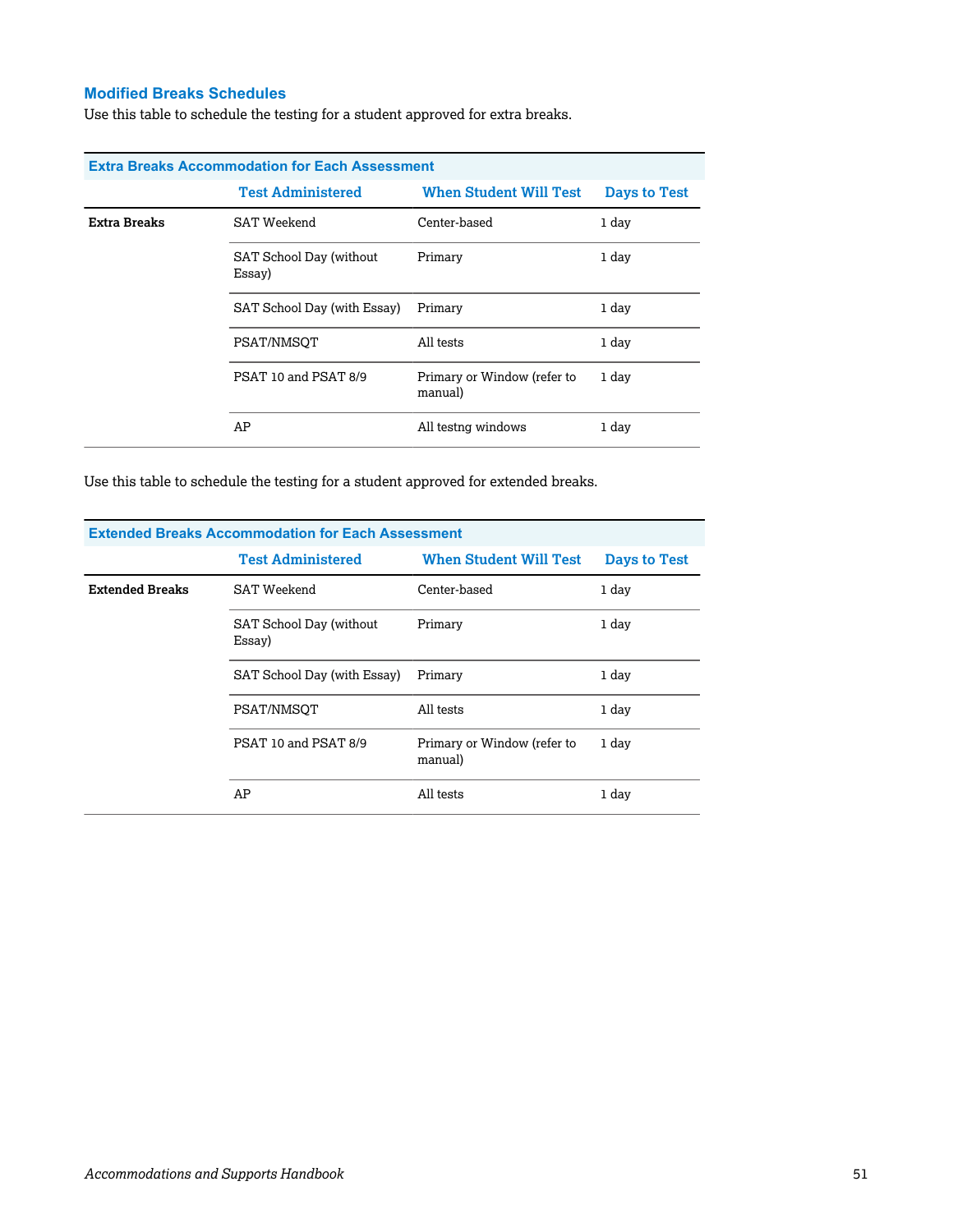### Modified Breaks Schedules

Use this table to schedule the testing for a student approved for extra breaks.

| Extra Breaks Accommodation for Each Assessment | | | |
|---|---|---|---|
| | **Test Administered** | **When Student Will Test** | **Days to Test** |
| **Extra Breaks** | SAT Weekend | Center-based | 1 day |
| | SAT School Day (without Essay) | Primary | 1 day |
| | SAT School Day (with Essay) | Primary | 1 day |
| | PSAT/NMSQT | All tests | 1 day |
| | PSAT 10 and PSAT 8/9 | Primary or Window (refer to manual) | 1 day |
| | AP | All testng windows | 1 day |

Use this table to schedule the testing for a student approved for extended breaks.

| Extended Breaks Accommodation for Each Assessment | | | |
|---|---|---|---|
| | **Test Administered** | **When Student Will Test** | **Days to Test** |
| **Extended Breaks** | SAT Weekend | Center-based | 1 day |
| | SAT School Day (without Essay) | Primary | 1 day |
| | SAT School Day (with Essay) | Primary | 1 day |
| | PSAT/NMSQT | All tests | 1 day |
| | PSAT 10 and PSAT 8/9 | Primary or Window (refer to manual) | 1 day |
| | AP | All tests | 1 day |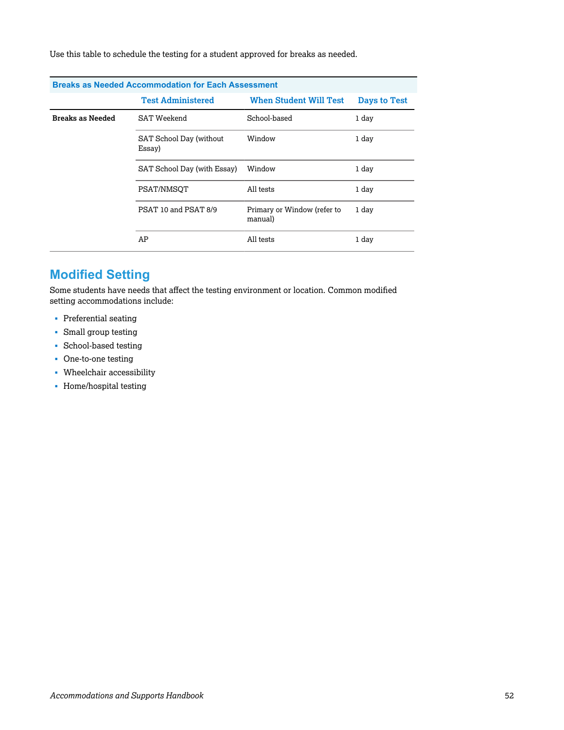Use this table to schedule the testing for a student approved for breaks as needed.

**Breaks as Needed Accommodation for Each Assessment**

| | Test Administered | When Student Will Test | Days to Test |
|---|---|---|---|
| **Breaks as Needed** | SAT Weekend | School-based | 1 day |
| | SAT School Day (without Essay) | Window | 1 day |
| | SAT School Day (with Essay) | Window | 1 day |
| | PSAT/NMSQT | All tests | 1 day |
| | PSAT 10 and PSAT 8/9 | Primary or Window (refer to manual) | 1 day |
| | AP | All tests | 1 day |

## Modified Setting

Some students have needs that affect the testing environment or location. Common modified setting accommodations include:

- Preferential seating
- Small group testing
- School-based testing
- One-to-one testing
- Wheelchair accessibility
- Home/hospital testing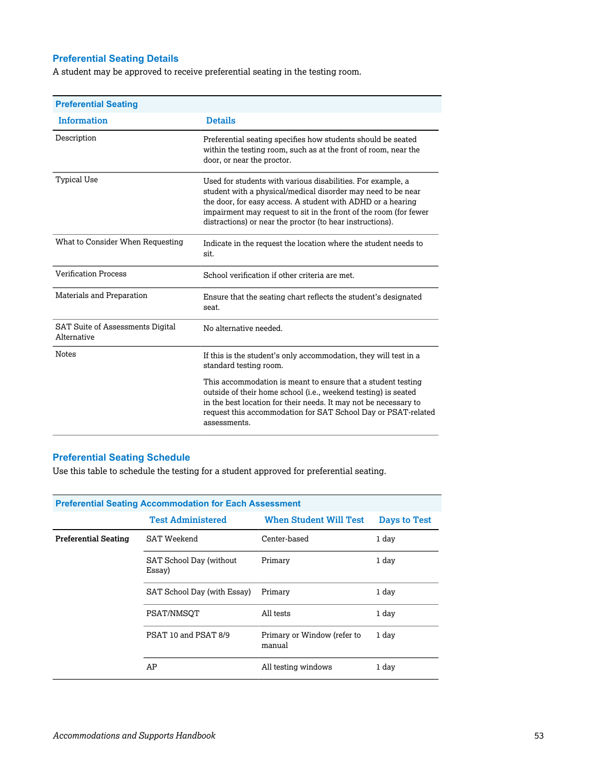## Preferential Seating Details

A student may be approved to receive preferential seating in the testing room.

| Preferential Seating | |
|---|---|
| **Information** | **Details** |
| Description | Preferential seating specifies how students should be seated within the testing room, such as at the front of room, near the door, or near the proctor. |
| Typical Use | Used for students with various disabilities. For example, a student with a physical/medical disorder may need to be near the door, for easy access. A student with ADHD or a hearing impairment may request to sit in the front of the room (for fewer distractions) or near the proctor (to hear instructions). |
| What to Consider When Requesting | Indicate in the request the location where the student needs to sit. |
| Verification Process | School verification if other criteria are met. |
| Materials and Preparation | Ensure that the seating chart reflects the student's designated seat. |
| SAT Suite of Assessments Digital Alternative | No alternative needed. |
| Notes | If this is the student's only accommodation, they will test in a standard testing room.<br><br>This accommodation is meant to ensure that a student testing outside of their home school (i.e., weekend testing) is seated in the best location for their needs. It may not be necessary to request this accommodation for SAT School Day or PSAT-related assessments. |

## Preferential Seating Schedule

Use this table to schedule the testing for a student approved for preferential seating.

| Preferential Seating Accommodation for Each Assessment | | | |
|---|---|---|---|
| | **Test Administered** | **When Student Will Test** | **Days to Test** |
| **Preferential Seating** | SAT Weekend | Center-based | 1 day |
| | SAT School Day (without Essay) | Primary | 1 day |
| | SAT School Day (with Essay) | Primary | 1 day |
| | PSAT/NMSQT | All tests | 1 day |
| | PSAT 10 and PSAT 8/9 | Primary or Window (refer to manual | 1 day |
| | AP | All testing windows | 1 day |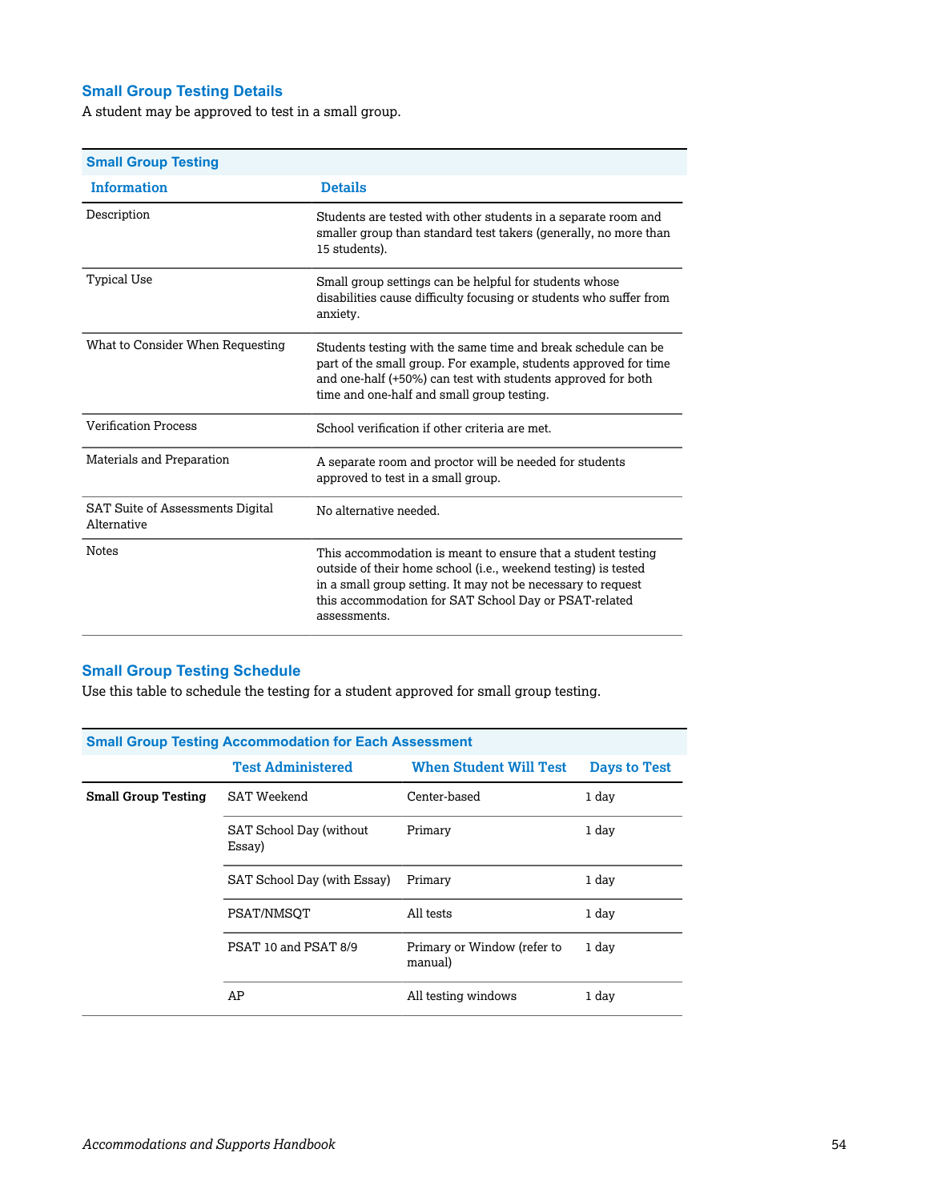## Small Group Testing Details

A student may be approved to test in a small group.

| Small Group Testing | |
|---|---|
| **Information** | **Details** |
| Description | Students are tested with other students in a separate room and smaller group than standard test takers (generally, no more than 15 students). |
| Typical Use | Small group settings can be helpful for students whose disabilities cause difficulty focusing or students who suffer from anxiety. |
| What to Consider When Requesting | Students testing with the same time and break schedule can be part of the small group. For example, students approved for time and one-half (+50%) can test with students approved for both time and one-half and small group testing. |
| Verification Process | School verification if other criteria are met. |
| Materials and Preparation | A separate room and proctor will be needed for students approved to test in a small group. |
| SAT Suite of Assessments Digital Alternative | No alternative needed. |
| Notes | This accommodation is meant to ensure that a student testing outside of their home school (i.e., weekend testing) is tested in a small group setting. It may not be necessary to request this accommodation for SAT School Day or PSAT-related assessments. |

## Small Group Testing Schedule

Use this table to schedule the testing for a student approved for small group testing.

| Small Group Testing Accommodation for Each Assessment | | | |
|---|---|---|---|
| | **Test Administered** | **When Student Will Test** | **Days to Test** |
| **Small Group Testing** | SAT Weekend | Center-based | 1 day |
| | SAT School Day (without Essay) | Primary | 1 day |
| | SAT School Day (with Essay) | Primary | 1 day |
| | PSAT/NMSQT | All tests | 1 day |
| | PSAT 10 and PSAT 8/9 | Primary or Window (refer to manual) | 1 day |
| | AP | All testing windows | 1 day |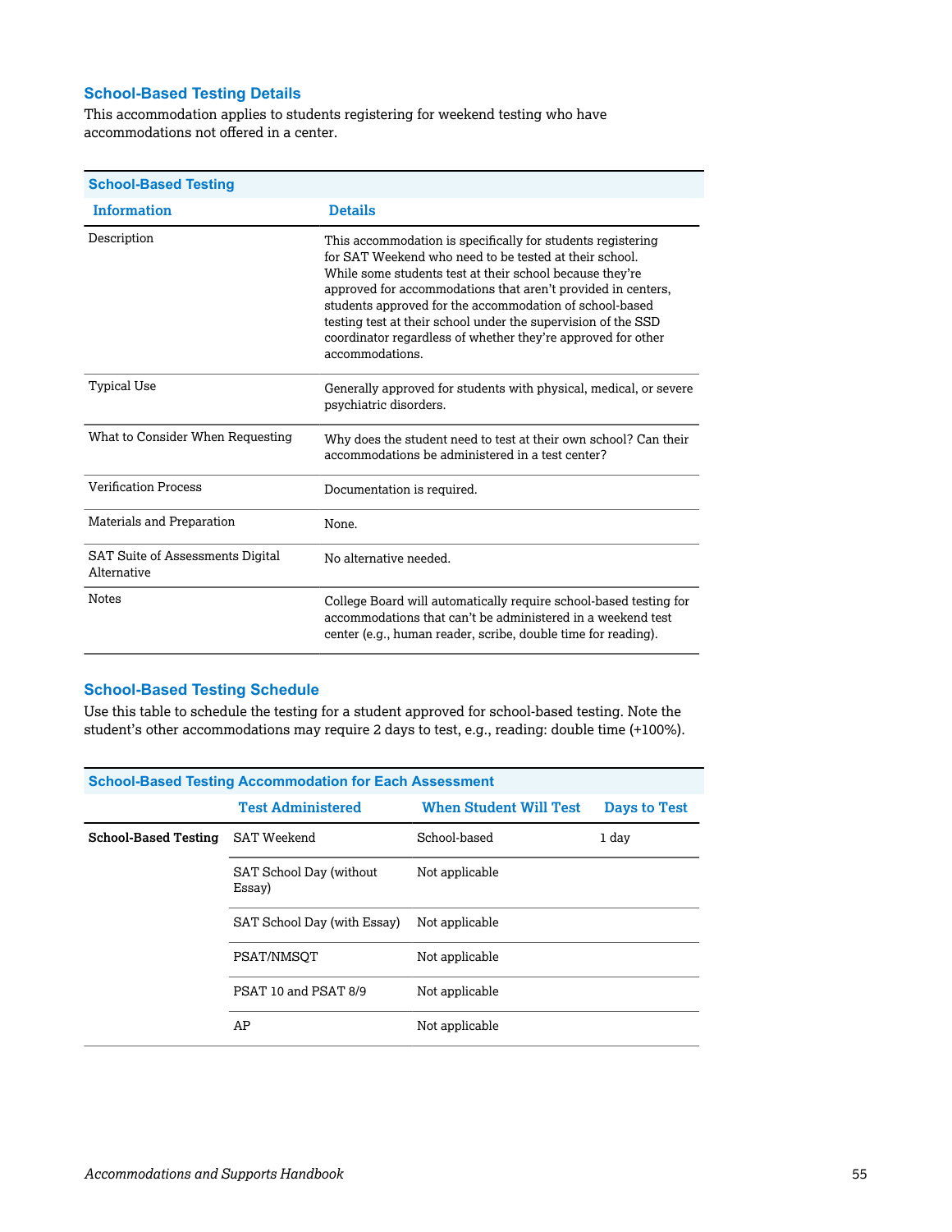## School-Based Testing Details

This accommodation applies to students registering for weekend testing who have accommodations not offered in a center.

| School-Based Testing | |
|---|---|
| **Information** | **Details** |
| Description | This accommodation is specifically for students registering for SAT Weekend who need to be tested at their school. While some students test at their school because they're approved for accommodations that aren't provided in centers, students approved for the accommodation of school-based testing test at their school under the supervision of the SSD coordinator regardless of whether they're approved for other accommodations. |
| Typical Use | Generally approved for students with physical, medical, or severe psychiatric disorders. |
| What to Consider When Requesting | Why does the student need to test at their own school? Can their accommodations be administered in a test center? |
| Verification Process | Documentation is required. |
| Materials and Preparation | None. |
| SAT Suite of Assessments Digital Alternative | No alternative needed. |
| Notes | College Board will automatically require school-based testing for accommodations that can't be administered in a weekend test center (e.g., human reader, scribe, double time for reading). |

## School-Based Testing Schedule

Use this table to schedule the testing for a student approved for school-based testing. Note the student's other accommodations may require 2 days to test, e.g., reading: double time (+100%).

| School-Based Testing Accommodation for Each Assessment | | | |
|---|---|---|---|
| | **Test Administered** | **When Student Will Test** | **Days to Test** |
| **School-Based Testing** | SAT Weekend | School-based | 1 day |
| | SAT School Day (without Essay) | Not applicable | |
| | SAT School Day (with Essay) | Not applicable | |
| | PSAT/NMSQT | Not applicable | |
| | PSAT 10 and PSAT 8/9 | Not applicable | |
| | AP | Not applicable | |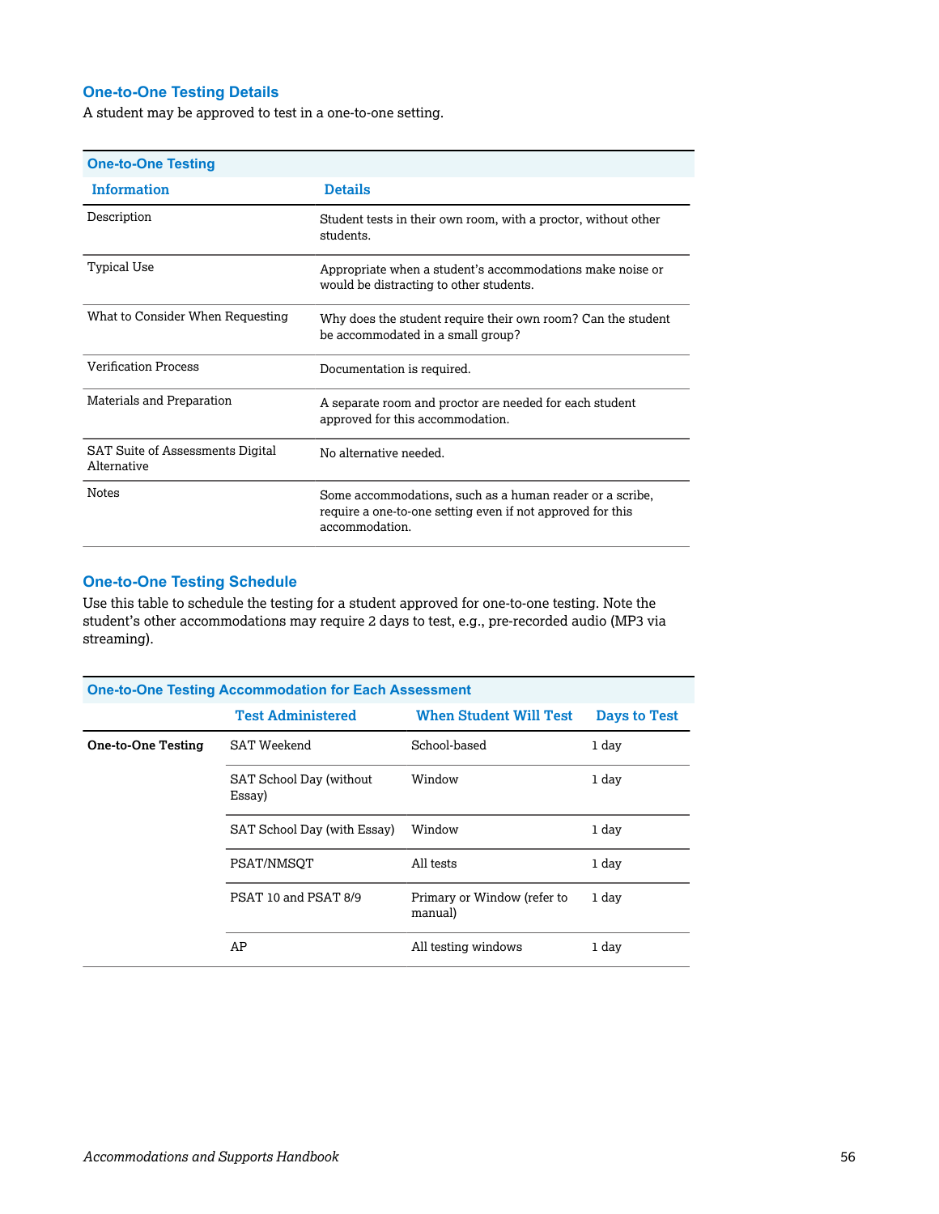## One-to-One Testing Details

A student may be approved to test in a one-to-one setting.

| One-to-One Testing | |
|---|---|
| **Information** | **Details** |
| Description | Student tests in their own room, with a proctor, without other students. |
| Typical Use | Appropriate when a student's accommodations make noise or would be distracting to other students. |
| What to Consider When Requesting | Why does the student require their own room? Can the student be accommodated in a small group? |
| Verification Process | Documentation is required. |
| Materials and Preparation | A separate room and proctor are needed for each student approved for this accommodation. |
| SAT Suite of Assessments Digital Alternative | No alternative needed. |
| Notes | Some accommodations, such as a human reader or a scribe, require a one-to-one setting even if not approved for this accommodation. |

## One-to-One Testing Schedule

Use this table to schedule the testing for a student approved for one-to-one testing. Note the student's other accommodations may require 2 days to test, e.g., pre-recorded audio (MP3 via streaming).

| One-to-One Testing Accommodation for Each Assessment | | | |
|---|---|---|---|
| | **Test Administered** | **When Student Will Test** | **Days to Test** |
| **One-to-One Testing** | SAT Weekend | School-based | 1 day |
| | SAT School Day (without Essay) | Window | 1 day |
| | SAT School Day (with Essay) | Window | 1 day |
| | PSAT/NMSQT | All tests | 1 day |
| | PSAT 10 and PSAT 8/9 | Primary or Window (refer to manual) | 1 day |
| | AP | All testing windows | 1 day |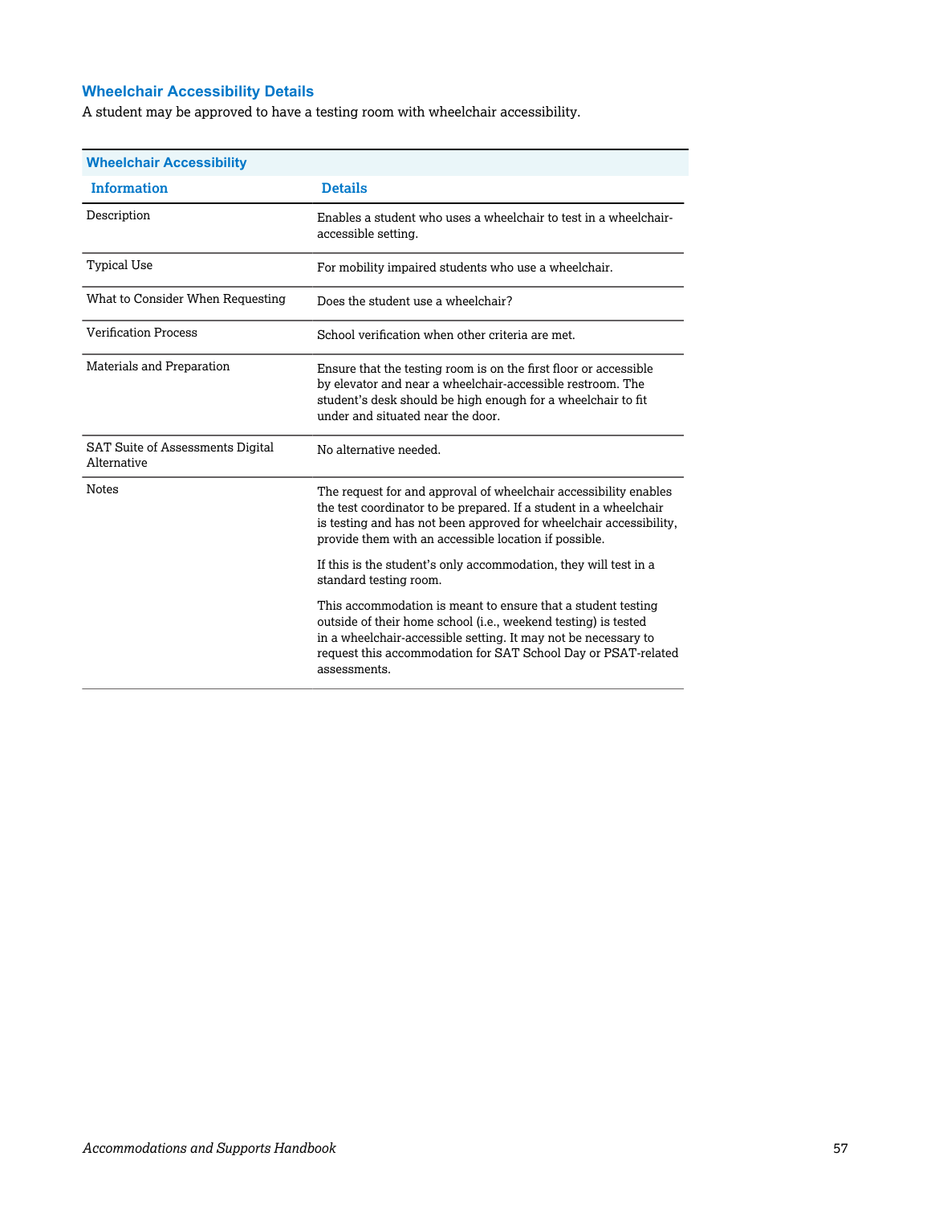## Wheelchair Accessibility Details

A student may be approved to have a testing room with wheelchair accessibility.

| Wheelchair Accessibility | |
|---|---|
| **Information** | **Details** |
| Description | Enables a student who uses a wheelchair to test in a wheelchair-accessible setting. |
| Typical Use | For mobility impaired students who use a wheelchair. |
| What to Consider When Requesting | Does the student use a wheelchair? |
| Verification Process | School verification when other criteria are met. |
| Materials and Preparation | Ensure that the testing room is on the first floor or accessible by elevator and near a wheelchair-accessible restroom. The student's desk should be high enough for a wheelchair to fit under and situated near the door. |
| SAT Suite of Assessments Digital Alternative | No alternative needed. |
| Notes | The request for and approval of wheelchair accessibility enables the test coordinator to be prepared. If a student in a wheelchair is testing and has not been approved for wheelchair accessibility, provide them with an accessible location if possible.<br><br>If this is the student's only accommodation, they will test in a standard testing room.<br><br>This accommodation is meant to ensure that a student testing outside of their home school (i.e., weekend testing) is tested in a wheelchair-accessible setting. It may not be necessary to request this accommodation for SAT School Day or PSAT-related assessments. |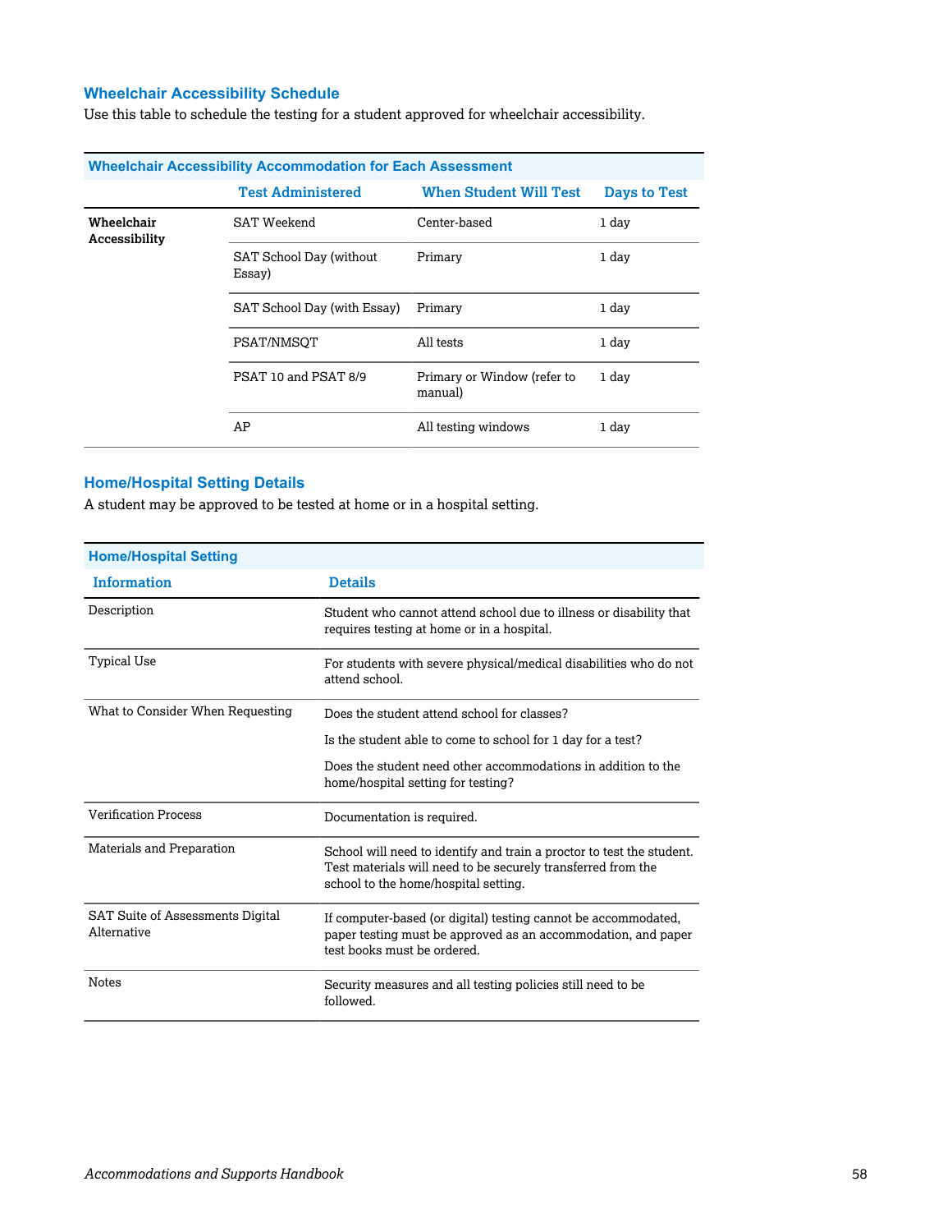### Wheelchair Accessibility Schedule

Use this table to schedule the testing for a student approved for wheelchair accessibility.

| Wheelchair Accessibility Accommodation for Each Assessment | | | |
|---|---|---|---|
| | **Test Administered** | **When Student Will Test** | **Days to Test** |
| **Wheelchair Accessibility** | SAT Weekend | Center-based | 1 day |
| | SAT School Day (without Essay) | Primary | 1 day |
| | SAT School Day (with Essay) | Primary | 1 day |
| | PSAT/NMSQT | All tests | 1 day |
| | PSAT 10 and PSAT 8/9 | Primary or Window (refer to manual) | 1 day |
| | AP | All testing windows | 1 day |

### Home/Hospital Setting Details

A student may be approved to be tested at home or in a hospital setting.

| Home/Hospital Setting | |
|---|---|
| **Information** | **Details** |
| Description | Student who cannot attend school due to illness or disability that requires testing at home or in a hospital. |
| Typical Use | For students with severe physical/medical disabilities who do not attend school. |
| What to Consider When Requesting | Does the student attend school for classes?<br>Is the student able to come to school for 1 day for a test?<br>Does the student need other accommodations in addition to the home/hospital setting for testing? |
| Verification Process | Documentation is required. |
| Materials and Preparation | School will need to identify and train a proctor to test the student. Test materials will need to be securely transferred from the school to the home/hospital setting. |
| SAT Suite of Assessments Digital Alternative | If computer-based (or digital) testing cannot be accommodated, paper testing must be approved as an accommodation, and paper test books must be ordered. |
| Notes | Security measures and all testing policies still need to be followed. |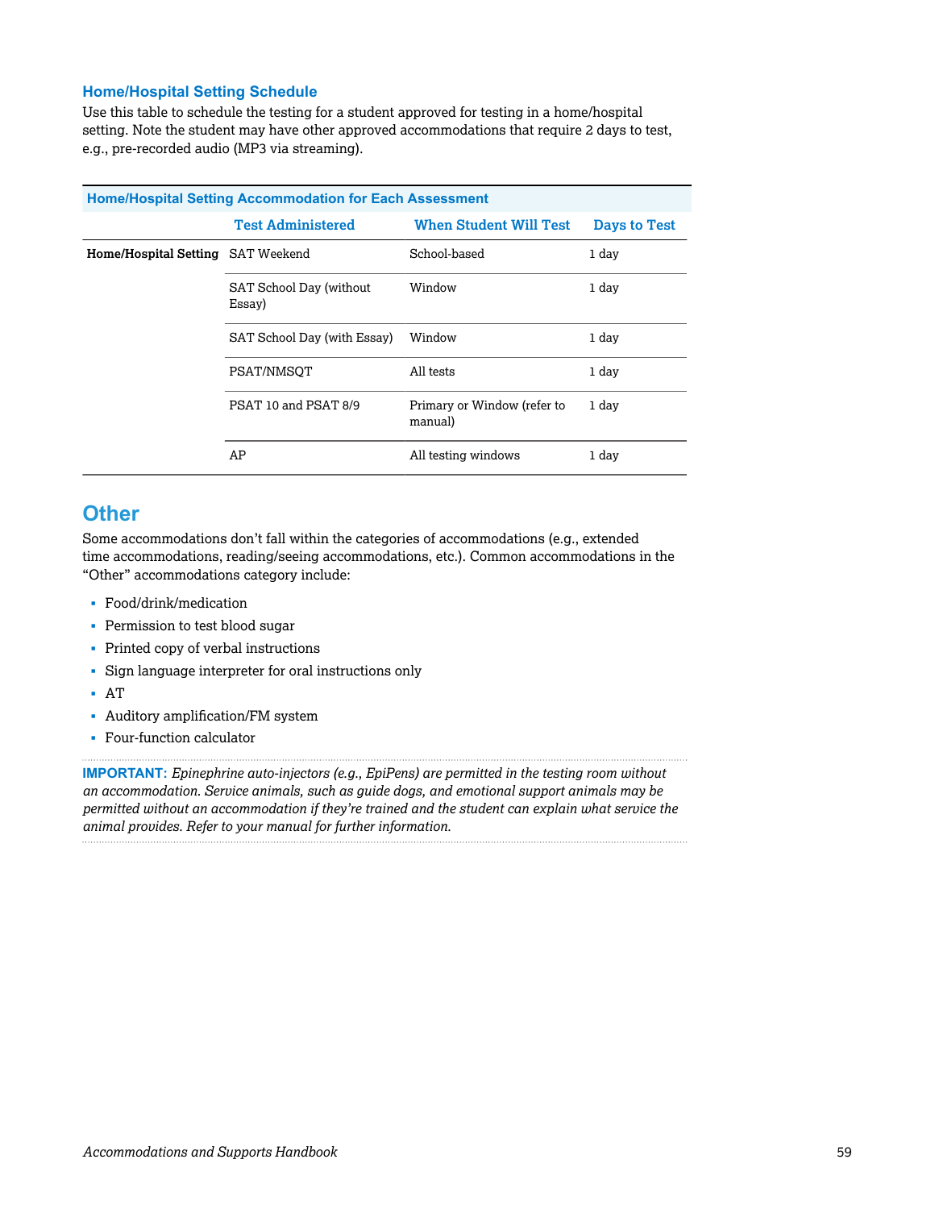### Home/Hospital Setting Schedule

Use this table to schedule the testing for a student approved for testing in a home/hospital setting. Note the student may have other approved accommodations that require 2 days to test, e.g., pre-recorded audio (MP3 via streaming).

| Home/Hospital Setting Accommodation for Each Assessment | | | |
|---|---|---|---|
| | **Test Administered** | **When Student Will Test** | **Days to Test** |
| **Home/Hospital Setting** | SAT Weekend | School-based | 1 day |
| | SAT School Day (without Essay) | Window | 1 day |
| | SAT School Day (with Essay) | Window | 1 day |
| | PSAT/NMSQT | All tests | 1 day |
| | PSAT 10 and PSAT 8/9 | Primary or Window (refer to manual) | 1 day |
| | AP | All testing windows | 1 day |

## Other

Some accommodations don't fall within the categories of accommodations (e.g., extended time accommodations, reading/seeing accommodations, etc.). Common accommodations in the "Other" accommodations category include:

- Food/drink/medication
- Permission to test blood sugar
- Printed copy of verbal instructions
- Sign language interpreter for oral instructions only
- AT
- Auditory amplification/FM system
- Four-function calculator

**IMPORTANT:** *Epinephrine auto-injectors (e.g., EpiPens) are permitted in the testing room without an accommodation. Service animals, such as guide dogs, and emotional support animals may be permitted without an accommodation if they're trained and the student can explain what service the animal provides. Refer to your manual for further information.*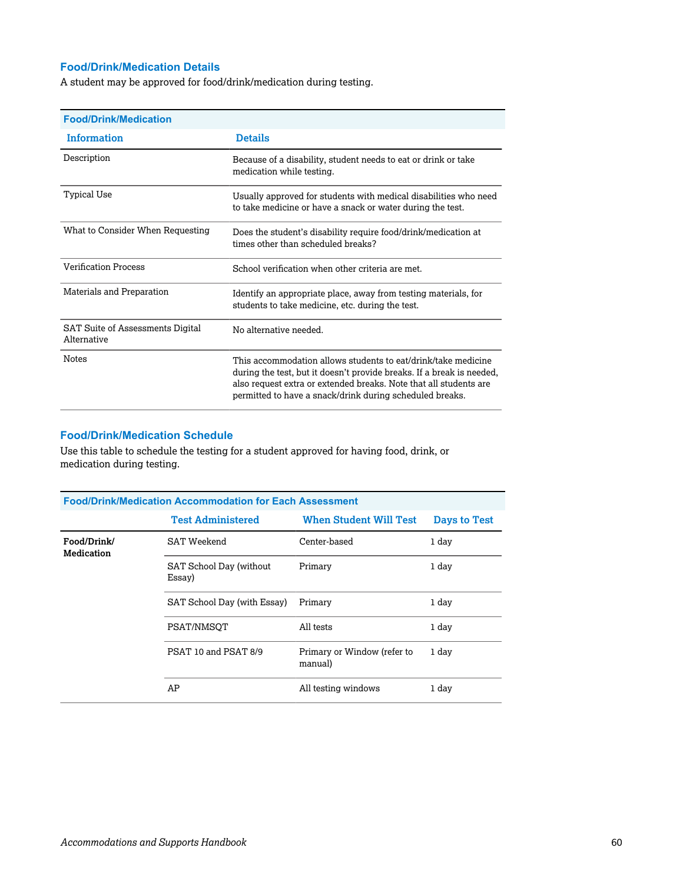## Food/Drink/Medication Details

A student may be approved for food/drink/medication during testing.

| Food/Drink/Medication | |
|---|---|
| **Information** | **Details** |
| Description | Because of a disability, student needs to eat or drink or take medication while testing. |
| Typical Use | Usually approved for students with medical disabilities who need to take medicine or have a snack or water during the test. |
| What to Consider When Requesting | Does the student's disability require food/drink/medication at times other than scheduled breaks? |
| Verification Process | School verification when other criteria are met. |
| Materials and Preparation | Identify an appropriate place, away from testing materials, for students to take medicine, etc. during the test. |
| SAT Suite of Assessments Digital Alternative | No alternative needed. |
| Notes | This accommodation allows students to eat/drink/take medicine during the test, but it doesn't provide breaks. If a break is needed, also request extra or extended breaks. Note that all students are permitted to have a snack/drink during scheduled breaks. |

## Food/Drink/Medication Schedule

Use this table to schedule the testing for a student approved for having food, drink, or medication during testing.

| Food/Drink/Medication Accommodation for Each Assessment | | | |
|---|---|---|---|
| | **Test Administered** | **When Student Will Test** | **Days to Test** |
| **Food/Drink/ Medication** | SAT Weekend | Center-based | 1 day |
| | SAT School Day (without Essay) | Primary | 1 day |
| | SAT School Day (with Essay) | Primary | 1 day |
| | PSAT/NMSQT | All tests | 1 day |
| | PSAT 10 and PSAT 8/9 | Primary or Window (refer to manual) | 1 day |
| | AP | All testing windows | 1 day |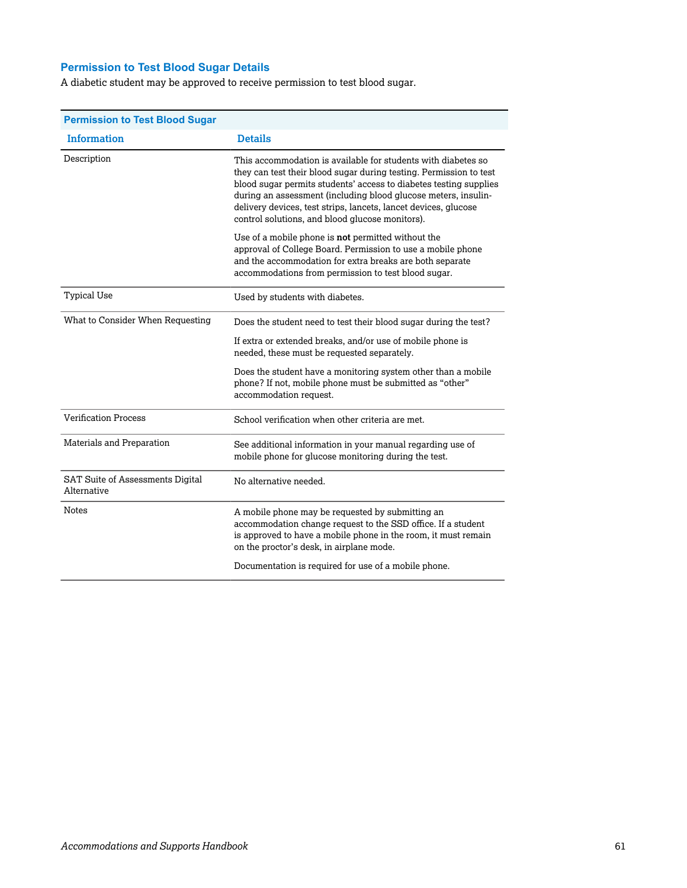### Permission to Test Blood Sugar Details

A diabetic student may be approved to receive permission to test blood sugar.

| Permission to Test Blood Sugar | |
|---|---|
| **Information** | **Details** |
| Description | This accommodation is available for students with diabetes so they can test their blood sugar during testing. Permission to test blood sugar permits students' access to diabetes testing supplies during an assessment (including blood glucose meters, insulin-delivery devices, test strips, lancets, lancet devices, glucose control solutions, and blood glucose monitors).<br><br>Use of a mobile phone is **not** permitted without the approval of College Board. Permission to use a mobile phone and the accommodation for extra breaks are both separate accommodations from permission to test blood sugar. |
| Typical Use | Used by students with diabetes. |
| What to Consider When Requesting | Does the student need to test their blood sugar during the test?<br><br>If extra or extended breaks, and/or use of mobile phone is needed, these must be requested separately.<br><br>Does the student have a monitoring system other than a mobile phone? If not, mobile phone must be submitted as "other" accommodation request. |
| Verification Process | School verification when other criteria are met. |
| Materials and Preparation | See additional information in your manual regarding use of mobile phone for glucose monitoring during the test. |
| SAT Suite of Assessments Digital Alternative | No alternative needed. |
| Notes | A mobile phone may be requested by submitting an accommodation change request to the SSD office. If a student is approved to have a mobile phone in the room, it must remain on the proctor's desk, in airplane mode.<br><br>Documentation is required for use of a mobile phone. |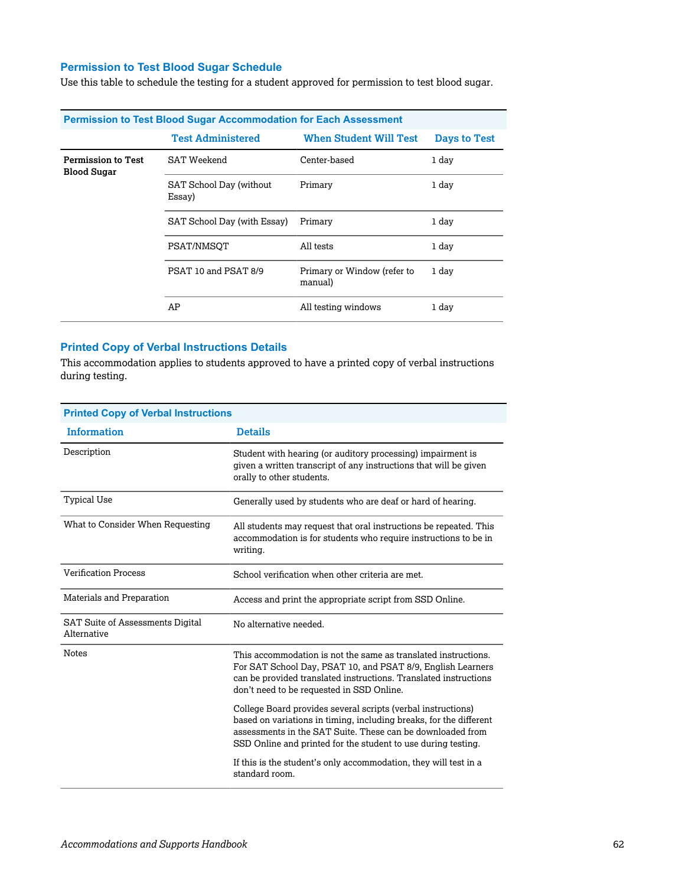### Permission to Test Blood Sugar Schedule

Use this table to schedule the testing for a student approved for permission to test blood sugar.

| Permission to Test Blood Sugar Accommodation for Each Assessment | | | |
|---|---|---|---|
| | **Test Administered** | **When Student Will Test** | **Days to Test** |
| **Permission to Test Blood Sugar** | SAT Weekend | Center-based | 1 day |
| | SAT School Day (without Essay) | Primary | 1 day |
| | SAT School Day (with Essay) | Primary | 1 day |
| | PSAT/NMSQT | All tests | 1 day |
| | PSAT 10 and PSAT 8/9 | Primary or Window (refer to manual) | 1 day |
| | AP | All testing windows | 1 day |

### Printed Copy of Verbal Instructions Details

This accommodation applies to students approved to have a printed copy of verbal instructions during testing.

| Printed Copy of Verbal Instructions | |
|---|---|
| **Information** | **Details** |
| Description | Student with hearing (or auditory processing) impairment is given a written transcript of any instructions that will be given orally to other students. |
| Typical Use | Generally used by students who are deaf or hard of hearing. |
| What to Consider When Requesting | All students may request that oral instructions be repeated. This accommodation is for students who require instructions to be in writing. |
| Verification Process | School verification when other criteria are met. |
| Materials and Preparation | Access and print the appropriate script from SSD Online. |
| SAT Suite of Assessments Digital Alternative | No alternative needed. |
| Notes | This accommodation is not the same as translated instructions. For SAT School Day, PSAT 10, and PSAT 8/9, English Learners can be provided translated instructions. Translated instructions don't need to be requested in SSD Online.<br><br>College Board provides several scripts (verbal instructions) based on variations in timing, including breaks, for the different assessments in the SAT Suite. These can be downloaded from SSD Online and printed for the student to use during testing.<br><br>If this is the student's only accommodation, they will test in a standard room. |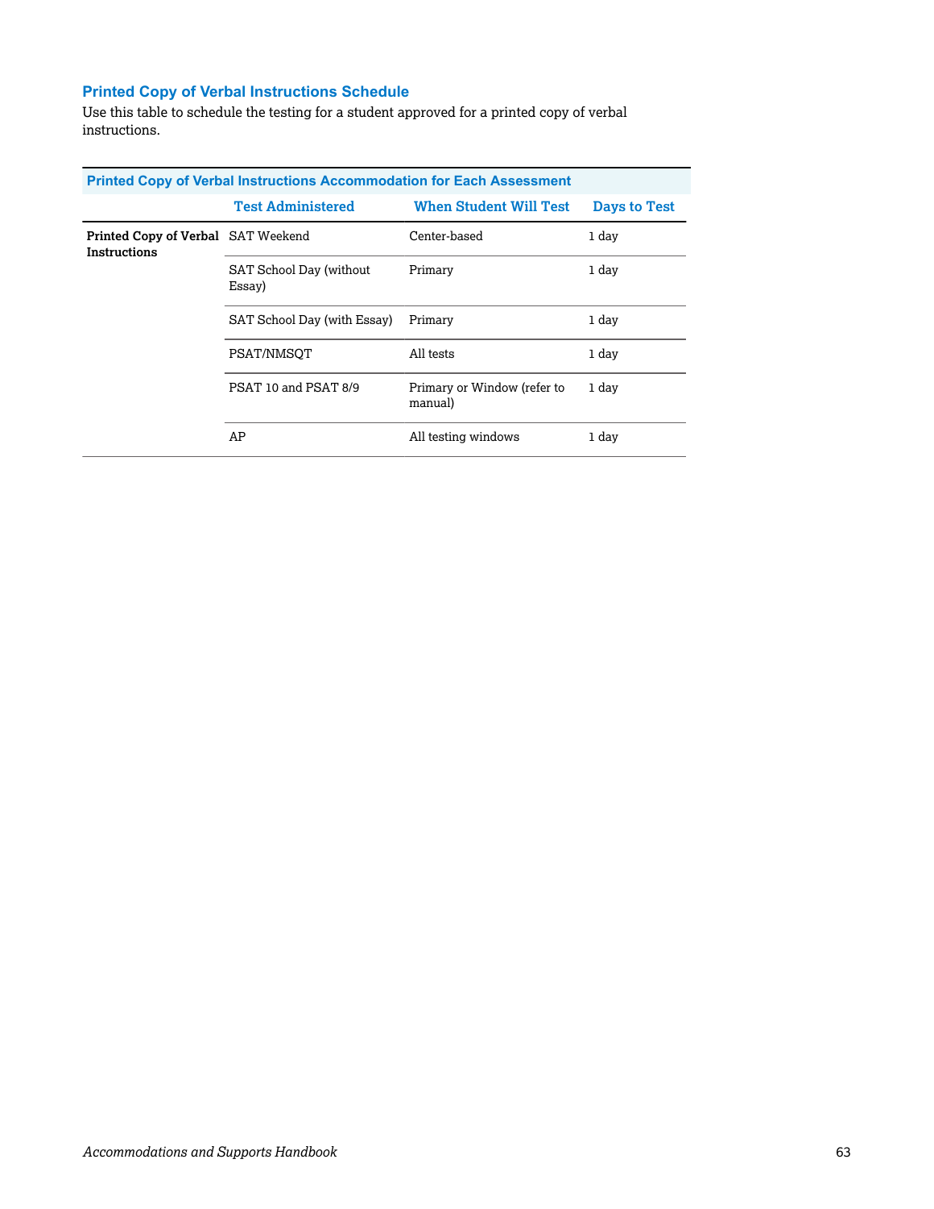## Printed Copy of Verbal Instructions Schedule

Use this table to schedule the testing for a student approved for a printed copy of verbal instructions.

| Printed Copy of Verbal Instructions Accommodation for Each Assessment | | | |
|---|---|---|---|
| | **Test Administered** | **When Student Will Test** | **Days to Test** |
| **Printed Copy of Verbal Instructions** | SAT Weekend | Center-based | 1 day |
| | SAT School Day (without Essay) | Primary | 1 day |
| | SAT School Day (with Essay) | Primary | 1 day |
| | PSAT/NMSQT | All tests | 1 day |
| | PSAT 10 and PSAT 8/9 | Primary or Window (refer to manual) | 1 day |
| | AP | All testing windows | 1 day |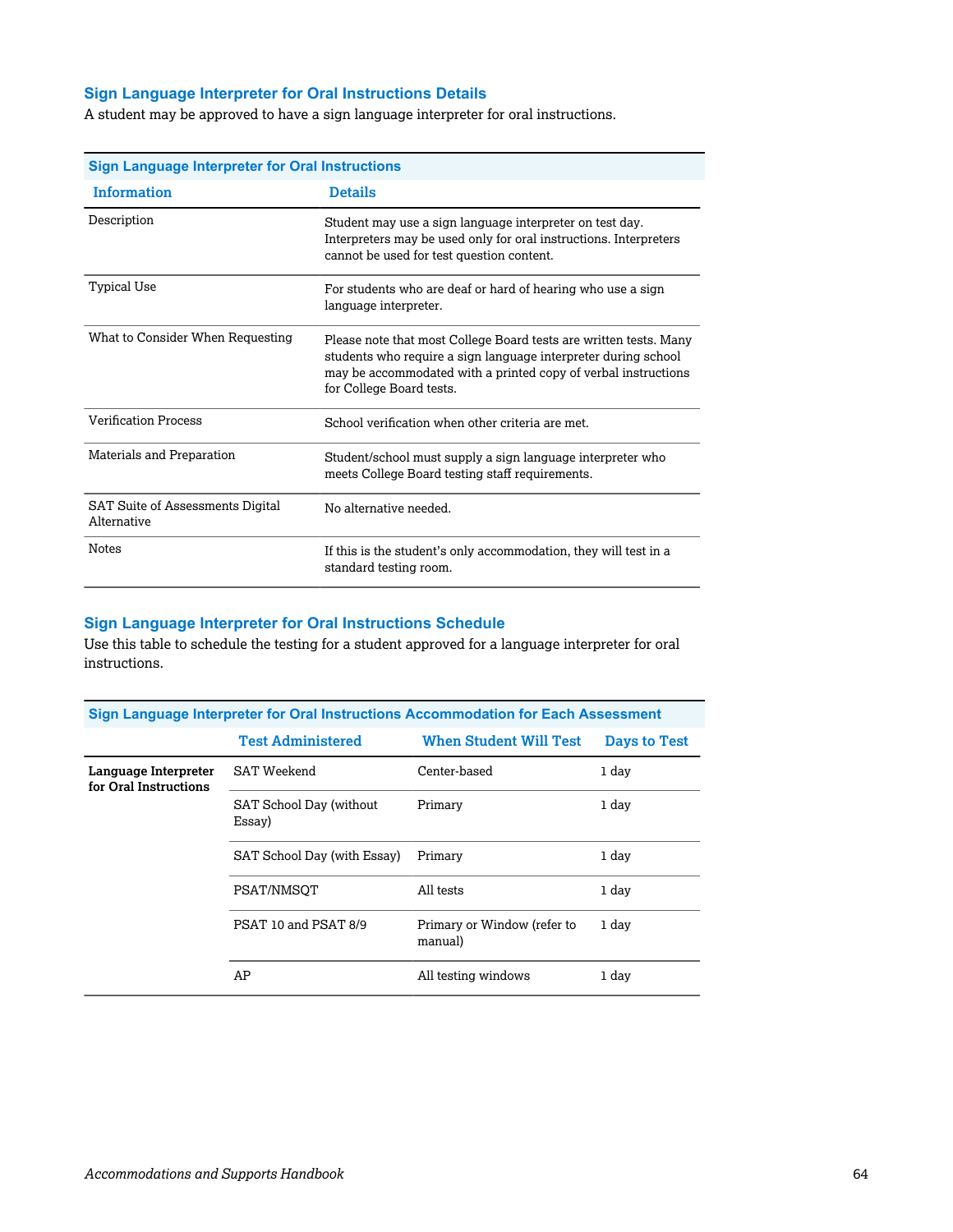### Sign Language Interpreter for Oral Instructions Details

A student may be approved to have a sign language interpreter for oral instructions.

| Sign Language Interpreter for Oral Instructions | |
|---|---|
| **Information** | **Details** |
| Description | Student may use a sign language interpreter on test day. Interpreters may be used only for oral instructions. Interpreters cannot be used for test question content. |
| Typical Use | For students who are deaf or hard of hearing who use a sign language interpreter. |
| What to Consider When Requesting | Please note that most College Board tests are written tests. Many students who require a sign language interpreter during school may be accommodated with a printed copy of verbal instructions for College Board tests. |
| Verification Process | School verification when other criteria are met. |
| Materials and Preparation | Student/school must supply a sign language interpreter who meets College Board testing staff requirements. |
| SAT Suite of Assessments Digital Alternative | No alternative needed. |
| Notes | If this is the student's only accommodation, they will test in a standard testing room. |

### Sign Language Interpreter for Oral Instructions Schedule

Use this table to schedule the testing for a student approved for a language interpreter for oral instructions.

| Sign Language Interpreter for Oral Instructions Accommodation for Each Assessment | | | |
|---|---|---|---|
| | **Test Administered** | **When Student Will Test** | **Days to Test** |
| **Language Interpreter for Oral Instructions** | SAT Weekend | Center-based | 1 day |
| | SAT School Day (without Essay) | Primary | 1 day |
| | SAT School Day (with Essay) | Primary | 1 day |
| | PSAT/NMSQT | All tests | 1 day |
| | PSAT 10 and PSAT 8/9 | Primary or Window (refer to manual) | 1 day |
| | AP | All testing windows | 1 day |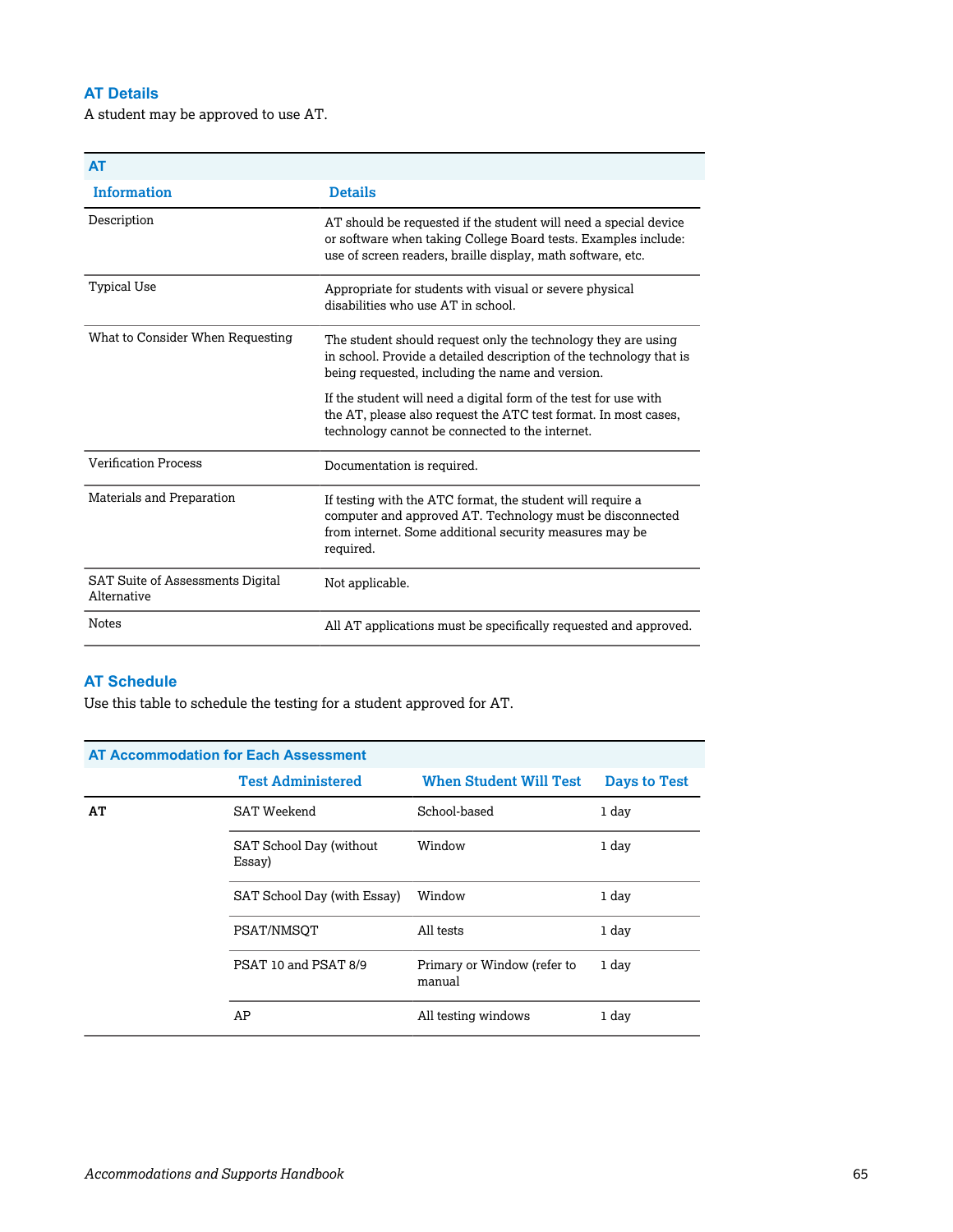### AT Details

A student may be approved to use AT.

| AT | |
|---|---|
| **Information** | **Details** |
| Description | AT should be requested if the student will need a special device or software when taking College Board tests. Examples include: use of screen readers, braille display, math software, etc. |
| Typical Use | Appropriate for students with visual or severe physical disabilities who use AT in school. |
| What to Consider When Requesting | The student should request only the technology they are using in school. Provide a detailed description of the technology that is being requested, including the name and version.<br><br>If the student will need a digital form of the test for use with the AT, please also request the ATC test format. In most cases, technology cannot be connected to the internet. |
| Verification Process | Documentation is required. |
| Materials and Preparation | If testing with the ATC format, the student will require a computer and approved AT. Technology must be disconnected from internet. Some additional security measures may be required. |
| SAT Suite of Assessments Digital Alternative | Not applicable. |
| Notes | All AT applications must be specifically requested and approved. |

### AT Schedule

Use this table to schedule the testing for a student approved for AT.

| AT Accommodation for Each Assessment | | | |
|---|---|---|---|
| | **Test Administered** | **When Student Will Test** | **Days to Test** |
| **AT** | SAT Weekend | School-based | 1 day |
| | SAT School Day (without Essay) | Window | 1 day |
| | SAT School Day (with Essay) | Window | 1 day |
| | PSAT/NMSQT | All tests | 1 day |
| | PSAT 10 and PSAT 8/9 | Primary or Window (refer to manual | 1 day |
| | AP | All testing windows | 1 day |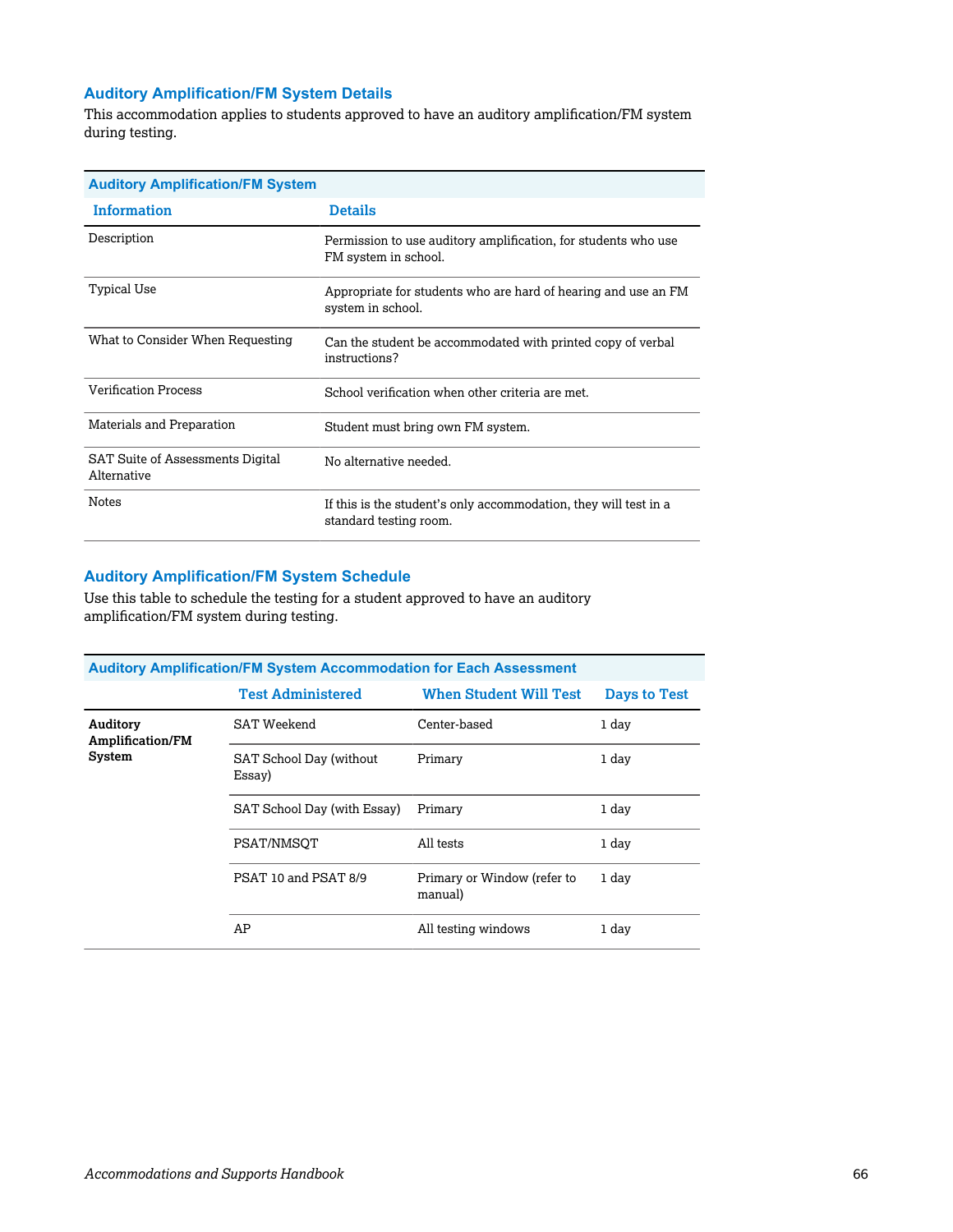## Auditory Amplification/FM System Details

This accommodation applies to students approved to have an auditory amplification/FM system during testing.

**Auditory Amplification/FM System**

| Information | Details |
|---|---|
| Description | Permission to use auditory amplification, for students who use FM system in school. |
| Typical Use | Appropriate for students who are hard of hearing and use an FM system in school. |
| What to Consider When Requesting | Can the student be accommodated with printed copy of verbal instructions? |
| Verification Process | School verification when other criteria are met. |
| Materials and Preparation | Student must bring own FM system. |
| SAT Suite of Assessments Digital Alternative | No alternative needed. |
| Notes | If this is the student's only accommodation, they will test in a standard testing room. |

## Auditory Amplification/FM System Schedule

Use this table to schedule the testing for a student approved to have an auditory amplification/FM system during testing.

**Auditory Amplification/FM System Accommodation for Each Assessment**

| | Test Administered | When Student Will Test | Days to Test |
|---|---|---|---|
| **Auditory Amplification/FM System** | SAT Weekend | Center-based | 1 day |
| | SAT School Day (without Essay) | Primary | 1 day |
| | SAT School Day (with Essay) | Primary | 1 day |
| | PSAT/NMSQT | All tests | 1 day |
| | PSAT 10 and PSAT 8/9 | Primary or Window (refer to manual) | 1 day |
| | AP | All testing windows | 1 day |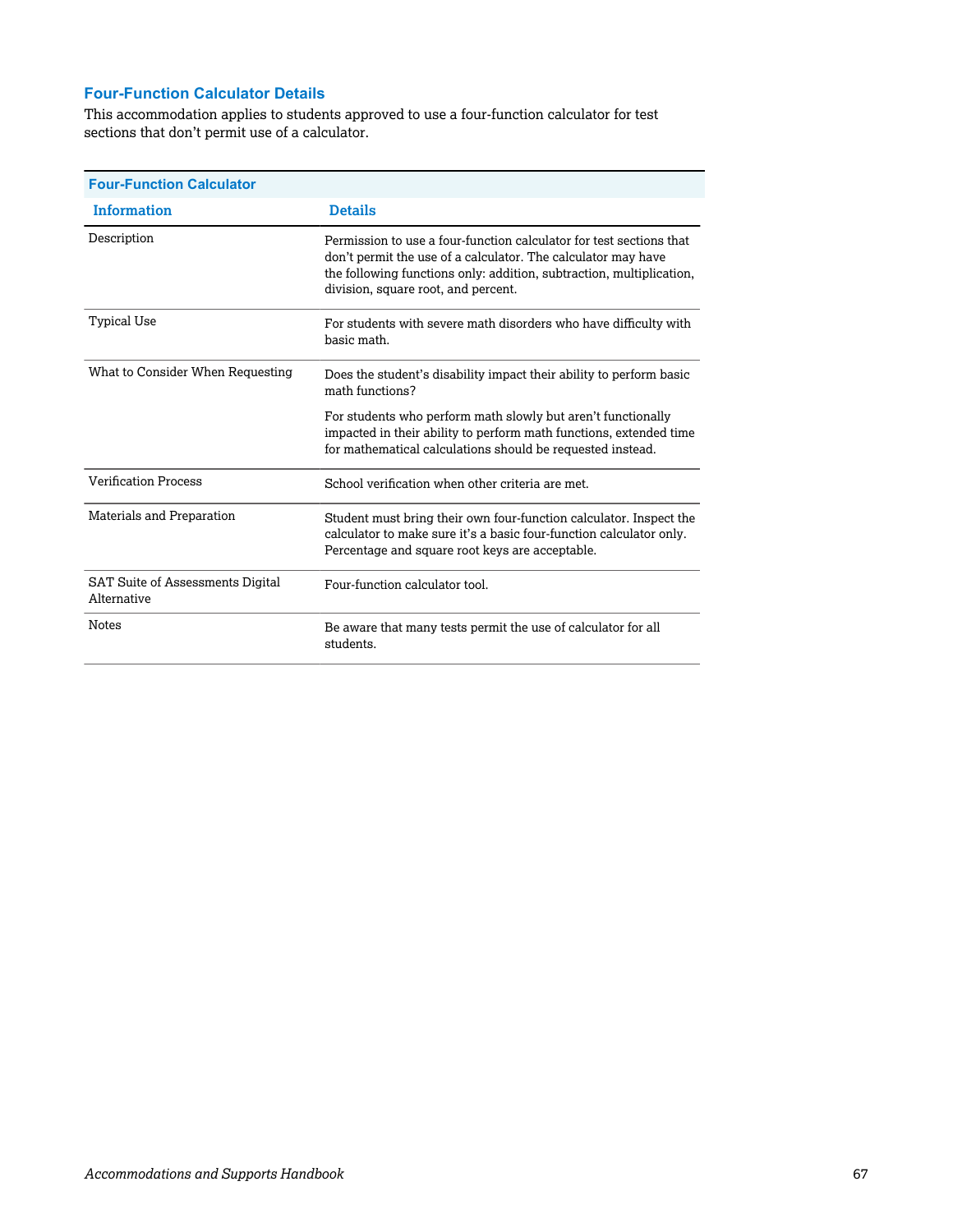## Four-Function Calculator Details

This accommodation applies to students approved to use a four-function calculator for test sections that don't permit use of a calculator.

| Four-Function Calculator | |
|---|---|
| **Information** | **Details** |
| Description | Permission to use a four-function calculator for test sections that don't permit the use of a calculator. The calculator may have the following functions only: addition, subtraction, multiplication, division, square root, and percent. |
| Typical Use | For students with severe math disorders who have difficulty with basic math. |
| What to Consider When Requesting | Does the student's disability impact their ability to perform basic math functions?<br><br>For students who perform math slowly but aren't functionally impacted in their ability to perform math functions, extended time for mathematical calculations should be requested instead. |
| Verification Process | School verification when other criteria are met. |
| Materials and Preparation | Student must bring their own four-function calculator. Inspect the calculator to make sure it's a basic four-function calculator only. Percentage and square root keys are acceptable. |
| SAT Suite of Assessments Digital Alternative | Four-function calculator tool. |
| Notes | Be aware that many tests permit the use of calculator for all students. |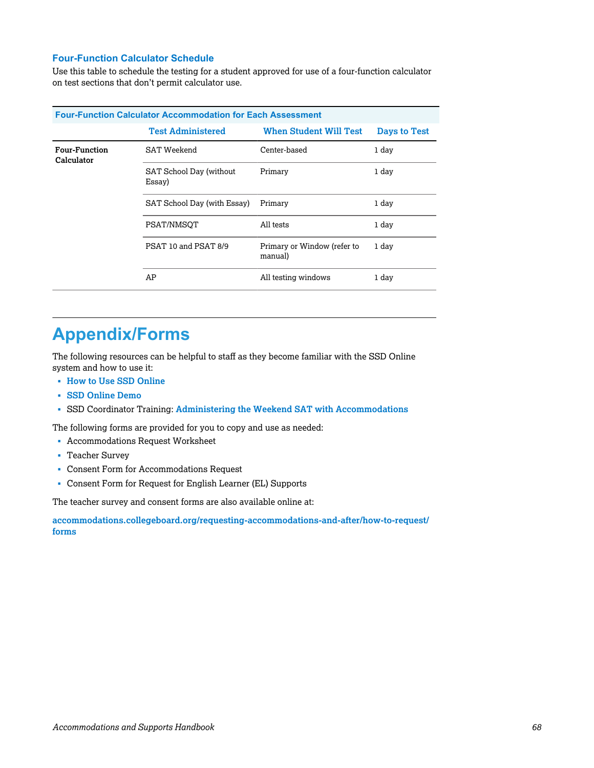### Four-Function Calculator Schedule

Use this table to schedule the testing for a student approved for use of a four-function calculator on test sections that don't permit calculator use.

| Four-Function Calculator Accommodation for Each Assessment | | | |
|---|---|---|---|
| | **Test Administered** | **When Student Will Test** | **Days to Test** |
| **Four-Function Calculator** | SAT Weekend | Center-based | 1 day |
| | SAT School Day (without Essay) | Primary | 1 day |
| | SAT School Day (with Essay) | Primary | 1 day |
| | PSAT/NMSQT | All tests | 1 day |
| | PSAT 10 and PSAT 8/9 | Primary or Window (refer to manual) | 1 day |
| | AP | All testing windows | 1 day |

# Appendix/Forms

The following resources can be helpful to staff as they become familiar with the SSD Online system and how to use it:

- **How to Use SSD Online**
- **SSD Online Demo**
- SSD Coordinator Training: **Administering the Weekend SAT with Accommodations**

The following forms are provided for you to copy and use as needed:

- Accommodations Request Worksheet
- Teacher Survey
- Consent Form for Accommodations Request
- Consent Form for Request for English Learner (EL) Supports

The teacher survey and consent forms are also available online at:

**accommodations.collegeboard.org/requesting-accommodations-and-after/how-to-request/forms**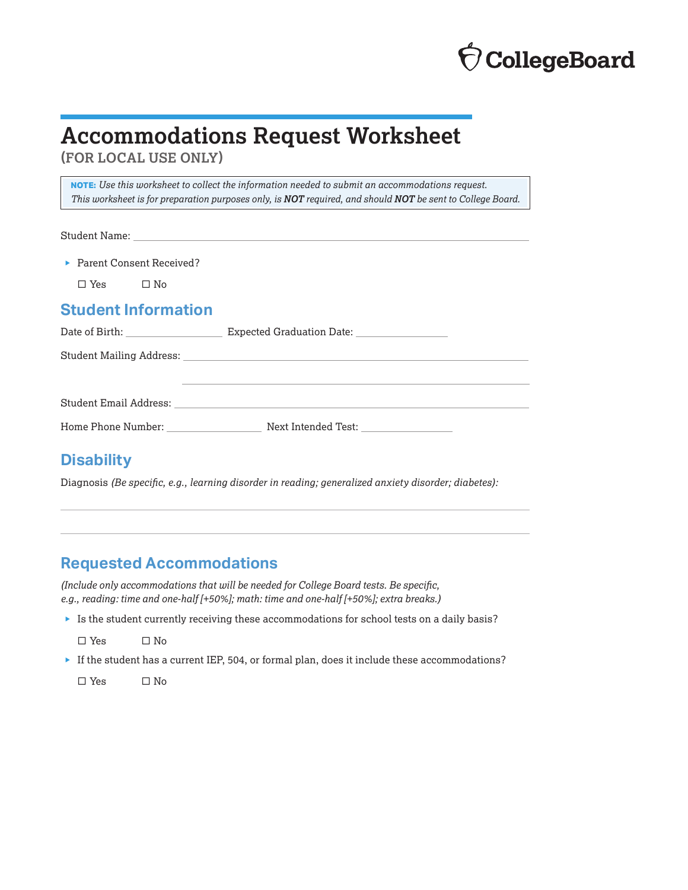CollegeBoard

# Accommodations Request Worksheet

**(FOR LOCAL USE ONLY)**

> **NOTE:** *Use this worksheet to collect the information needed to submit an accommodations request. This worksheet is for preparation purposes only, is **NOT** required, and should **NOT** be sent to College Board.*

Student Name: ______________________________________________

- Parent Consent Received?

  ☐ Yes ☐ No

## Student Information

Date of Birth: ________________ Expected Graduation Date: ________________

Student Mailing Address: ______________________________________________

______________________________________________

Student Email Address: ______________________________________________

Home Phone Number: ________________ Next Intended Test: ________________

## Disability

Diagnosis *(Be specific, e.g., learning disorder in reading; generalized anxiety disorder; diabetes):*

______________________________________________

______________________________________________

## Requested Accommodations

*(Include only accommodations that will be needed for College Board tests. Be specific, e.g., reading: time and one-half [+50%]; math: time and one-half [+50%]; extra breaks.)*

- Is the student currently receiving these accommodations for school tests on a daily basis?

  ☐ Yes ☐ No

- If the student has a current IEP, 504, or formal plan, does it include these accommodations?

  ☐ Yes ☐ No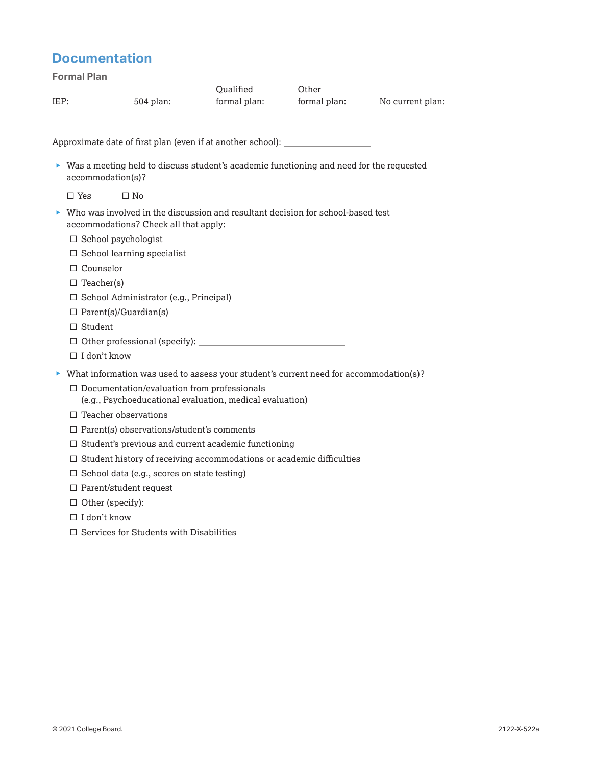# Documentation

### Formal Plan

| IEP: | 504 plan: | Qualified formal plan: | Other formal plan: | No current plan: |
|---|---|---|---|---|
| ___________ | ___________ | ___________ | ___________ | ___________ |

Approximate date of first plan (even if at another school): ________________

- Was a meeting held to discuss student's academic functioning and need for the requested accommodation(s)?

  ☐ Yes ☐ No

- Who was involved in the discussion and resultant decision for school-based test accommodations? Check all that apply:
  - ☐ School psychologist
  - ☐ School learning specialist
  - ☐ Counselor
  - ☐ Teacher(s)
  - ☐ School Administrator (e.g., Principal)
  - ☐ Parent(s)/Guardian(s)
  - ☐ Student
  - ☐ Other professional (specify): ____________________________
  - ☐ I don't know

- What information was used to assess your student's current need for accommodation(s)?
  - ☐ Documentation/evaluation from professionals (e.g., Psychoeducational evaluation, medical evaluation)
  - ☐ Teacher observations
  - ☐ Parent(s) observations/student's comments
  - ☐ Student's previous and current academic functioning
  - ☐ Student history of receiving accommodations or academic difficulties
  - ☐ School data (e.g., scores on state testing)
  - ☐ Parent/student request
  - ☐ Other (specify): ____________________________
  - ☐ I don't know
  - ☐ Services for Students with Disabilities

© 2021 College Board. 2122-X-522a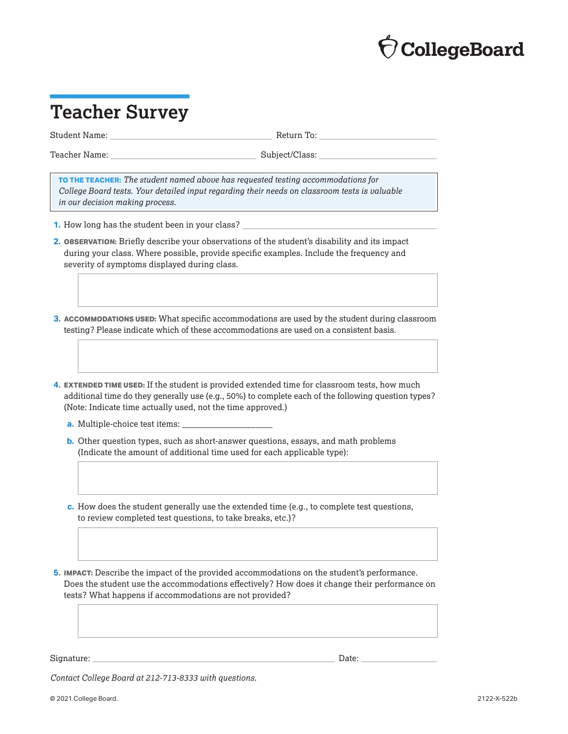CollegeBoard

# Teacher Survey

Student Name: ______________________________ Return To: ______________________

Teacher Name: ___________________________ Subject/Class: ______________________

> **TO THE TEACHER:** *The student named above has requested testing accommodations for College Board tests. Your detailed input regarding their needs on classroom tests is valuable in our decision making process.*

1. How long has the student been in your class? ______________________________

2. **OBSERVATION:** Briefly describe your observations of the student's disability and its impact during your class. Where possible, provide specific examples. Include the frequency and severity of symptoms displayed during class.

3. **ACCOMMODATIONS USED:** What specific accommodations are used by the student during classroom testing? Please indicate which of these accommodations are used on a consistent basis.

4. **EXTENDED TIME USED:** If the student is provided extended time for classroom tests, how much additional time do they generally use (e.g., 50%) to complete each of the following question types? (Note: Indicate time actually used, not the time approved.)

   a. Multiple-choice test items: ____________________

   b. Other question types, such as short-answer questions, essays, and math problems (Indicate the amount of additional time used for each applicable type):

   c. How does the student generally use the extended time (e.g., to complete test questions, to review completed test questions, to take breaks, etc.)?

5. **IMPACT:** Describe the impact of the provided accommodations on the student's performance. Does the student use the accommodations effectively? How does it change their performance on tests? What happens if accommodations are not provided?

Signature: ______________________________________________ Date: ______________

*Contact College Board at 212-713-8333 with questions.*

© 2021 College Board. 2122-X-522b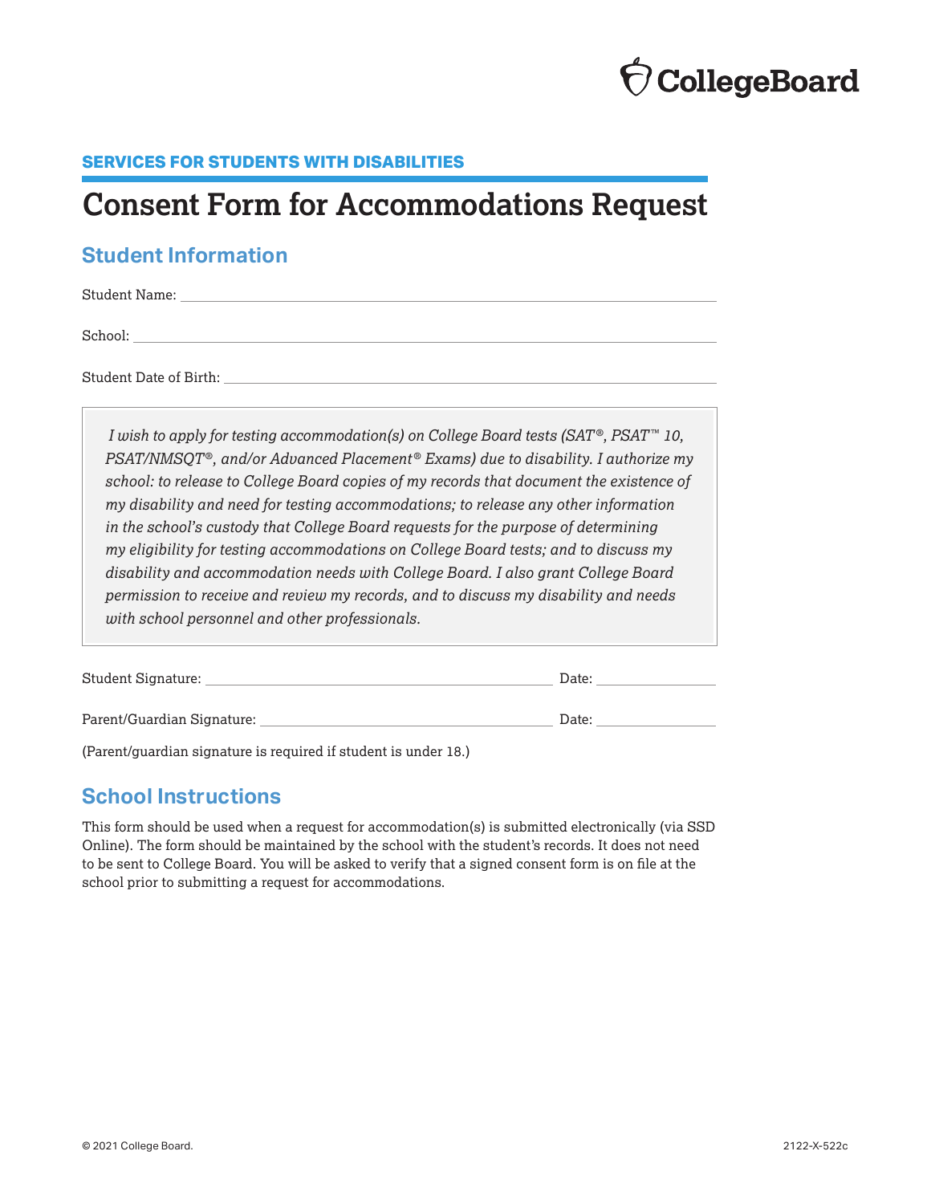CollegeBoard

**SERVICES FOR STUDENTS WITH DISABILITIES**

# Consent Form for Accommodations Request

## Student Information

Student Name: ______________________________________________

School: ______________________________________________

Student Date of Birth: ______________________________________________

*I wish to apply for testing accommodation(s) on College Board tests (SAT®, PSAT™ 10, PSAT/NMSQT®, and/or Advanced Placement® Exams) due to disability. I authorize my school: to release to College Board copies of my records that document the existence of my disability and need for testing accommodations; to release any other information in the school's custody that College Board requests for the purpose of determining my eligibility for testing accommodations on College Board tests; and to discuss my disability and accommodation needs with College Board. I also grant College Board permission to receive and review my records, and to discuss my disability and needs with school personnel and other professionals.*

Student Signature: ______________________________ Date: ____________

Parent/Guardian Signature: ______________________________ Date: ____________

(Parent/guardian signature is required if student is under 18.)

## School Instructions

This form should be used when a request for accommodation(s) is submitted electronically (via SSD Online). The form should be maintained by the school with the student's records. It does not need to be sent to College Board. You will be asked to verify that a signed consent form is on file at the school prior to submitting a request for accommodations.

© 2021 College Board. 2122-X-522c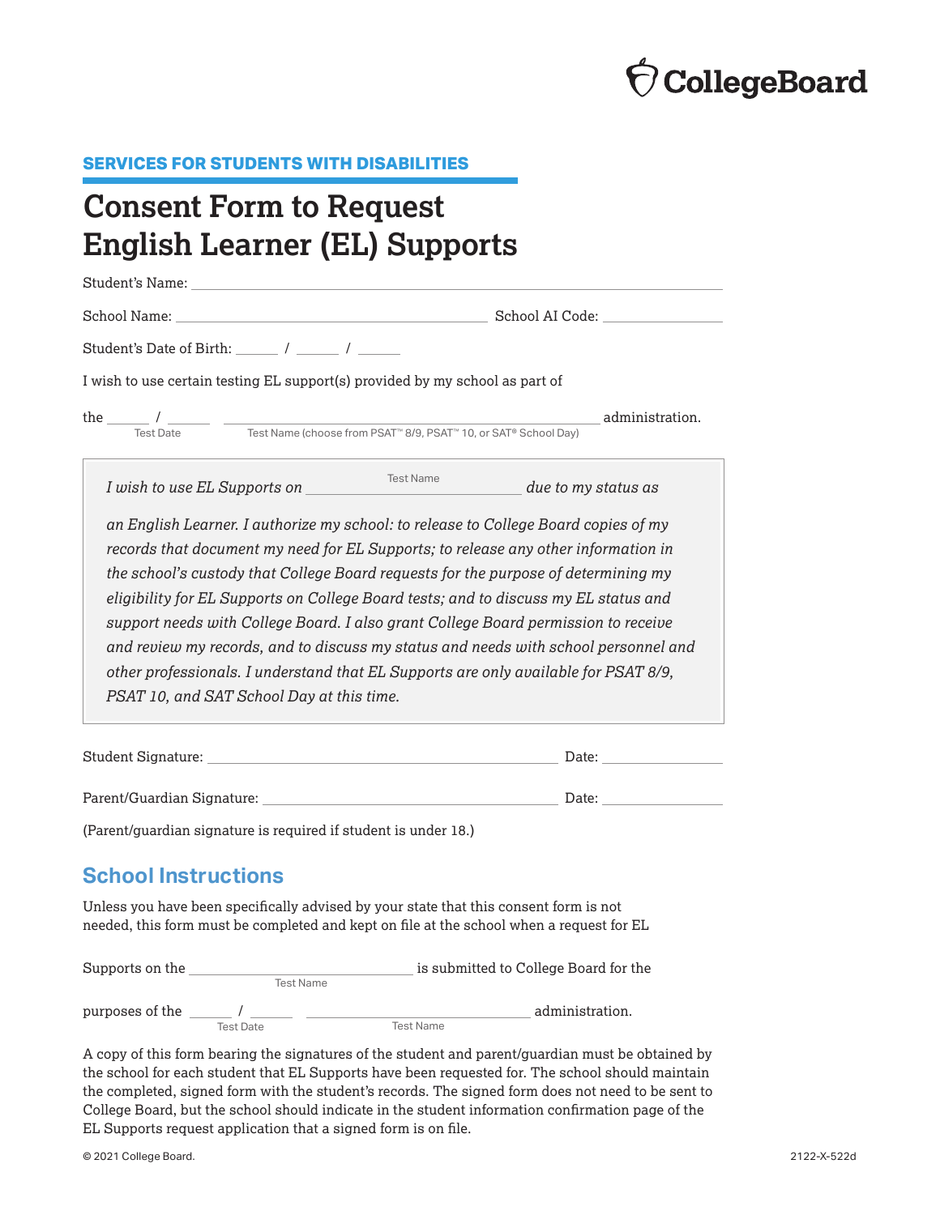SERVICES FOR STUDENTS WITH DISABILITIES

# Consent Form to Request English Learner (EL) Supports

Student's Name: ______________________________________________

School Name: ______________________________ School AI Code: ____________

Student's Date of Birth: _____ / _____ / _____

I wish to use certain testing EL support(s) provided by my school as part of

the _____ / _____ ______________________________________ administration.
Test Date — Test Name (choose from PSAT™ 8/9, PSAT™ 10, or SAT® School Day)

*I wish to use EL Supports on ______________________ (Test Name) due to my status as an English Learner. I authorize my school: to release to College Board copies of my records that document my need for EL Supports; to release any other information in the school's custody that College Board requests for the purpose of determining my eligibility for EL Supports on College Board tests; and to discuss my EL status and support needs with College Board. I also grant College Board permission to receive and review my records, and to discuss my status and needs with school personnel and other professionals. I understand that EL Supports are only available for PSAT 8/9, PSAT 10, and SAT School Day at this time.*

Student Signature: ______________________________________ Date: ____________

Parent/Guardian Signature: ________________________________ Date: ____________

(Parent/guardian signature is required if student is under 18.)

## School Instructions

Unless you have been specifically advised by your state that this consent form is not needed, this form must be completed and kept on file at the school when a request for EL

Supports on the ______________________ (Test Name) is submitted to College Board for the

purposes of the _____ / _____ (Test Date) ______________________ (Test Name) administration.

A copy of this form bearing the signatures of the student and parent/guardian must be obtained by the school for each student that EL Supports have been requested for. The school should maintain the completed, signed form with the student's records. The signed form does not need to be sent to College Board, but the school should indicate in the student information confirmation page of the EL Supports request application that a signed form is on file.

© 2021 College Board. 2122-X-522d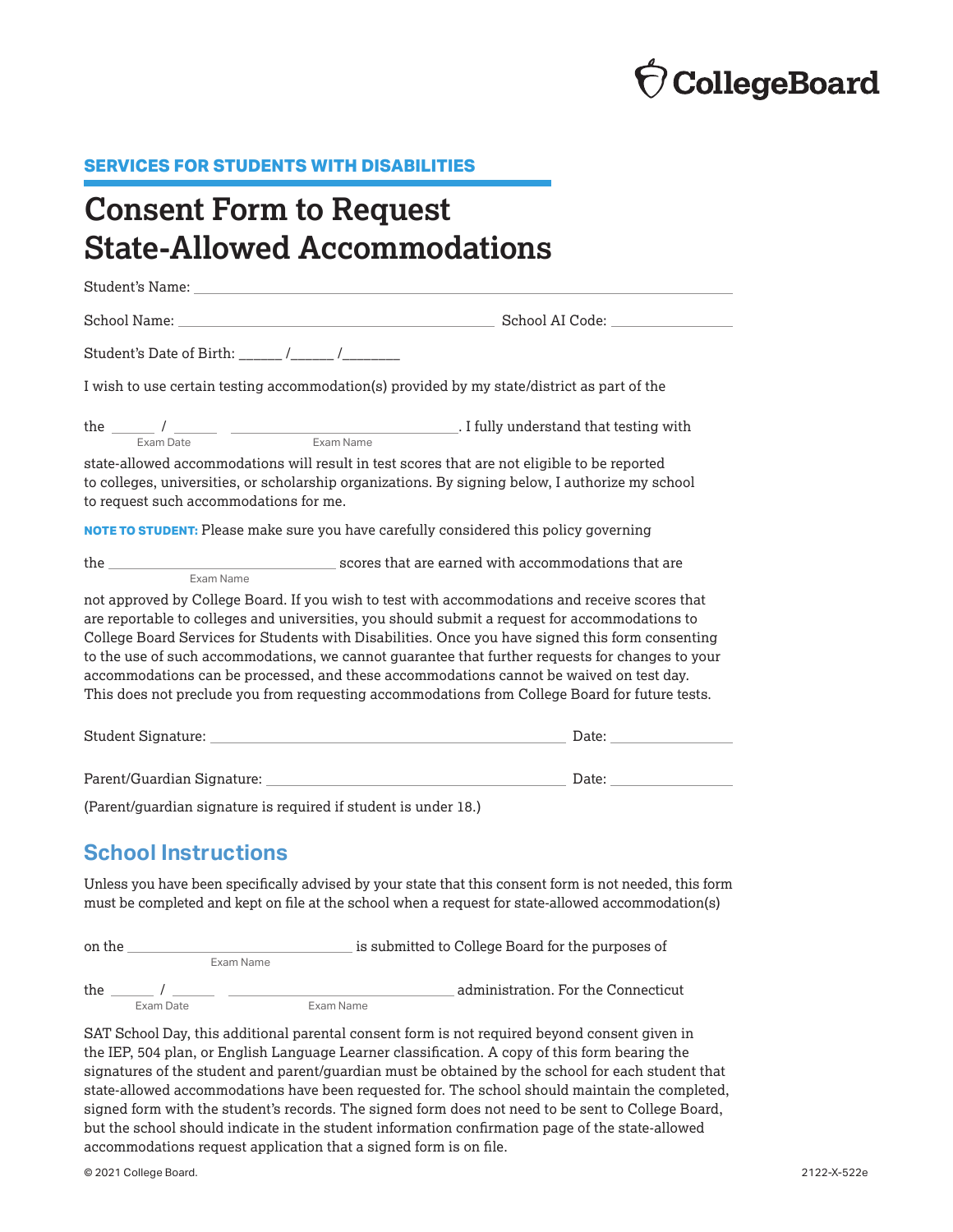CollegeBoard

**SERVICES FOR STUDENTS WITH DISABILITIES**

# Consent Form to Request State-Allowed Accommodations

Student's Name: ______________________________________________

School Name: ______________________________ School AI Code: ____________

Student's Date of Birth: ______ /______ /________

I wish to use certain testing accommodation(s) provided by my state/district as part of the

the ______ / ______ (Exam Date) ______________________________ (Exam Name). I fully understand that testing with state-allowed accommodations will result in test scores that are not eligible to be reported to colleges, universities, or scholarship organizations. By signing below, I authorize my school to request such accommodations for me.

**NOTE TO STUDENT:** Please make sure you have carefully considered this policy governing the ______________________________ (Exam Name) scores that are earned with accommodations that are not approved by College Board. If you wish to test with accommodations and receive scores that are reportable to colleges and universities, you should submit a request for accommodations to College Board Services for Students with Disabilities. Once you have signed this form consenting to the use of such accommodations, we cannot guarantee that further requests for changes to your accommodations can be processed, and these accommodations cannot be waived on test day. This does not preclude you from requesting accommodations from College Board for future tests.

Student Signature: ______________________________ Date: ____________

Parent/Guardian Signature: ______________________________ Date: ____________

(Parent/guardian signature is required if student is under 18.)

## School Instructions

Unless you have been specifically advised by your state that this consent form is not needed, this form must be completed and kept on file at the school when a request for state-allowed accommodation(s) on the ______________________________ (Exam Name) is submitted to College Board for the purposes of the ______ / ______ (Exam Date) ______________________________ (Exam Name) administration. For the Connecticut SAT School Day, this additional parental consent form is not required beyond consent given in the IEP, 504 plan, or English Language Learner classification. A copy of this form bearing the signatures of the student and parent/guardian must be obtained by the school for each student that state-allowed accommodations have been requested for. The school should maintain the completed, signed form with the student's records. The signed form does not need to be sent to College Board, but the school should indicate in the student information confirmation page of the state-allowed accommodations request application that a signed form is on file.

© 2021 College Board. 2122-X-522e